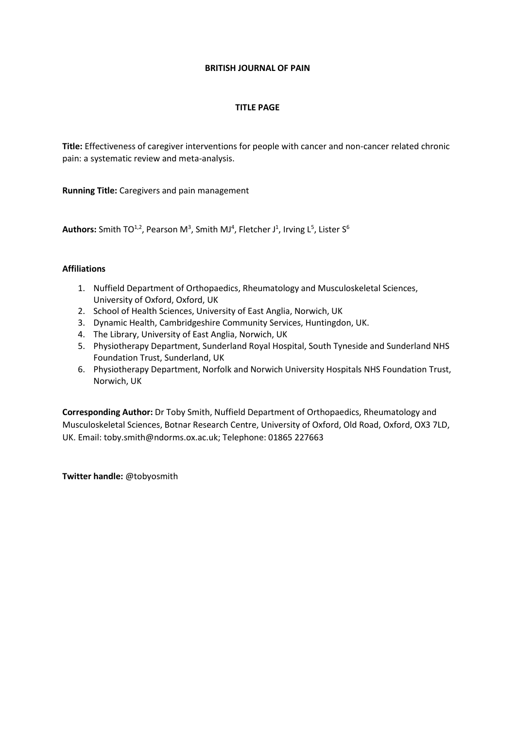**BRITISH JOURNAL OF PAIN**

**TITLE PAGE**

**Title:** Effectiveness of caregiver interventions for people with cancer and non-cancer related chronic pain: a systematic review and meta-analysis.

**Running Title:** Caregivers and pain management

**Authors:** Smith TO[1,2], Pearson M[3], Smith MJ[4], Fletcher J[1], Irving L[5], Lister S[6]

**Affiliations**

1. Nuffield Department of Orthopaedics, Rheumatology and Musculoskeletal Sciences, University of Oxford, Oxford, UK
2. School of Health Sciences, University of East Anglia, Norwich, UK
3. Dynamic Health, Cambridgeshire Community Services, Huntingdon, UK.
4. The Library, University of East Anglia, Norwich, UK
5. Physiotherapy Department, Sunderland Royal Hospital, South Tyneside and Sunderland NHS Foundation Trust, Sunderland, UK
6. Physiotherapy Department, Norfolk and Norwich University Hospitals NHS Foundation Trust, Norwich, UK

**Corresponding Author:** Dr Toby Smith, Nuffield Department of Orthopaedics, Rheumatology and Musculoskeletal Sciences, Botnar Research Centre, University of Oxford, Old Road, Oxford, OX3 7LD, UK. Email: toby.smith@ndorms.ox.ac.uk; Telephone: 01865 227663

**Twitter handle:** @tobyosmith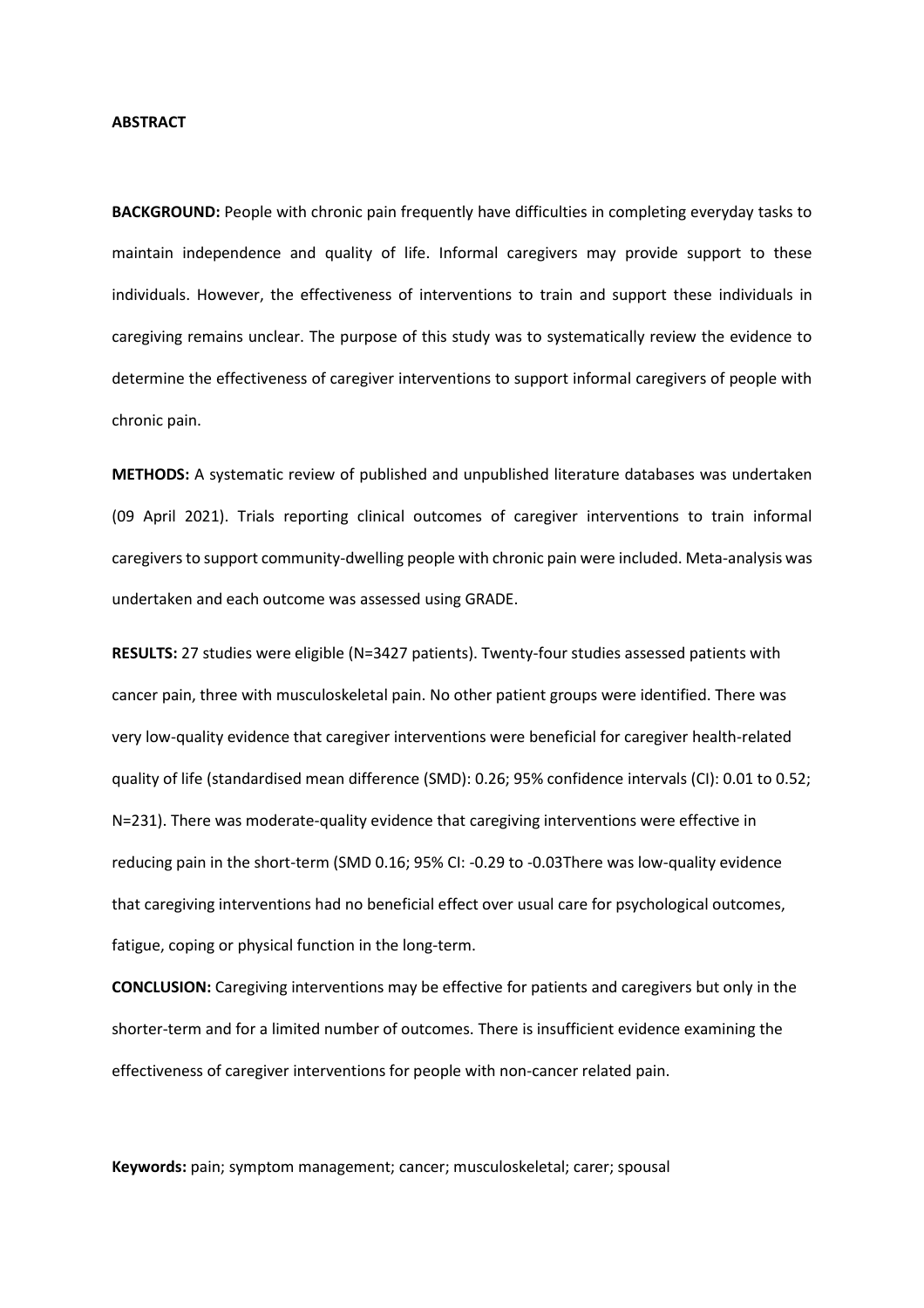**ABSTRACT**

**BACKGROUND:** People with chronic pain frequently have difficulties in completing everyday tasks to maintain independence and quality of life. Informal caregivers may provide support to these individuals. However, the effectiveness of interventions to train and support these individuals in caregiving remains unclear. The purpose of this study was to systematically review the evidence to determine the effectiveness of caregiver interventions to support informal caregivers of people with chronic pain.

**METHODS:** A systematic review of published and unpublished literature databases was undertaken (09 April 2021). Trials reporting clinical outcomes of caregiver interventions to train informal caregivers to support community-dwelling people with chronic pain were included. Meta-analysis was undertaken and each outcome was assessed using GRADE.

**RESULTS:** 27 studies were eligible (N=3427 patients). Twenty-four studies assessed patients with cancer pain, three with musculoskeletal pain. No other patient groups were identified. There was very low-quality evidence that caregiver interventions were beneficial for caregiver health-related quality of life (standardised mean difference (SMD): 0.26; 95% confidence intervals (CI): 0.01 to 0.52; N=231). There was moderate-quality evidence that caregiving interventions were effective in reducing pain in the short-term (SMD 0.16; 95% CI: -0.29 to -0.03There was low-quality evidence that caregiving interventions had no beneficial effect over usual care for psychological outcomes, fatigue, coping or physical function in the long-term.

**CONCLUSION:** Caregiving interventions may be effective for patients and caregivers but only in the shorter-term and for a limited number of outcomes. There is insufficient evidence examining the effectiveness of caregiver interventions for people with non-cancer related pain.

**Keywords:** pain; symptom management; cancer; musculoskeletal; carer; spousal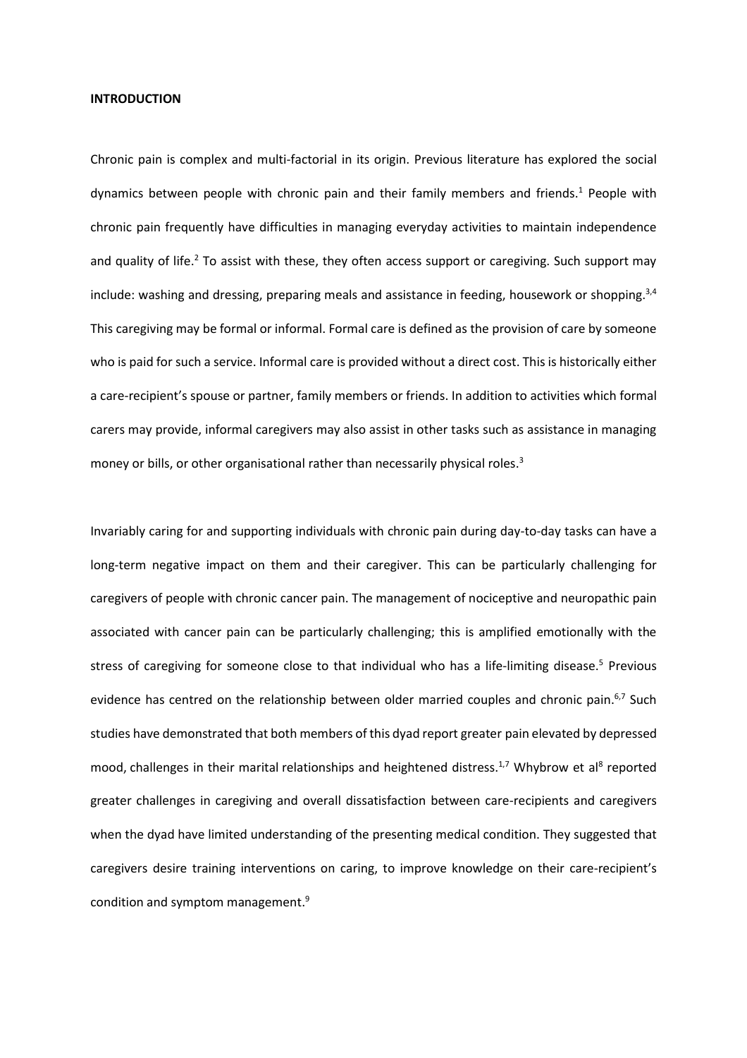**INTRODUCTION**

Chronic pain is complex and multi-factorial in its origin. Previous literature has explored the social dynamics between people with chronic pain and their family members and friends.[1] People with chronic pain frequently have difficulties in managing everyday activities to maintain independence and quality of life.[2] To assist with these, they often access support or caregiving. Such support may include: washing and dressing, preparing meals and assistance in feeding, housework or shopping.[3,4] This caregiving may be formal or informal. Formal care is defined as the provision of care by someone who is paid for such a service. Informal care is provided without a direct cost. This is historically either a care-recipient's spouse or partner, family members or friends. In addition to activities which formal carers may provide, informal caregivers may also assist in other tasks such as assistance in managing money or bills, or other organisational rather than necessarily physical roles.[3]

Invariably caring for and supporting individuals with chronic pain during day-to-day tasks can have a long-term negative impact on them and their caregiver. This can be particularly challenging for caregivers of people with chronic cancer pain. The management of nociceptive and neuropathic pain associated with cancer pain can be particularly challenging; this is amplified emotionally with the stress of caregiving for someone close to that individual who has a life-limiting disease.[5] Previous evidence has centred on the relationship between older married couples and chronic pain.[6,7] Such studies have demonstrated that both members of this dyad report greater pain elevated by depressed mood, challenges in their marital relationships and heightened distress.[1,7] Whybrow et al[8] reported greater challenges in caregiving and overall dissatisfaction between care-recipients and caregivers when the dyad have limited understanding of the presenting medical condition. They suggested that caregivers desire training interventions on caring, to improve knowledge on their care-recipient's condition and symptom management.[9]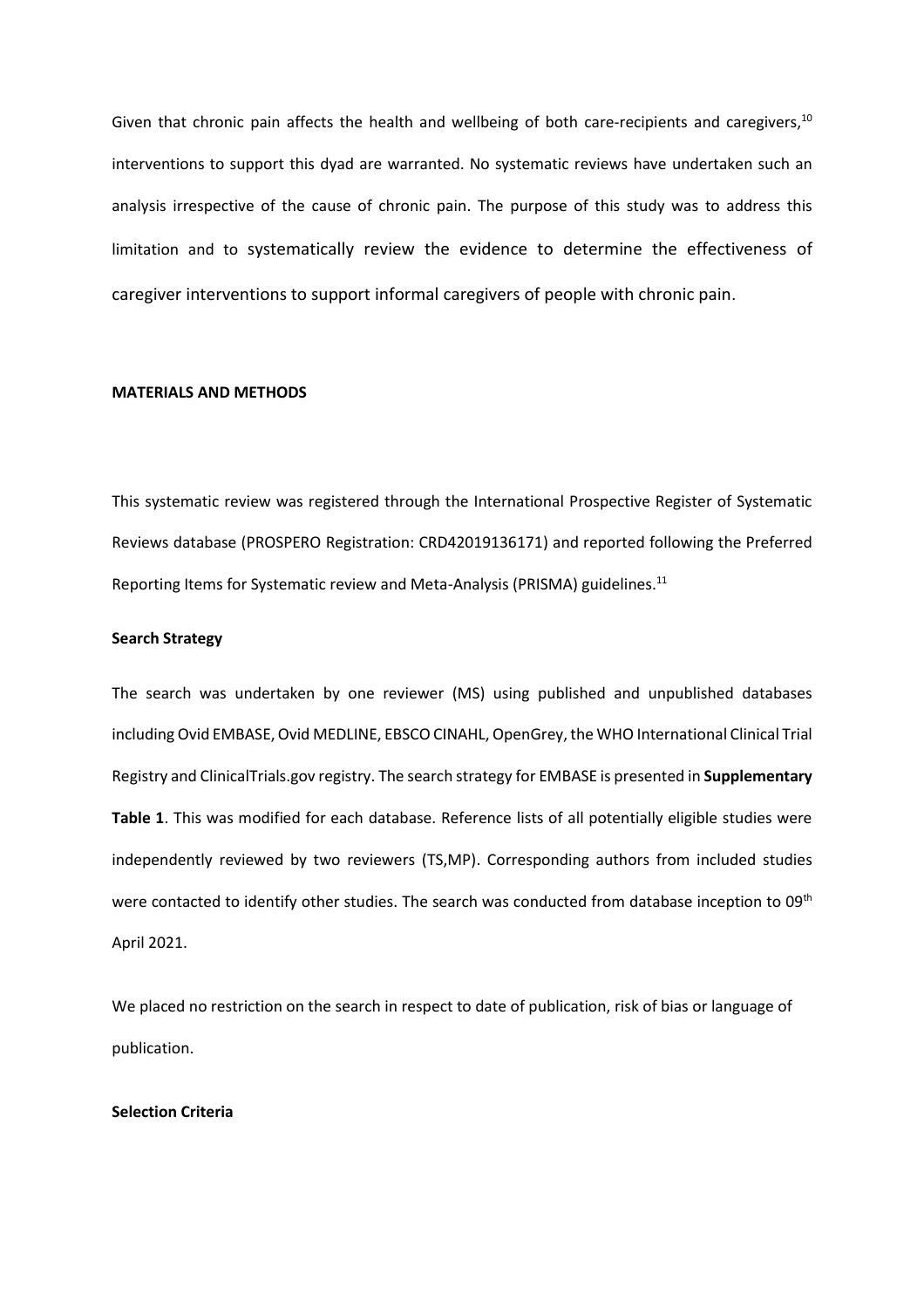Given that chronic pain affects the health and wellbeing of both care-recipients and caregivers,[10] interventions to support this dyad are warranted. No systematic reviews have undertaken such an analysis irrespective of the cause of chronic pain. The purpose of this study was to address this limitation and to systematically review the evidence to determine the effectiveness of caregiver interventions to support informal caregivers of people with chronic pain.

## MATERIALS AND METHODS

This systematic review was registered through the International Prospective Register of Systematic Reviews database (PROSPERO Registration: CRD42019136171) and reported following the Preferred Reporting Items for Systematic review and Meta-Analysis (PRISMA) guidelines.[11]

### Search Strategy

The search was undertaken by one reviewer (MS) using published and unpublished databases including Ovid EMBASE, Ovid MEDLINE, EBSCO CINAHL, OpenGrey, the WHO International Clinical Trial Registry and ClinicalTrials.gov registry. The search strategy for EMBASE is presented in **Supplementary Table 1**. This was modified for each database. Reference lists of all potentially eligible studies were independently reviewed by two reviewers (TS,MP). Corresponding authors from included studies were contacted to identify other studies. The search was conducted from database inception to 09th April 2021.

We placed no restriction on the search in respect to date of publication, risk of bias or language of publication.

### Selection Criteria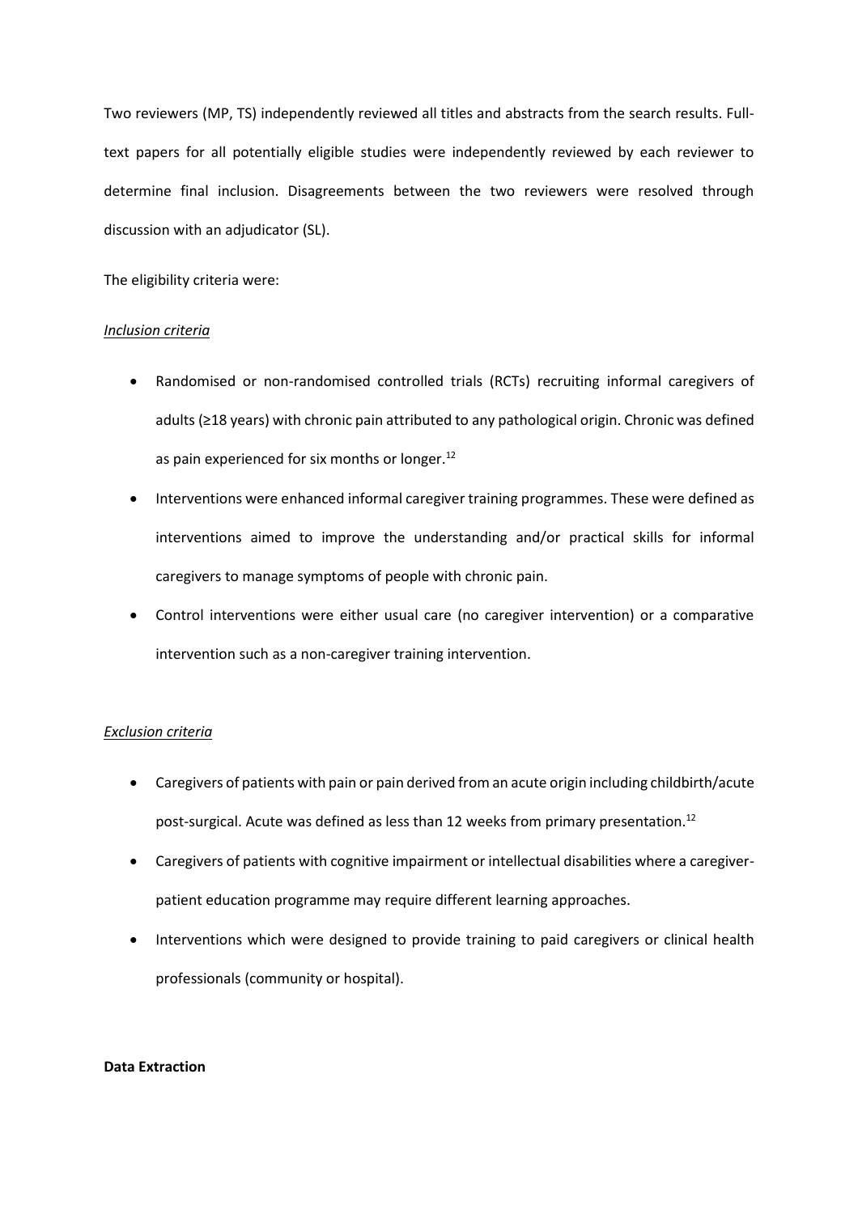Two reviewers (MP, TS) independently reviewed all titles and abstracts from the search results. Full-text papers for all potentially eligible studies were independently reviewed by each reviewer to determine final inclusion. Disagreements between the two reviewers were resolved through discussion with an adjudicator (SL).

The eligibility criteria were:

*Inclusion criteria*

- Randomised or non-randomised controlled trials (RCTs) recruiting informal caregivers of adults (≥18 years) with chronic pain attributed to any pathological origin. Chronic was defined as pain experienced for six months or longer.[12]
- Interventions were enhanced informal caregiver training programmes. These were defined as interventions aimed to improve the understanding and/or practical skills for informal caregivers to manage symptoms of people with chronic pain.
- Control interventions were either usual care (no caregiver intervention) or a comparative intervention such as a non-caregiver training intervention.

*Exclusion criteria*

- Caregivers of patients with pain or pain derived from an acute origin including childbirth/acute post-surgical. Acute was defined as less than 12 weeks from primary presentation.[12]
- Caregivers of patients with cognitive impairment or intellectual disabilities where a caregiver-patient education programme may require different learning approaches.
- Interventions which were designed to provide training to paid caregivers or clinical health professionals (community or hospital).

**Data Extraction**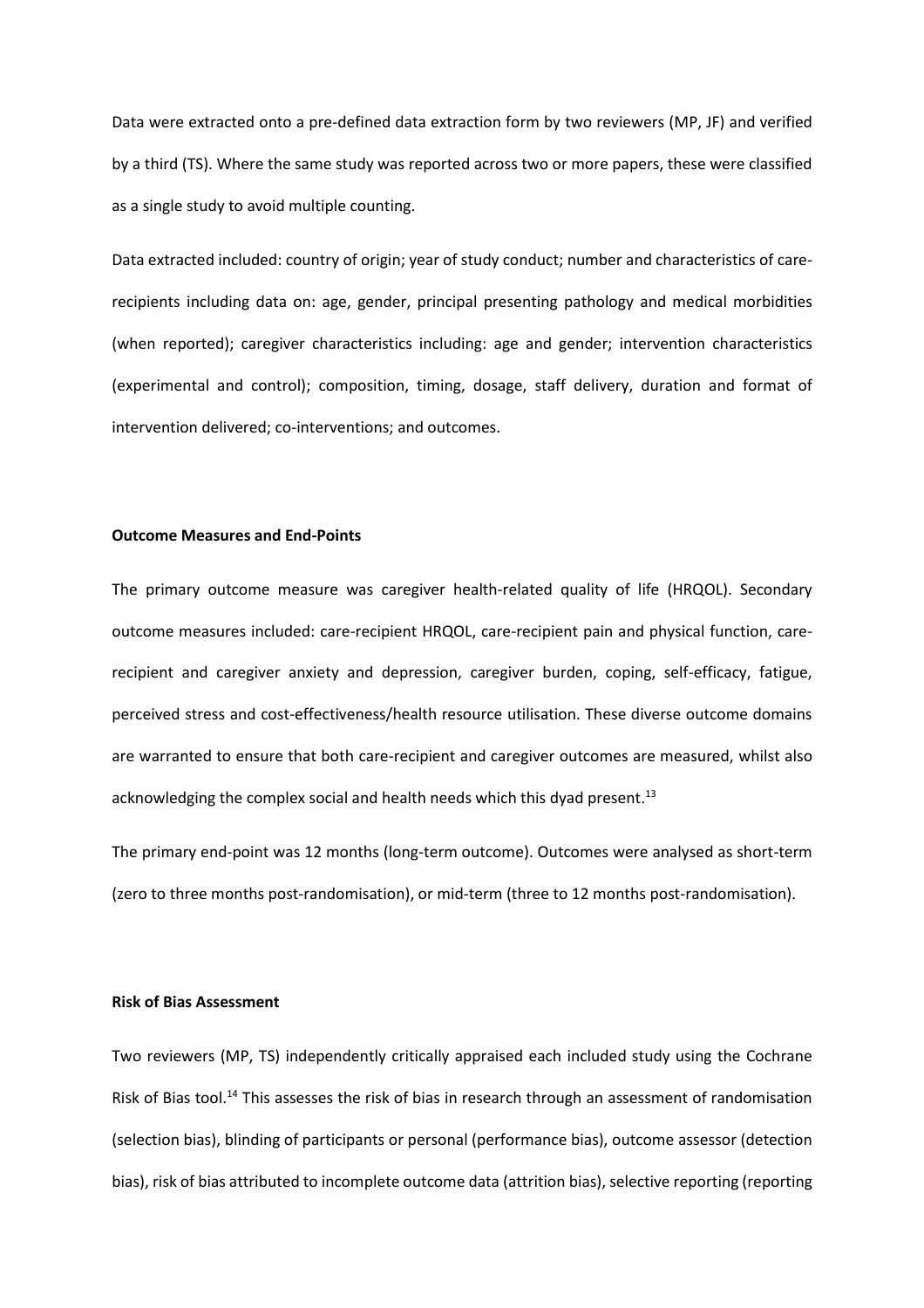Data were extracted onto a pre-defined data extraction form by two reviewers (MP, JF) and verified by a third (TS). Where the same study was reported across two or more papers, these were classified as a single study to avoid multiple counting.

Data extracted included: country of origin; year of study conduct; number and characteristics of care-recipients including data on: age, gender, principal presenting pathology and medical morbidities (when reported); caregiver characteristics including: age and gender; intervention characteristics (experimental and control); composition, timing, dosage, staff delivery, duration and format of intervention delivered; co-interventions; and outcomes.

**Outcome Measures and End-Points**

The primary outcome measure was caregiver health-related quality of life (HRQOL). Secondary outcome measures included: care-recipient HRQOL, care-recipient pain and physical function, care-recipient and caregiver anxiety and depression, caregiver burden, coping, self-efficacy, fatigue, perceived stress and cost-effectiveness/health resource utilisation. These diverse outcome domains are warranted to ensure that both care-recipient and caregiver outcomes are measured, whilst also acknowledging the complex social and health needs which this dyad present.[13]

The primary end-point was 12 months (long-term outcome). Outcomes were analysed as short-term (zero to three months post-randomisation), or mid-term (three to 12 months post-randomisation).

**Risk of Bias Assessment**

Two reviewers (MP, TS) independently critically appraised each included study using the Cochrane Risk of Bias tool.[14] This assesses the risk of bias in research through an assessment of randomisation (selection bias), blinding of participants or personal (performance bias), outcome assessor (detection bias), risk of bias attributed to incomplete outcome data (attrition bias), selective reporting (reporting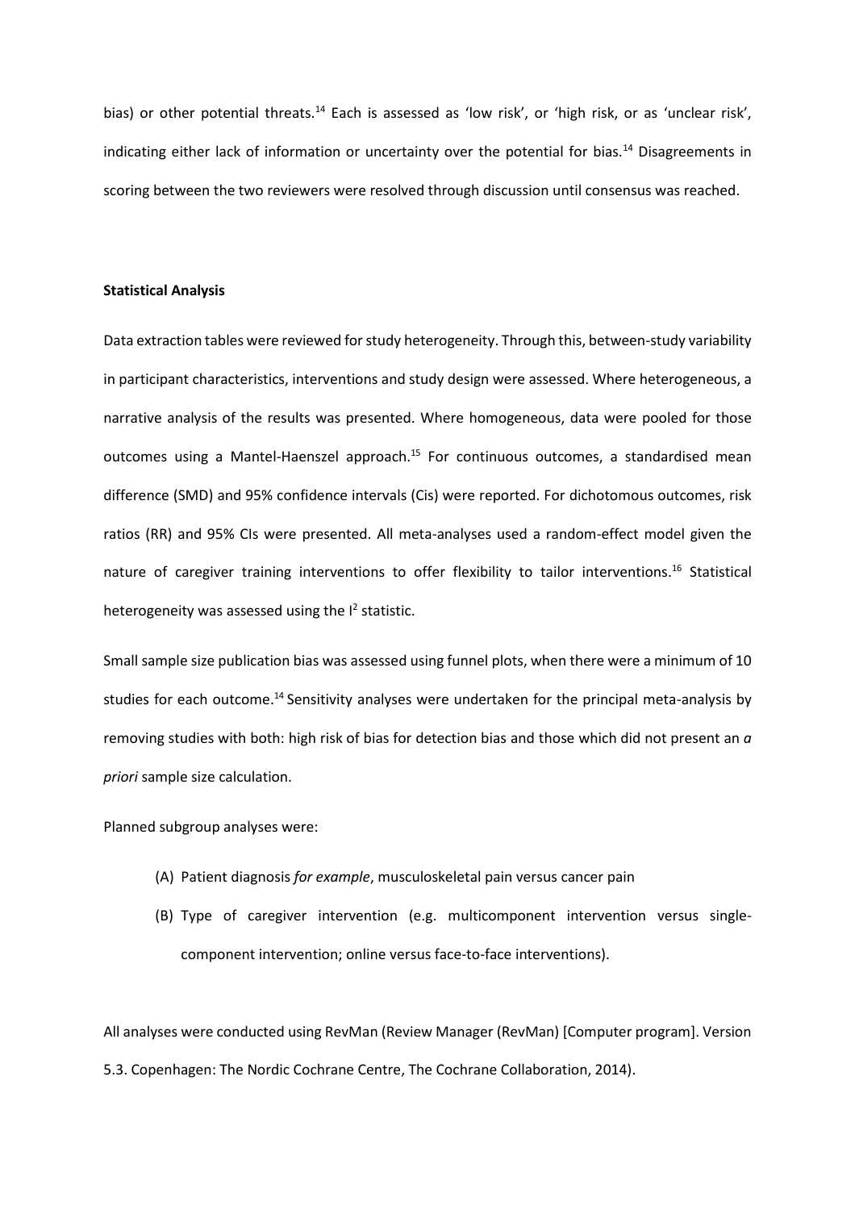bias) or other potential threats.[14] Each is assessed as 'low risk', or 'high risk, or as 'unclear risk', indicating either lack of information or uncertainty over the potential for bias.[14] Disagreements in scoring between the two reviewers were resolved through discussion until consensus was reached.

**Statistical Analysis**

Data extraction tables were reviewed for study heterogeneity. Through this, between-study variability in participant characteristics, interventions and study design were assessed. Where heterogeneous, a narrative analysis of the results was presented. Where homogeneous, data were pooled for those outcomes using a Mantel-Haenszel approach.[15] For continuous outcomes, a standardised mean difference (SMD) and 95% confidence intervals (Cis) were reported. For dichotomous outcomes, risk ratios (RR) and 95% CIs were presented. All meta-analyses used a random-effect model given the nature of caregiver training interventions to offer flexibility to tailor interventions.[16] Statistical heterogeneity was assessed using the $I^2$ statistic.

Small sample size publication bias was assessed using funnel plots, when there were a minimum of 10 studies for each outcome.[14] Sensitivity analyses were undertaken for the principal meta-analysis by removing studies with both: high risk of bias for detection bias and those which did not present an *a priori* sample size calculation.

Planned subgroup analyses were:

(A) Patient diagnosis *for example*, musculoskeletal pain versus cancer pain

(B) Type of caregiver intervention (e.g. multicomponent intervention versus single-component intervention; online versus face-to-face interventions).

All analyses were conducted using RevMan (Review Manager (RevMan) [Computer program]. Version 5.3. Copenhagen: The Nordic Cochrane Centre, The Cochrane Collaboration, 2014).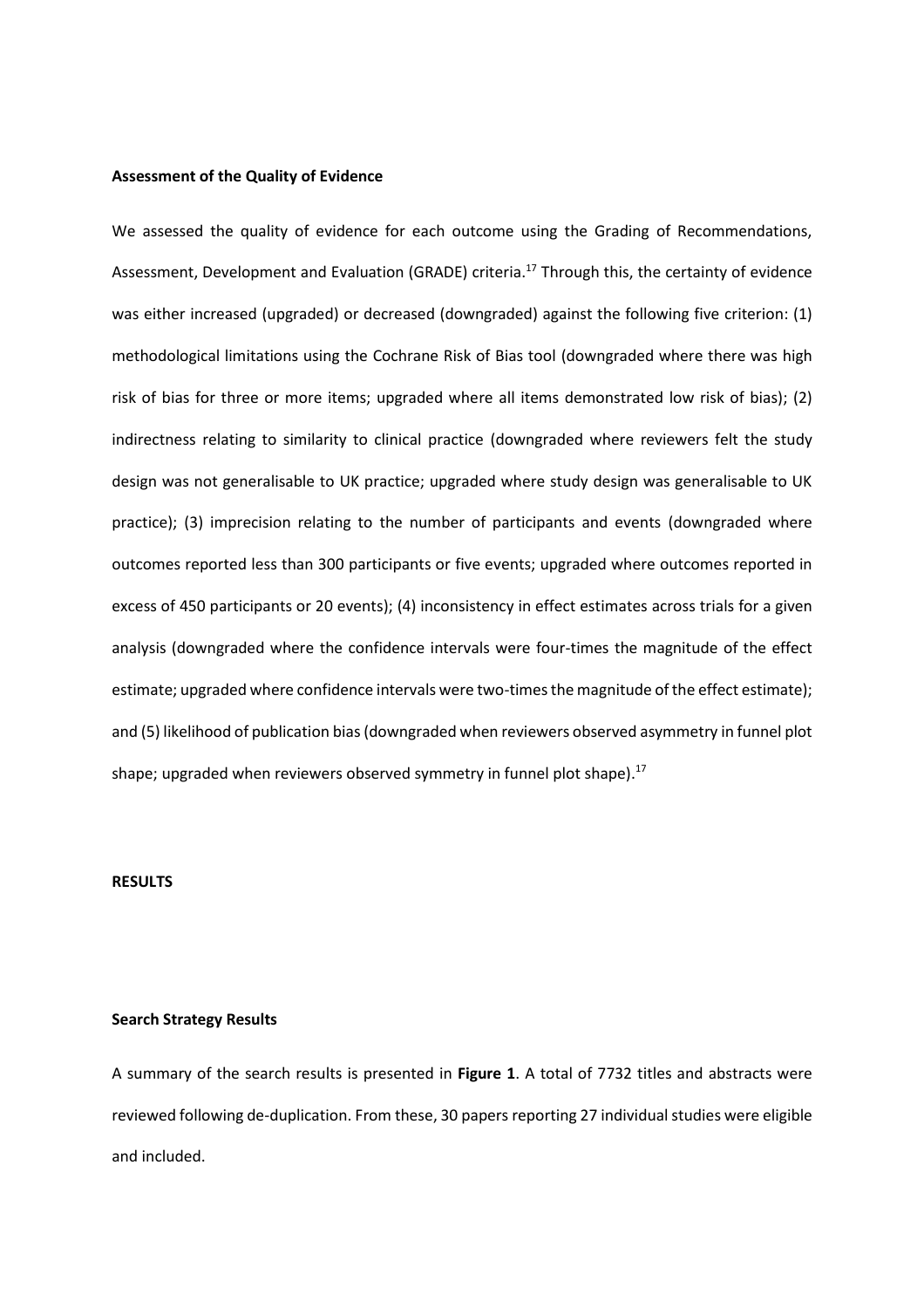**Assessment of the Quality of Evidence**

We assessed the quality of evidence for each outcome using the Grading of Recommendations, Assessment, Development and Evaluation (GRADE) criteria.[17] Through this, the certainty of evidence was either increased (upgraded) or decreased (downgraded) against the following five criterion: (1) methodological limitations using the Cochrane Risk of Bias tool (downgraded where there was high risk of bias for three or more items; upgraded where all items demonstrated low risk of bias); (2) indirectness relating to similarity to clinical practice (downgraded where reviewers felt the study design was not generalisable to UK practice; upgraded where study design was generalisable to UK practice); (3) imprecision relating to the number of participants and events (downgraded where outcomes reported less than 300 participants or five events; upgraded where outcomes reported in excess of 450 participants or 20 events); (4) inconsistency in effect estimates across trials for a given analysis (downgraded where the confidence intervals were four-times the magnitude of the effect estimate; upgraded where confidence intervals were two-times the magnitude of the effect estimate); and (5) likelihood of publication bias (downgraded when reviewers observed asymmetry in funnel plot shape; upgraded when reviewers observed symmetry in funnel plot shape).[17]

**RESULTS**

**Search Strategy Results**

A summary of the search results is presented in **Figure 1**. A total of 7732 titles and abstracts were reviewed following de-duplication. From these, 30 papers reporting 27 individual studies were eligible and included.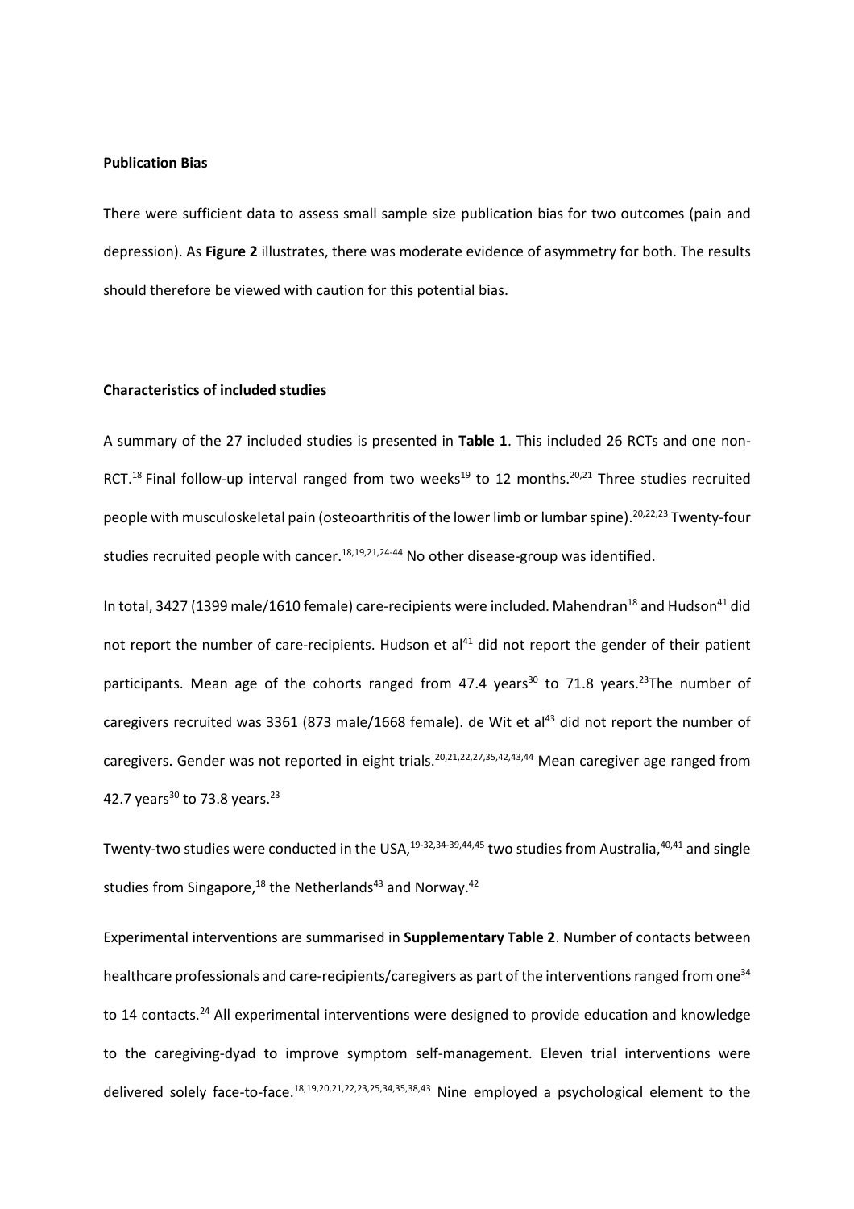**Publication Bias**

There were sufficient data to assess small sample size publication bias for two outcomes (pain and depression). As **Figure 2** illustrates, there was moderate evidence of asymmetry for both. The results should therefore be viewed with caution for this potential bias.

**Characteristics of included studies**

A summary of the 27 included studies is presented in **Table 1**. This included 26 RCTs and one non-RCT.[18] Final follow-up interval ranged from two weeks[19] to 12 months.[20,21] Three studies recruited people with musculoskeletal pain (osteoarthritis of the lower limb or lumbar spine).[20,22,23] Twenty-four studies recruited people with cancer.[18,19,21,24-44] No other disease-group was identified.

In total, 3427 (1399 male/1610 female) care-recipients were included. Mahendran[18] and Hudson[41] did not report the number of care-recipients. Hudson et al[41] did not report the gender of their patient participants. Mean age of the cohorts ranged from 47.4 years[30] to 71.8 years.[23]The number of caregivers recruited was 3361 (873 male/1668 female). de Wit et al[43] did not report the number of caregivers. Gender was not reported in eight trials.[20,21,22,27,35,42,43,44] Mean caregiver age ranged from 42.7 years[30] to 73.8 years.[23]

Twenty-two studies were conducted in the USA,[19-32,34-39,44,45] two studies from Australia,[40,41] and single studies from Singapore,[18] the Netherlands[43] and Norway.[42]

Experimental interventions are summarised in **Supplementary Table 2**. Number of contacts between healthcare professionals and care-recipients/caregivers as part of the interventions ranged from one[34] to 14 contacts.[24] All experimental interventions were designed to provide education and knowledge to the caregiving-dyad to improve symptom self-management. Eleven trial interventions were delivered solely face-to-face.[18,19,20,21,22,23,25,34,35,38,43] Nine employed a psychological element to the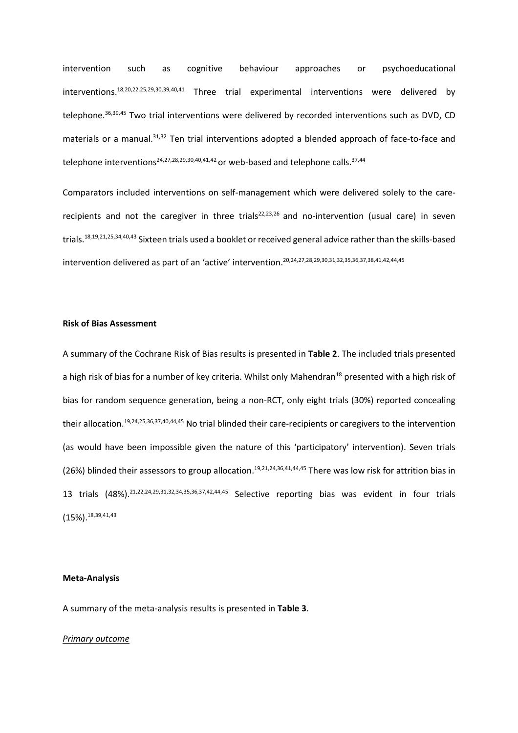intervention such as cognitive behaviour approaches or psychoeducational interventions.[18,20,22,25,29,30,39,40,41] Three trial experimental interventions were delivered by telephone.[36,39,45] Two trial interventions were delivered by recorded interventions such as DVD, CD materials or a manual.[31,32] Ten trial interventions adopted a blended approach of face-to-face and telephone interventions[24,27,28,29,30,40,41,42] or web-based and telephone calls.[37,44]

Comparators included interventions on self-management which were delivered solely to the care-recipients and not the caregiver in three trials[22,23,26] and no-intervention (usual care) in seven trials.[18,19,21,25,34,40,43] Sixteen trials used a booklet or received general advice rather than the skills-based intervention delivered as part of an 'active' intervention.[20,24,27,28,29,30,31,32,35,36,37,38,41,42,44,45]

**Risk of Bias Assessment**

A summary of the Cochrane Risk of Bias results is presented in **Table 2**. The included trials presented a high risk of bias for a number of key criteria. Whilst only Mahendran[18] presented with a high risk of bias for random sequence generation, being a non-RCT, only eight trials (30%) reported concealing their allocation.[19,24,25,36,37,40,44,45] No trial blinded their care-recipients or caregivers to the intervention (as would have been impossible given the nature of this 'participatory' intervention). Seven trials (26%) blinded their assessors to group allocation.[19,21,24,36,41,44,45] There was low risk for attrition bias in 13 trials (48%).[21,22,24,29,31,32,34,35,36,37,42,44,45] Selective reporting bias was evident in four trials (15%).[18,39,41,43]

**Meta-Analysis**

A summary of the meta-analysis results is presented in **Table 3**.

*Primary outcome*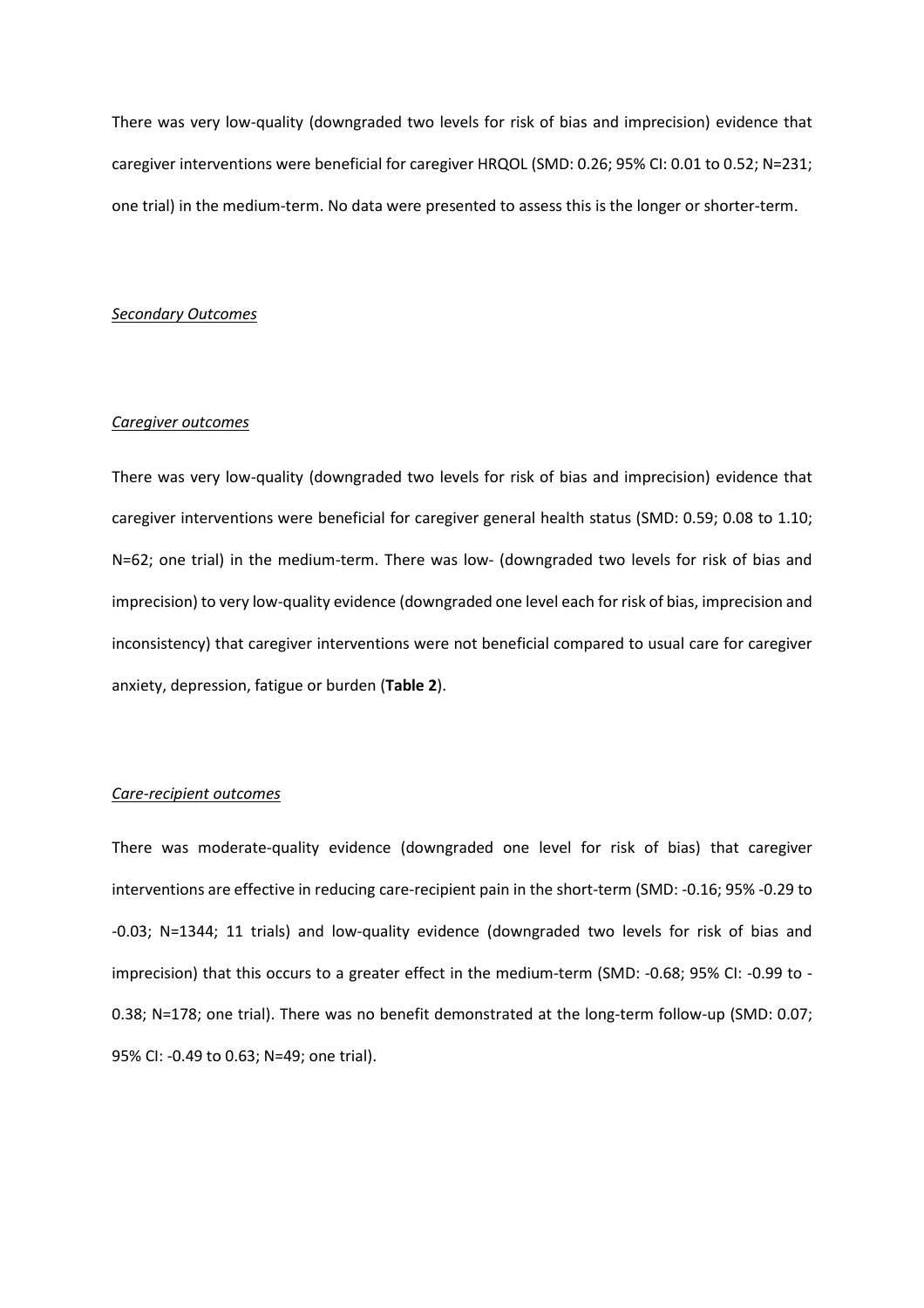There was very low-quality (downgraded two levels for risk of bias and imprecision) evidence that caregiver interventions were beneficial for caregiver HRQOL (SMD: 0.26; 95% CI: 0.01 to 0.52; N=231; one trial) in the medium-term. No data were presented to assess this is the longer or shorter-term.

*Secondary Outcomes*

*Caregiver outcomes*

There was very low-quality (downgraded two levels for risk of bias and imprecision) evidence that caregiver interventions were beneficial for caregiver general health status (SMD: 0.59; 0.08 to 1.10; N=62; one trial) in the medium-term. There was low- (downgraded two levels for risk of bias and imprecision) to very low-quality evidence (downgraded one level each for risk of bias, imprecision and inconsistency) that caregiver interventions were not beneficial compared to usual care for caregiver anxiety, depression, fatigue or burden (**Table 2**).

*Care-recipient outcomes*

There was moderate-quality evidence (downgraded one level for risk of bias) that caregiver interventions are effective in reducing care-recipient pain in the short-term (SMD: -0.16; 95% -0.29 to -0.03; N=1344; 11 trials) and low-quality evidence (downgraded two levels for risk of bias and imprecision) that this occurs to a greater effect in the medium-term (SMD: -0.68; 95% CI: -0.99 to -0.38; N=178; one trial). There was no benefit demonstrated at the long-term follow-up (SMD: 0.07; 95% CI: -0.49 to 0.63; N=49; one trial).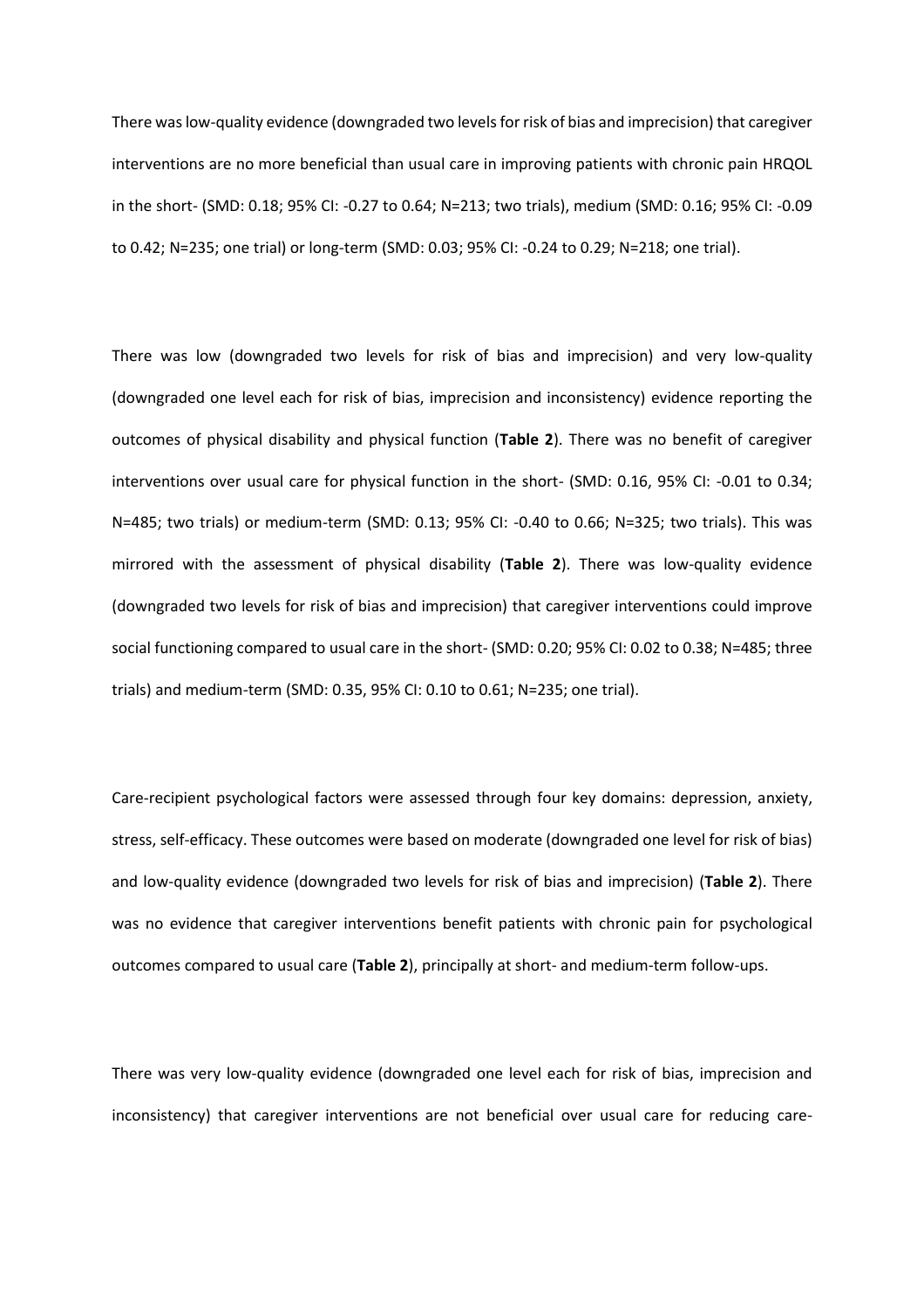There was low-quality evidence (downgraded two levels for risk of bias and imprecision) that caregiver interventions are no more beneficial than usual care in improving patients with chronic pain HRQOL in the short- (SMD: 0.18; 95% CI: -0.27 to 0.64; N=213; two trials), medium (SMD: 0.16; 95% CI: -0.09 to 0.42; N=235; one trial) or long-term (SMD: 0.03; 95% CI: -0.24 to 0.29; N=218; one trial).

There was low (downgraded two levels for risk of bias and imprecision) and very low-quality (downgraded one level each for risk of bias, imprecision and inconsistency) evidence reporting the outcomes of physical disability and physical function (**Table 2**). There was no benefit of caregiver interventions over usual care for physical function in the short- (SMD: 0.16, 95% CI: -0.01 to 0.34; N=485; two trials) or medium-term (SMD: 0.13; 95% CI: -0.40 to 0.66; N=325; two trials). This was mirrored with the assessment of physical disability (**Table 2**). There was low-quality evidence (downgraded two levels for risk of bias and imprecision) that caregiver interventions could improve social functioning compared to usual care in the short- (SMD: 0.20; 95% CI: 0.02 to 0.38; N=485; three trials) and medium-term (SMD: 0.35, 95% CI: 0.10 to 0.61; N=235; one trial).

Care-recipient psychological factors were assessed through four key domains: depression, anxiety, stress, self-efficacy. These outcomes were based on moderate (downgraded one level for risk of bias) and low-quality evidence (downgraded two levels for risk of bias and imprecision) (**Table 2**). There was no evidence that caregiver interventions benefit patients with chronic pain for psychological outcomes compared to usual care (**Table 2**), principally at short- and medium-term follow-ups.

There was very low-quality evidence (downgraded one level each for risk of bias, imprecision and inconsistency) that caregiver interventions are not beneficial over usual care for reducing care-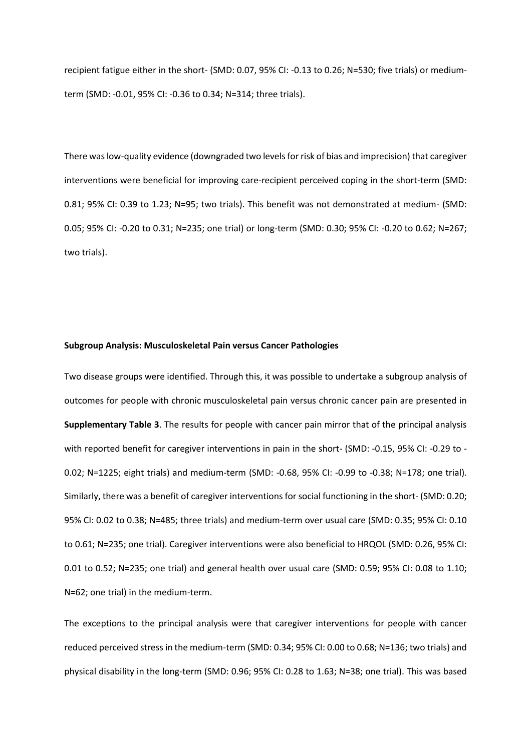recipient fatigue either in the short- (SMD: 0.07, 95% CI: -0.13 to 0.26; N=530; five trials) or medium-term (SMD: -0.01, 95% CI: -0.36 to 0.34; N=314; three trials).

There was low-quality evidence (downgraded two levels for risk of bias and imprecision) that caregiver interventions were beneficial for improving care-recipient perceived coping in the short-term (SMD: 0.81; 95% CI: 0.39 to 1.23; N=95; two trials). This benefit was not demonstrated at medium- (SMD: 0.05; 95% CI: -0.20 to 0.31; N=235; one trial) or long-term (SMD: 0.30; 95% CI: -0.20 to 0.62; N=267; two trials).

**Subgroup Analysis: Musculoskeletal Pain versus Cancer Pathologies**

Two disease groups were identified. Through this, it was possible to undertake a subgroup analysis of outcomes for people with chronic musculoskeletal pain versus chronic cancer pain are presented in **Supplementary Table 3**. The results for people with cancer pain mirror that of the principal analysis with reported benefit for caregiver interventions in pain in the short- (SMD: -0.15, 95% CI: -0.29 to -0.02; N=1225; eight trials) and medium-term (SMD: -0.68, 95% CI: -0.99 to -0.38; N=178; one trial). Similarly, there was a benefit of caregiver interventions for social functioning in the short- (SMD: 0.20; 95% CI: 0.02 to 0.38; N=485; three trials) and medium-term over usual care (SMD: 0.35; 95% CI: 0.10 to 0.61; N=235; one trial). Caregiver interventions were also beneficial to HRQOL (SMD: 0.26, 95% CI: 0.01 to 0.52; N=235; one trial) and general health over usual care (SMD: 0.59; 95% CI: 0.08 to 1.10; N=62; one trial) in the medium-term.

The exceptions to the principal analysis were that caregiver interventions for people with cancer reduced perceived stress in the medium-term (SMD: 0.34; 95% CI: 0.00 to 0.68; N=136; two trials) and physical disability in the long-term (SMD: 0.96; 95% CI: 0.28 to 1.63; N=38; one trial). This was based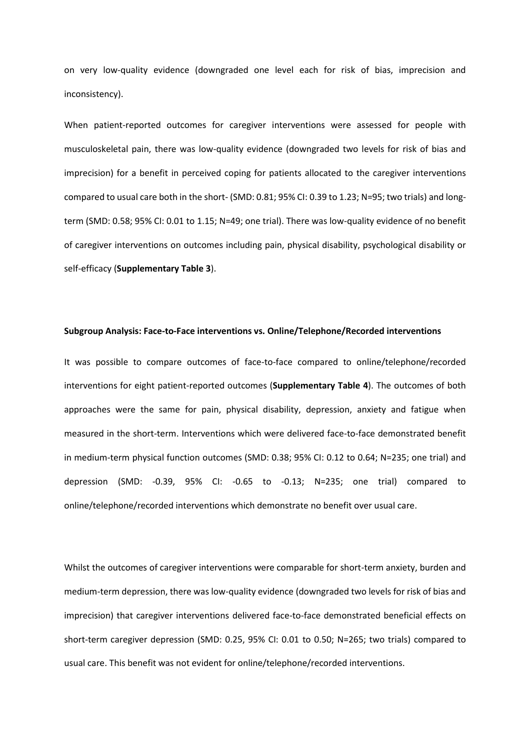on very low-quality evidence (downgraded one level each for risk of bias, imprecision and inconsistency).

When patient-reported outcomes for caregiver interventions were assessed for people with musculoskeletal pain, there was low-quality evidence (downgraded two levels for risk of bias and imprecision) for a benefit in perceived coping for patients allocated to the caregiver interventions compared to usual care both in the short- (SMD: 0.81; 95% CI: 0.39 to 1.23; N=95; two trials) and long-term (SMD: 0.58; 95% CI: 0.01 to 1.15; N=49; one trial). There was low-quality evidence of no benefit of caregiver interventions on outcomes including pain, physical disability, psychological disability or self-efficacy (**Supplementary Table 3**).

**Subgroup Analysis: Face-to-Face interventions vs. Online/Telephone/Recorded interventions**

It was possible to compare outcomes of face-to-face compared to online/telephone/recorded interventions for eight patient-reported outcomes (**Supplementary Table 4**). The outcomes of both approaches were the same for pain, physical disability, depression, anxiety and fatigue when measured in the short-term. Interventions which were delivered face-to-face demonstrated benefit in medium-term physical function outcomes (SMD: 0.38; 95% CI: 0.12 to 0.64; N=235; one trial) and depression (SMD: -0.39, 95% CI: -0.65 to -0.13; N=235; one trial) compared to online/telephone/recorded interventions which demonstrate no benefit over usual care.

Whilst the outcomes of caregiver interventions were comparable for short-term anxiety, burden and medium-term depression, there was low-quality evidence (downgraded two levels for risk of bias and imprecision) that caregiver interventions delivered face-to-face demonstrated beneficial effects on short-term caregiver depression (SMD: 0.25, 95% CI: 0.01 to 0.50; N=265; two trials) compared to usual care. This benefit was not evident for online/telephone/recorded interventions.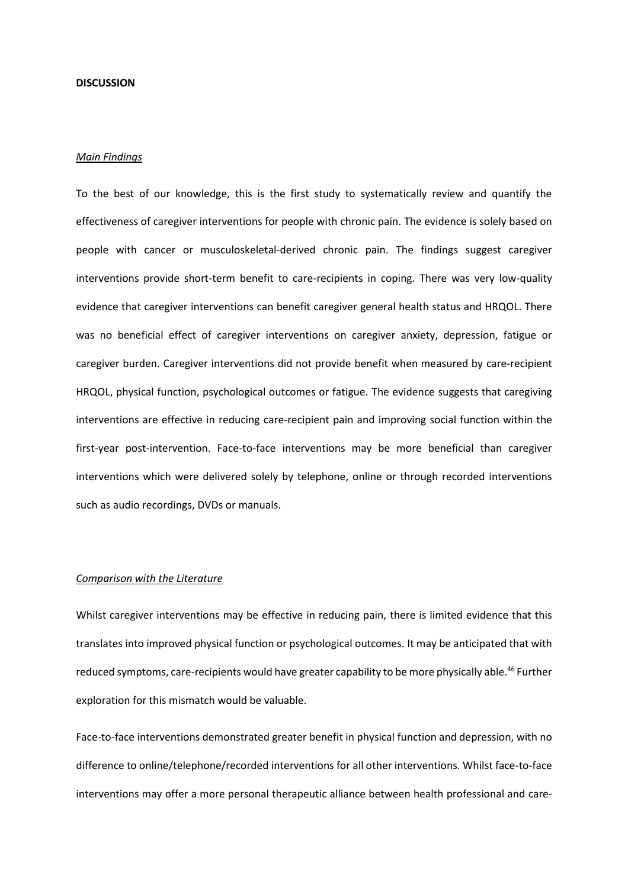**DISCUSSION**

*Main Findings*

To the best of our knowledge, this is the first study to systematically review and quantify the effectiveness of caregiver interventions for people with chronic pain. The evidence is solely based on people with cancer or musculoskeletal-derived chronic pain. The findings suggest caregiver interventions provide short-term benefit to care-recipients in coping. There was very low-quality evidence that caregiver interventions can benefit caregiver general health status and HRQOL. There was no beneficial effect of caregiver interventions on caregiver anxiety, depression, fatigue or caregiver burden. Caregiver interventions did not provide benefit when measured by care-recipient HRQOL, physical function, psychological outcomes or fatigue. The evidence suggests that caregiving interventions are effective in reducing care-recipient pain and improving social function within the first-year post-intervention. Face-to-face interventions may be more beneficial than caregiver interventions which were delivered solely by telephone, online or through recorded interventions such as audio recordings, DVDs or manuals.

*Comparison with the Literature*

Whilst caregiver interventions may be effective in reducing pain, there is limited evidence that this translates into improved physical function or psychological outcomes. It may be anticipated that with reduced symptoms, care-recipients would have greater capability to be more physically able.[46] Further exploration for this mismatch would be valuable.

Face-to-face interventions demonstrated greater benefit in physical function and depression, with no difference to online/telephone/recorded interventions for all other interventions. Whilst face-to-face interventions may offer a more personal therapeutic alliance between health professional and care-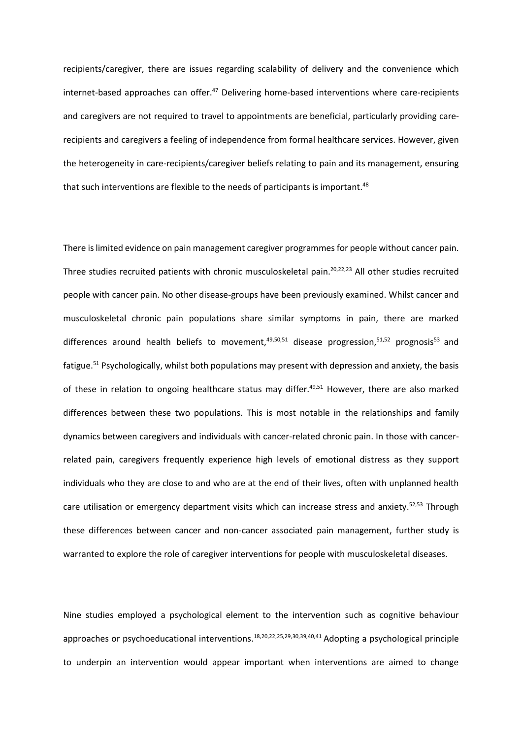recipients/caregiver, there are issues regarding scalability of delivery and the convenience which internet-based approaches can offer.[47] Delivering home-based interventions where care-recipients and caregivers are not required to travel to appointments are beneficial, particularly providing care-recipients and caregivers a feeling of independence from formal healthcare services. However, given the heterogeneity in care-recipients/caregiver beliefs relating to pain and its management, ensuring that such interventions are flexible to the needs of participants is important.[48]

There is limited evidence on pain management caregiver programmes for people without cancer pain. Three studies recruited patients with chronic musculoskeletal pain.[20,22,23] All other studies recruited people with cancer pain. No other disease-groups have been previously examined. Whilst cancer and musculoskeletal chronic pain populations share similar symptoms in pain, there are marked differences around health beliefs to movement,[49,50,51] disease progression,[51,52] prognosis[53] and fatigue.[51] Psychologically, whilst both populations may present with depression and anxiety, the basis of these in relation to ongoing healthcare status may differ.[49,51] However, there are also marked differences between these two populations. This is most notable in the relationships and family dynamics between caregivers and individuals with cancer-related chronic pain. In those with cancer-related pain, caregivers frequently experience high levels of emotional distress as they support individuals who they are close to and who are at the end of their lives, often with unplanned health care utilisation or emergency department visits which can increase stress and anxiety.[52,53] Through these differences between cancer and non-cancer associated pain management, further study is warranted to explore the role of caregiver interventions for people with musculoskeletal diseases.

Nine studies employed a psychological element to the intervention such as cognitive behaviour approaches or psychoeducational interventions.[18,20,22,25,29,30,39,40,41] Adopting a psychological principle to underpin an intervention would appear important when interventions are aimed to change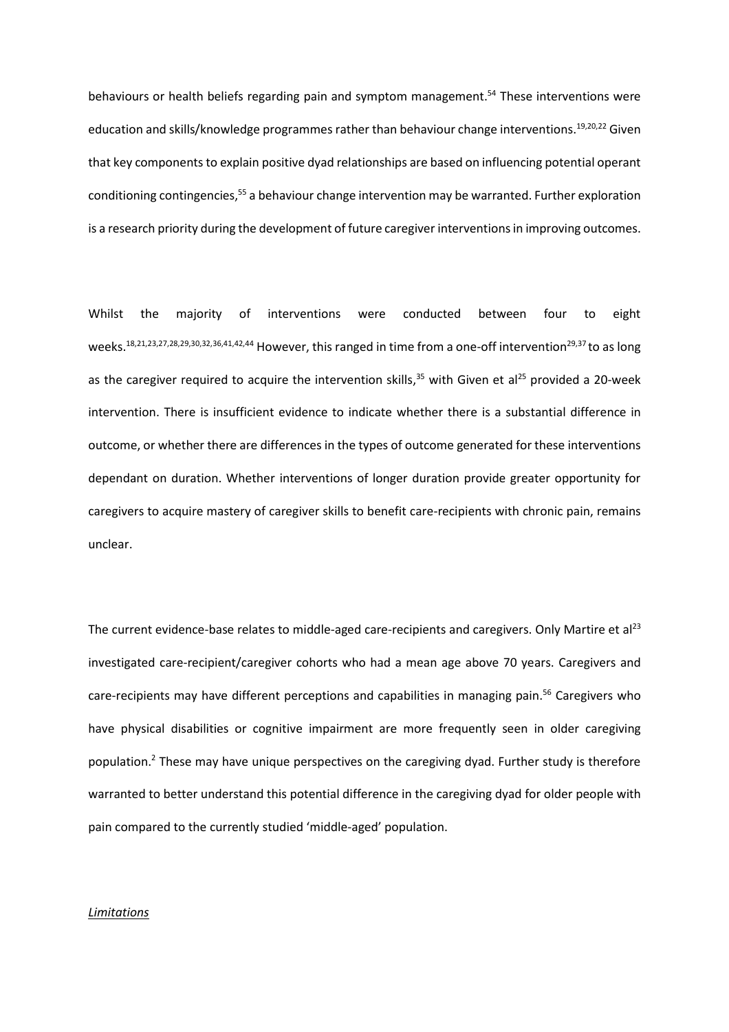behaviours or health beliefs regarding pain and symptom management.[54] These interventions were education and skills/knowledge programmes rather than behaviour change interventions.[19,20,22] Given that key components to explain positive dyad relationships are based on influencing potential operant conditioning contingencies,[55] a behaviour change intervention may be warranted. Further exploration is a research priority during the development of future caregiver interventions in improving outcomes.

Whilst the majority of interventions were conducted between four to eight weeks.[18,21,23,27,28,29,30,32,36,41,42,44] However, this ranged in time from a one-off intervention[29,37] to as long as the caregiver required to acquire the intervention skills,[35] with Given et al[25] provided a 20-week intervention. There is insufficient evidence to indicate whether there is a substantial difference in outcome, or whether there are differences in the types of outcome generated for these interventions dependant on duration. Whether interventions of longer duration provide greater opportunity for caregivers to acquire mastery of caregiver skills to benefit care-recipients with chronic pain, remains unclear.

The current evidence-base relates to middle-aged care-recipients and caregivers. Only Martire et al[23] investigated care-recipient/caregiver cohorts who had a mean age above 70 years. Caregivers and care-recipients may have different perceptions and capabilities in managing pain.[56] Caregivers who have physical disabilities or cognitive impairment are more frequently seen in older caregiving population.[2] These may have unique perspectives on the caregiving dyad. Further study is therefore warranted to better understand this potential difference in the caregiving dyad for older people with pain compared to the currently studied 'middle-aged' population.

*Limitations*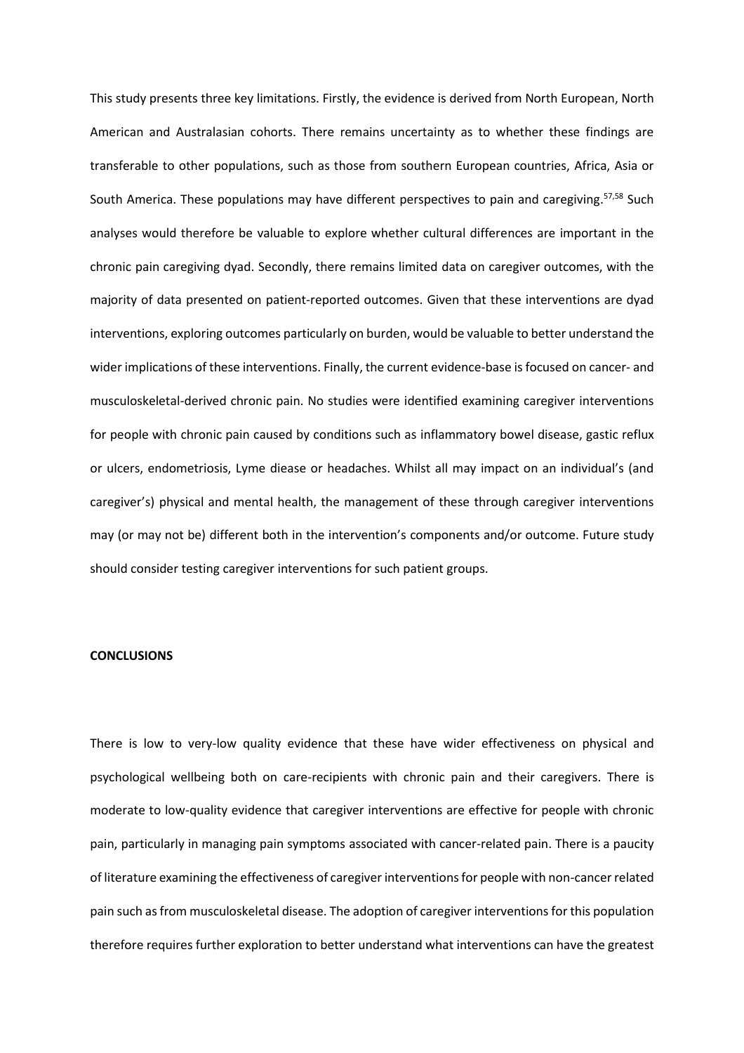This study presents three key limitations. Firstly, the evidence is derived from North European, North American and Australasian cohorts. There remains uncertainty as to whether these findings are transferable to other populations, such as those from southern European countries, Africa, Asia or South America. These populations may have different perspectives to pain and caregiving.[57,58] Such analyses would therefore be valuable to explore whether cultural differences are important in the chronic pain caregiving dyad. Secondly, there remains limited data on caregiver outcomes, with the majority of data presented on patient-reported outcomes. Given that these interventions are dyad interventions, exploring outcomes particularly on burden, would be valuable to better understand the wider implications of these interventions. Finally, the current evidence-base is focused on cancer- and musculoskeletal-derived chronic pain. No studies were identified examining caregiver interventions for people with chronic pain caused by conditions such as inflammatory bowel disease, gastic reflux or ulcers, endometriosis, Lyme diease or headaches. Whilst all may impact on an individual's (and caregiver's) physical and mental health, the management of these through caregiver interventions may (or may not be) different both in the intervention's components and/or outcome. Future study should consider testing caregiver interventions for such patient groups.

**CONCLUSIONS**

There is low to very-low quality evidence that these have wider effectiveness on physical and psychological wellbeing both on care-recipients with chronic pain and their caregivers. There is moderate to low-quality evidence that caregiver interventions are effective for people with chronic pain, particularly in managing pain symptoms associated with cancer-related pain. There is a paucity of literature examining the effectiveness of caregiver interventions for people with non-cancer related pain such as from musculoskeletal disease. The adoption of caregiver interventions for this population therefore requires further exploration to better understand what interventions can have the greatest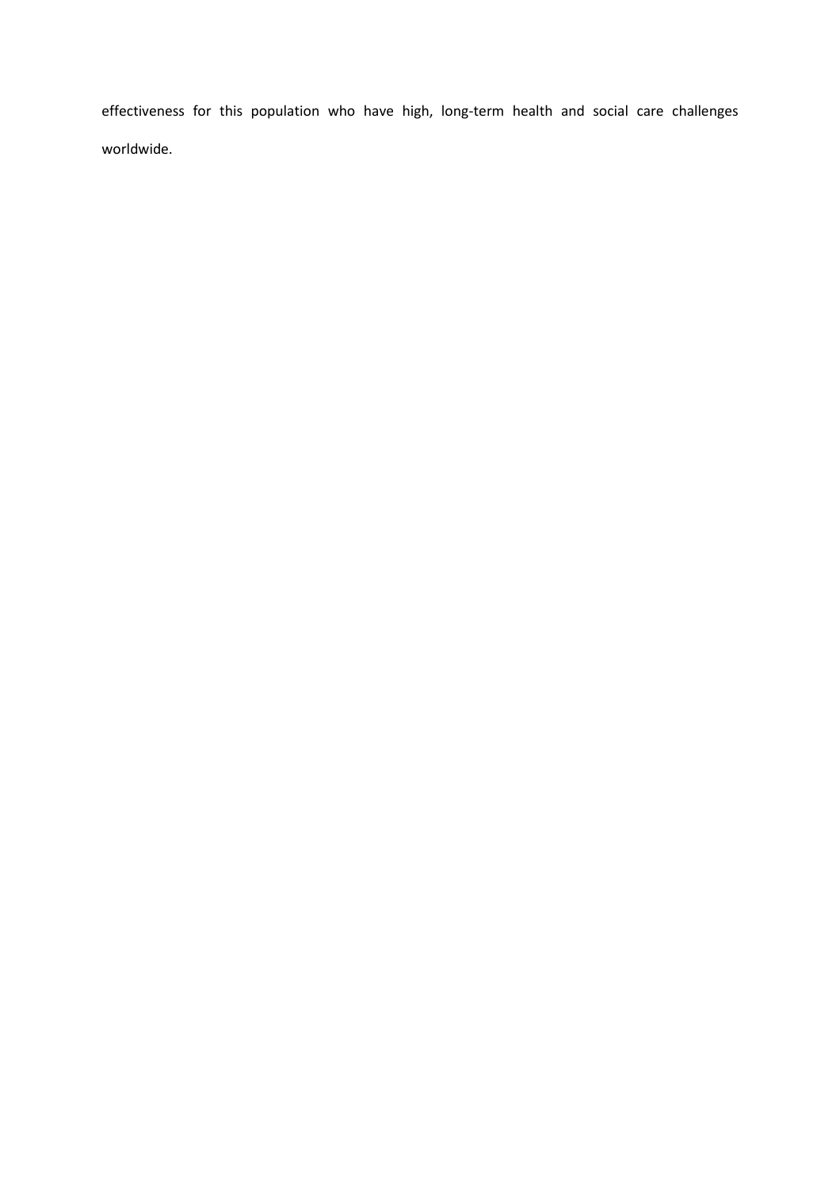effectiveness for this population who have high, long-term health and social care challenges worldwide.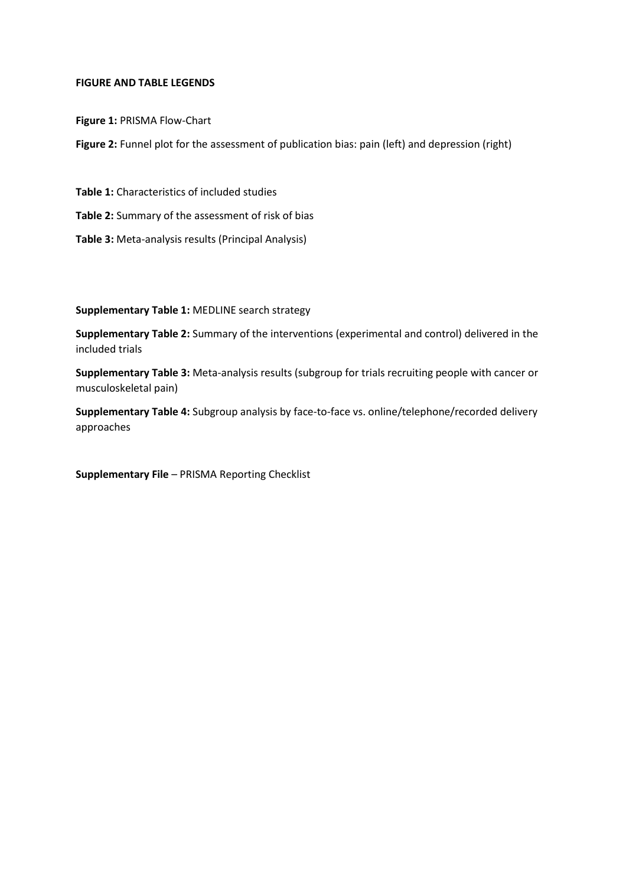**FIGURE AND TABLE LEGENDS**

**Figure 1:** PRISMA Flow-Chart

**Figure 2:** Funnel plot for the assessment of publication bias: pain (left) and depression (right)

**Table 1:** Characteristics of included studies

**Table 2:** Summary of the assessment of risk of bias

**Table 3:** Meta-analysis results (Principal Analysis)

**Supplementary Table 1:** MEDLINE search strategy

**Supplementary Table 2:** Summary of the interventions (experimental and control) delivered in the included trials

**Supplementary Table 3:** Meta-analysis results (subgroup for trials recruiting people with cancer or musculoskeletal pain)

**Supplementary Table 4:** Subgroup analysis by face-to-face vs. online/telephone/recorded delivery approaches

**Supplementary File** – PRISMA Reporting Checklist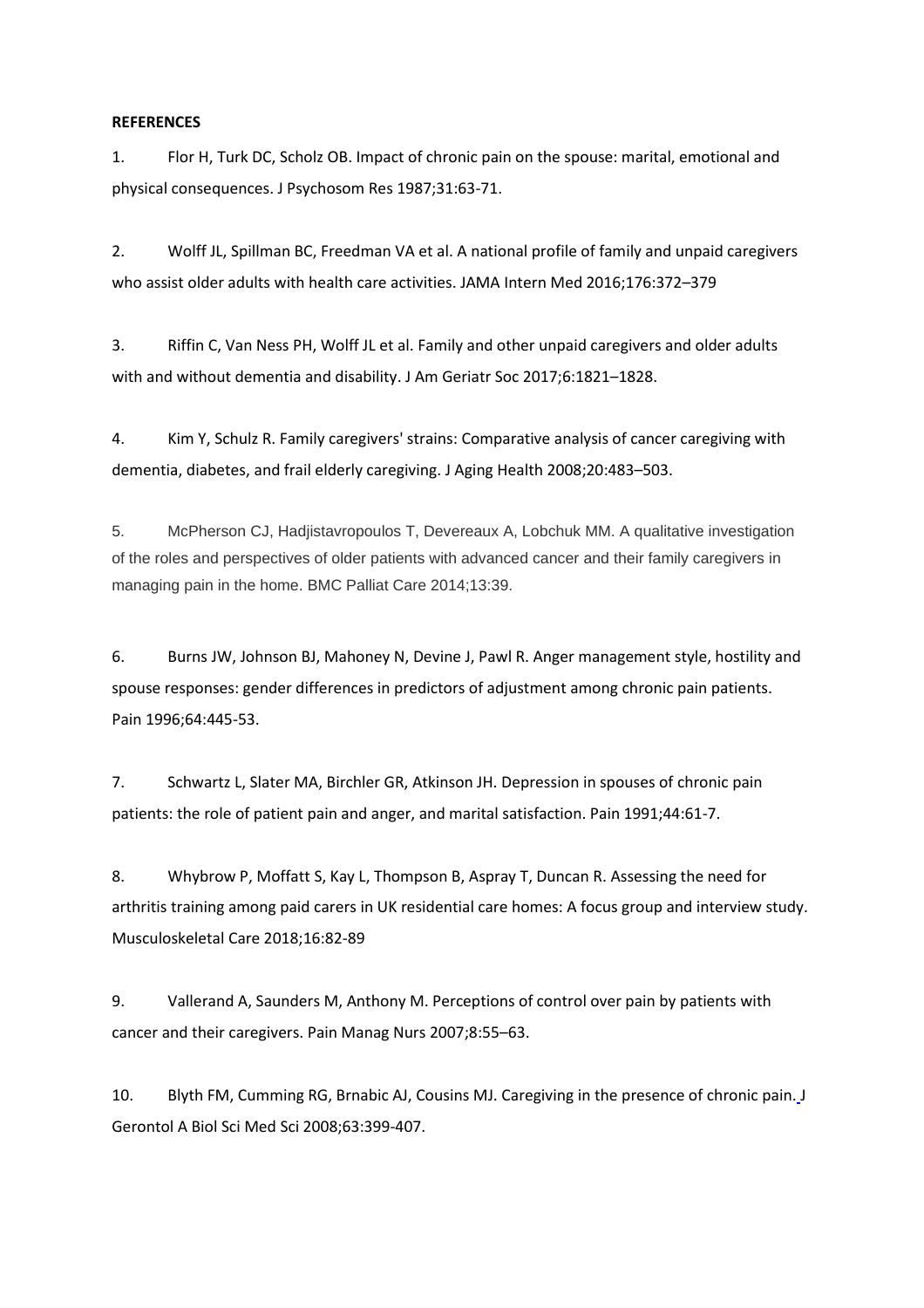**REFERENCES**

1. Flor H, Turk DC, Scholz OB. Impact of chronic pain on the spouse: marital, emotional and physical consequences. J Psychosom Res 1987;31:63-71.

2. Wolff JL, Spillman BC, Freedman VA et al. A national profile of family and unpaid caregivers who assist older adults with health care activities. JAMA Intern Med 2016;176:372–379

3. Riffin C, Van Ness PH, Wolff JL et al. Family and other unpaid caregivers and older adults with and without dementia and disability. J Am Geriatr Soc 2017;6:1821–1828.

4. Kim Y, Schulz R. Family caregivers' strains: Comparative analysis of cancer caregiving with dementia, diabetes, and frail elderly caregiving. J Aging Health 2008;20:483–503.

5. McPherson CJ, Hadjistavropoulos T, Devereaux A, Lobchuk MM. A qualitative investigation of the roles and perspectives of older patients with advanced cancer and their family caregivers in managing pain in the home. BMC Palliat Care 2014;13:39.

6. Burns JW, Johnson BJ, Mahoney N, Devine J, Pawl R. Anger management style, hostility and spouse responses: gender differences in predictors of adjustment among chronic pain patients. Pain 1996;64:445-53.

7. Schwartz L, Slater MA, Birchler GR, Atkinson JH. Depression in spouses of chronic pain patients: the role of patient pain and anger, and marital satisfaction. Pain 1991;44:61-7.

8. Whybrow P, Moffatt S, Kay L, Thompson B, Aspray T, Duncan R. Assessing the need for arthritis training among paid carers in UK residential care homes: A focus group and interview study. Musculoskeletal Care 2018;16:82-89

9. Vallerand A, Saunders M, Anthony M. Perceptions of control over pain by patients with cancer and their caregivers. Pain Manag Nurs 2007;8:55–63.

10. Blyth FM, Cumming RG, Brnabic AJ, Cousins MJ. Caregiving in the presence of chronic pain. J Gerontol A Biol Sci Med Sci 2008;63:399-407.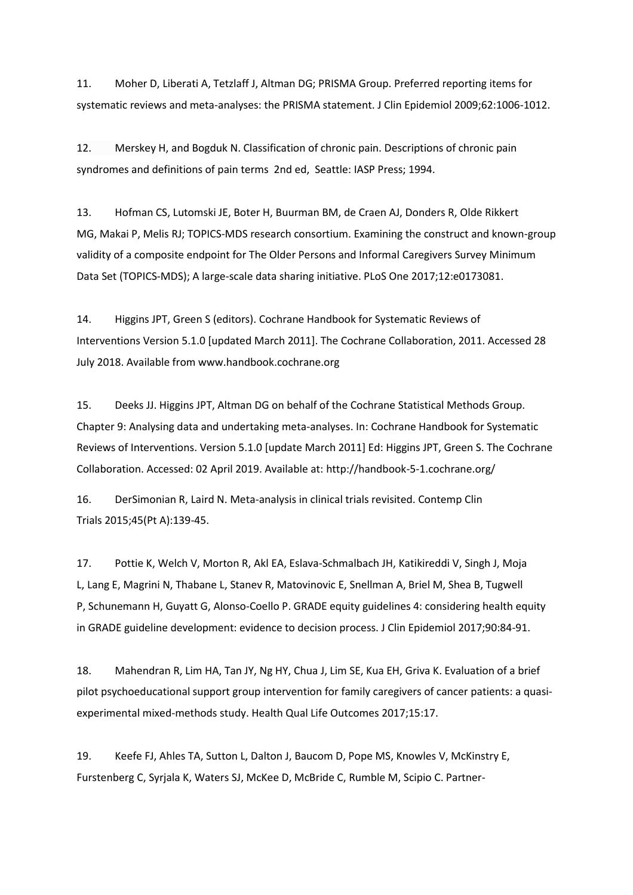11. Moher D, Liberati A, Tetzlaff J, Altman DG; PRISMA Group. Preferred reporting items for systematic reviews and meta-analyses: the PRISMA statement. J Clin Epidemiol 2009;62:1006-1012.

12. Merskey H, and Bogduk N. Classification of chronic pain. Descriptions of chronic pain syndromes and definitions of pain terms 2nd ed, Seattle: IASP Press; 1994.

13. Hofman CS, Lutomski JE, Boter H, Buurman BM, de Craen AJ, Donders R, Olde Rikkert MG, Makai P, Melis RJ; TOPICS-MDS research consortium. Examining the construct and known-group validity of a composite endpoint for The Older Persons and Informal Caregivers Survey Minimum Data Set (TOPICS-MDS); A large-scale data sharing initiative. PLoS One 2017;12:e0173081.

14. Higgins JPT, Green S (editors). Cochrane Handbook for Systematic Reviews of Interventions Version 5.1.0 [updated March 2011]. The Cochrane Collaboration, 2011. Accessed 28 July 2018. Available from www.handbook.cochrane.org

15. Deeks JJ. Higgins JPT, Altman DG on behalf of the Cochrane Statistical Methods Group. Chapter 9: Analysing data and undertaking meta-analyses. In: Cochrane Handbook for Systematic Reviews of Interventions. Version 5.1.0 [update March 2011] Ed: Higgins JPT, Green S. The Cochrane Collaboration. Accessed: 02 April 2019. Available at: http://handbook-5-1.cochrane.org/

16. DerSimonian R, Laird N. Meta-analysis in clinical trials revisited. Contemp Clin Trials 2015;45(Pt A):139-45.

17. Pottie K, Welch V, Morton R, Akl EA, Eslava-Schmalbach JH, Katikireddi V, Singh J, Moja L, Lang E, Magrini N, Thabane L, Stanev R, Matovinovic E, Snellman A, Briel M, Shea B, Tugwell P, Schunemann H, Guyatt G, Alonso-Coello P. GRADE equity guidelines 4: considering health equity in GRADE guideline development: evidence to decision process. J Clin Epidemiol 2017;90:84-91.

18. Mahendran R, Lim HA, Tan JY, Ng HY, Chua J, Lim SE, Kua EH, Griva K. Evaluation of a brief pilot psychoeducational support group intervention for family caregivers of cancer patients: a quasi-experimental mixed-methods study. Health Qual Life Outcomes 2017;15:17.

19. Keefe FJ, Ahles TA, Sutton L, Dalton J, Baucom D, Pope MS, Knowles V, McKinstry E, Furstenberg C, Syrjala K, Waters SJ, McKee D, McBride C, Rumble M, Scipio C. Partner-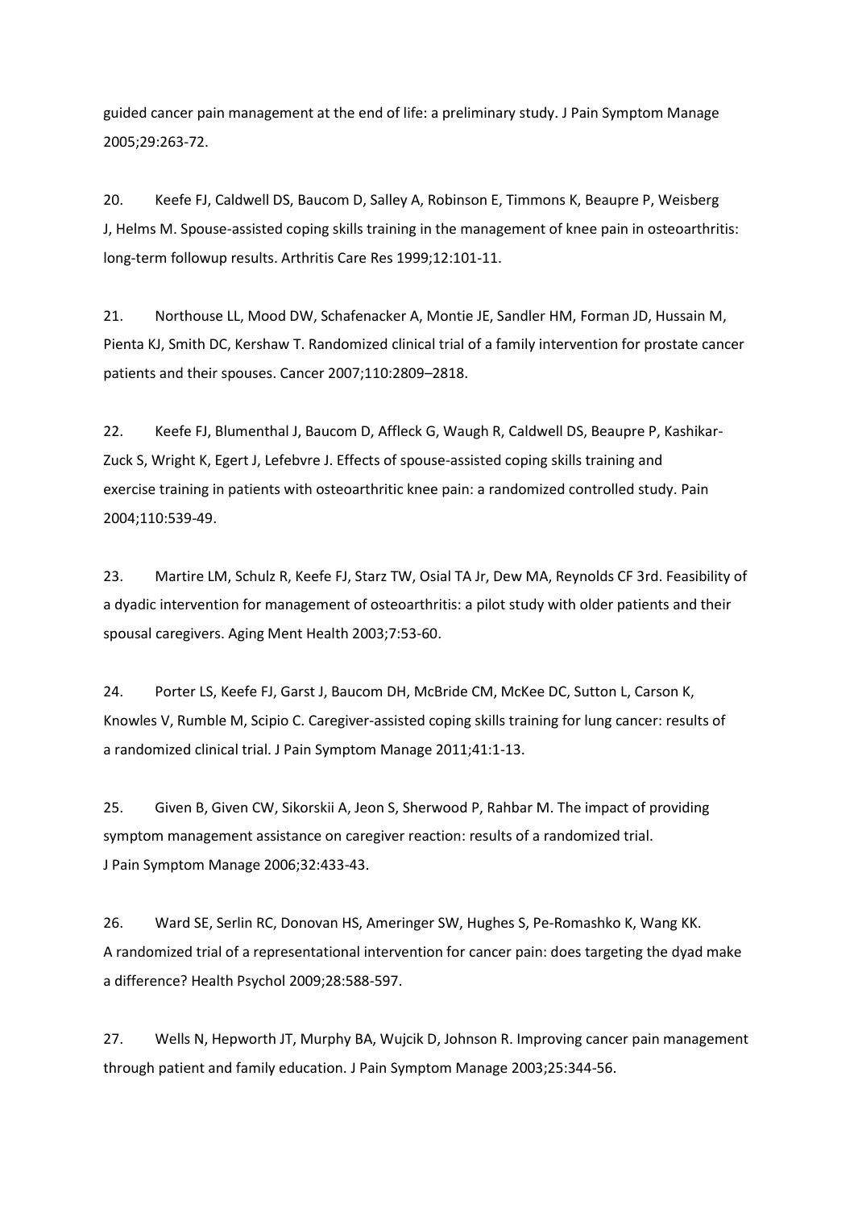guided cancer pain management at the end of life: a preliminary study. J Pain Symptom Manage 2005;29:263-72.

20. Keefe FJ, Caldwell DS, Baucom D, Salley A, Robinson E, Timmons K, Beaupre P, Weisberg J, Helms M. Spouse-assisted coping skills training in the management of knee pain in osteoarthritis: long-term followup results. Arthritis Care Res 1999;12:101-11.

21. Northouse LL, Mood DW, Schafenacker A, Montie JE, Sandler HM, Forman JD, Hussain M, Pienta KJ, Smith DC, Kershaw T. Randomized clinical trial of a family intervention for prostate cancer patients and their spouses. Cancer 2007;110:2809–2818.

22. Keefe FJ, Blumenthal J, Baucom D, Affleck G, Waugh R, Caldwell DS, Beaupre P, Kashikar-Zuck S, Wright K, Egert J, Lefebvre J. Effects of spouse-assisted coping skills training and exercise training in patients with osteoarthritic knee pain: a randomized controlled study. Pain 2004;110:539-49.

23. Martire LM, Schulz R, Keefe FJ, Starz TW, Osial TA Jr, Dew MA, Reynolds CF 3rd. Feasibility of a dyadic intervention for management of osteoarthritis: a pilot study with older patients and their spousal caregivers. Aging Ment Health 2003;7:53-60.

24. Porter LS, Keefe FJ, Garst J, Baucom DH, McBride CM, McKee DC, Sutton L, Carson K, Knowles V, Rumble M, Scipio C. Caregiver-assisted coping skills training for lung cancer: results of a randomized clinical trial. J Pain Symptom Manage 2011;41:1-13.

25. Given B, Given CW, Sikorskii A, Jeon S, Sherwood P, Rahbar M. The impact of providing symptom management assistance on caregiver reaction: results of a randomized trial. J Pain Symptom Manage 2006;32:433-43.

26. Ward SE, Serlin RC, Donovan HS, Ameringer SW, Hughes S, Pe-Romashko K, Wang KK. A randomized trial of a representational intervention for cancer pain: does targeting the dyad make a difference? Health Psychol 2009;28:588-597.

27. Wells N, Hepworth JT, Murphy BA, Wujcik D, Johnson R. Improving cancer pain management through patient and family education. J Pain Symptom Manage 2003;25:344-56.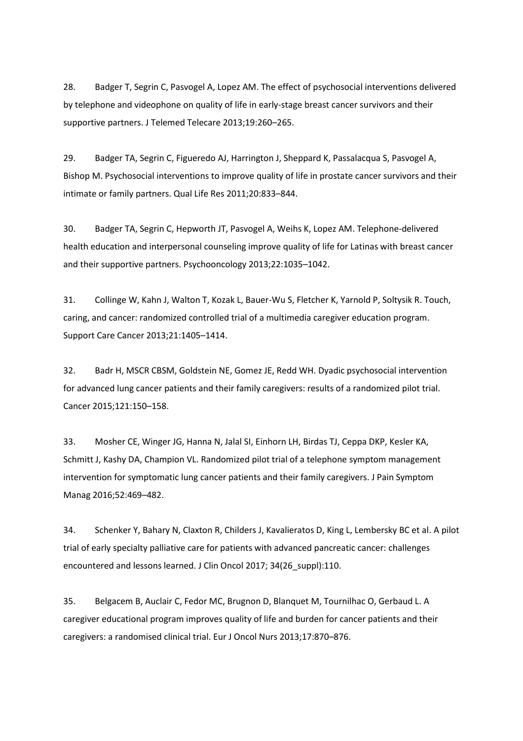28. Badger T, Segrin C, Pasvogel A, Lopez AM. The effect of psychosocial interventions delivered by telephone and videophone on quality of life in early-stage breast cancer survivors and their supportive partners. J Telemed Telecare 2013;19:260–265.

29. Badger TA, Segrin C, Figueredo AJ, Harrington J, Sheppard K, Passalacqua S, Pasvogel A, Bishop M. Psychosocial interventions to improve quality of life in prostate cancer survivors and their intimate or family partners. Qual Life Res 2011;20:833–844.

30. Badger TA, Segrin C, Hepworth JT, Pasvogel A, Weihs K, Lopez AM. Telephone-delivered health education and interpersonal counseling improve quality of life for Latinas with breast cancer and their supportive partners. Psychooncology 2013;22:1035–1042.

31. Collinge W, Kahn J, Walton T, Kozak L, Bauer-Wu S, Fletcher K, Yarnold P, Soltysik R. Touch, caring, and cancer: randomized controlled trial of a multimedia caregiver education program. Support Care Cancer 2013;21:1405–1414.

32. Badr H, MSCR CBSM, Goldstein NE, Gomez JE, Redd WH. Dyadic psychosocial intervention for advanced lung cancer patients and their family caregivers: results of a randomized pilot trial. Cancer 2015;121:150–158.

33. Mosher CE, Winger JG, Hanna N, Jalal SI, Einhorn LH, Birdas TJ, Ceppa DKP, Kesler KA, Schmitt J, Kashy DA, Champion VL. Randomized pilot trial of a telephone symptom management intervention for symptomatic lung cancer patients and their family caregivers. J Pain Symptom Manag 2016;52:469–482.

34. Schenker Y, Bahary N, Claxton R, Childers J, Kavalieratos D, King L, Lembersky BC et al. A pilot trial of early specialty palliative care for patients with advanced pancreatic cancer: challenges encountered and lessons learned. J Clin Oncol 2017; 34(26_suppl):110.

35. Belgacem B, Auclair C, Fedor MC, Brugnon D, Blanquet M, Tournilhac O, Gerbaud L. A caregiver educational program improves quality of life and burden for cancer patients and their caregivers: a randomised clinical trial. Eur J Oncol Nurs 2013;17:870–876.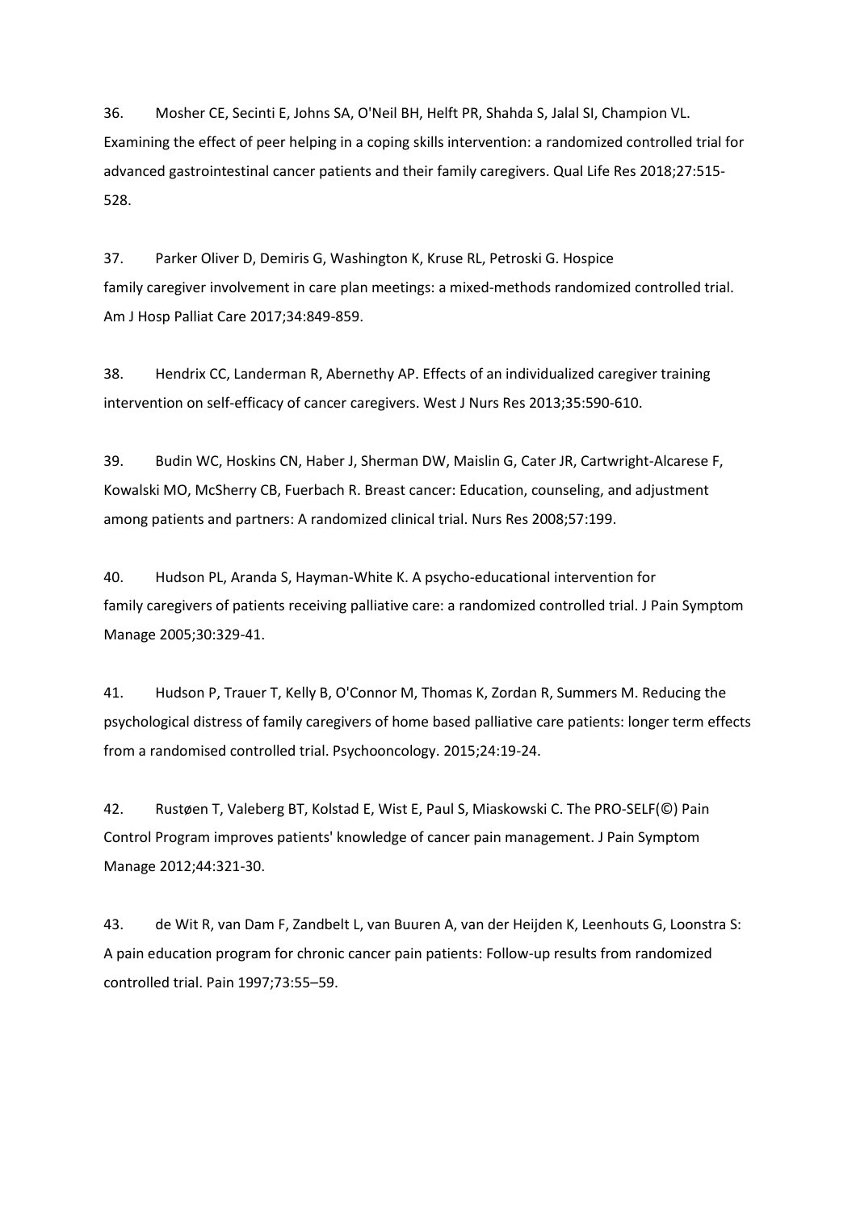36. Mosher CE, Secinti E, Johns SA, O'Neil BH, Helft PR, Shahda S, Jalal SI, Champion VL. Examining the effect of peer helping in a coping skills intervention: a randomized controlled trial for advanced gastrointestinal cancer patients and their family caregivers. Qual Life Res 2018;27:515-528.

37. Parker Oliver D, Demiris G, Washington K, Kruse RL, Petroski G. Hospice family caregiver involvement in care plan meetings: a mixed-methods randomized controlled trial. Am J Hosp Palliat Care 2017;34:849-859.

38. Hendrix CC, Landerman R, Abernethy AP. Effects of an individualized caregiver training intervention on self-efficacy of cancer caregivers. West J Nurs Res 2013;35:590-610.

39. Budin WC, Hoskins CN, Haber J, Sherman DW, Maislin G, Cater JR, Cartwright-Alcarese F, Kowalski MO, McSherry CB, Fuerbach R. Breast cancer: Education, counseling, and adjustment among patients and partners: A randomized clinical trial. Nurs Res 2008;57:199.

40. Hudson PL, Aranda S, Hayman-White K. A psycho-educational intervention for family caregivers of patients receiving palliative care: a randomized controlled trial. J Pain Symptom Manage 2005;30:329-41.

41. Hudson P, Trauer T, Kelly B, O'Connor M, Thomas K, Zordan R, Summers M. Reducing the psychological distress of family caregivers of home based palliative care patients: longer term effects from a randomised controlled trial. Psychooncology. 2015;24:19-24.

42. Rustøen T, Valeberg BT, Kolstad E, Wist E, Paul S, Miaskowski C. The PRO-SELF(©) Pain Control Program improves patients' knowledge of cancer pain management. J Pain Symptom Manage 2012;44:321-30.

43. de Wit R, van Dam F, Zandbelt L, van Buuren A, van der Heijden K, Leenhouts G, Loonstra S: A pain education program for chronic cancer pain patients: Follow-up results from randomized controlled trial. Pain 1997;73:55–59.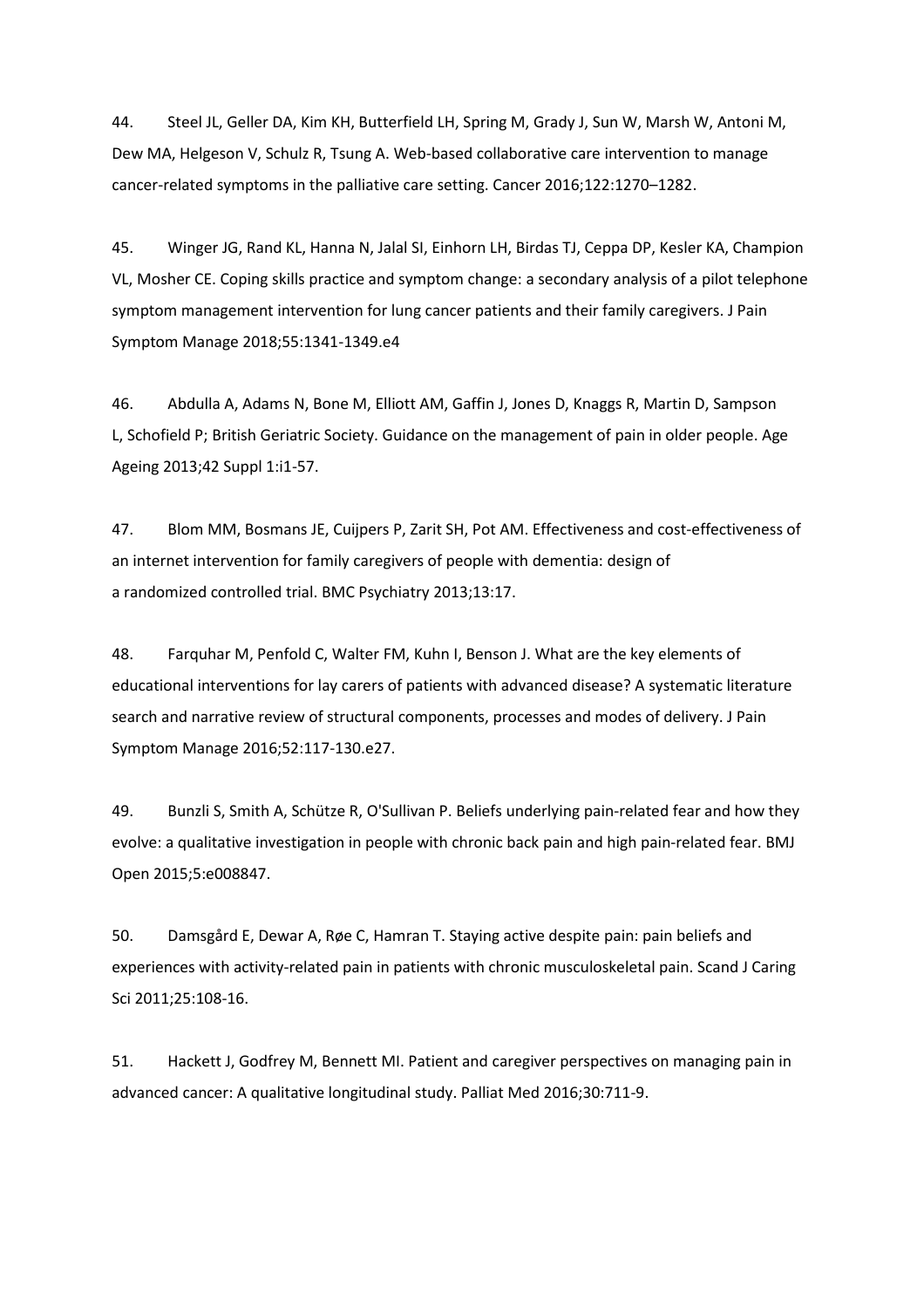44. Steel JL, Geller DA, Kim KH, Butterfield LH, Spring M, Grady J, Sun W, Marsh W, Antoni M, Dew MA, Helgeson V, Schulz R, Tsung A. Web-based collaborative care intervention to manage cancer-related symptoms in the palliative care setting. Cancer 2016;122:1270–1282.

45. Winger JG, Rand KL, Hanna N, Jalal SI, Einhorn LH, Birdas TJ, Ceppa DP, Kesler KA, Champion VL, Mosher CE. Coping skills practice and symptom change: a secondary analysis of a pilot telephone symptom management intervention for lung cancer patients and their family caregivers. J Pain Symptom Manage 2018;55:1341-1349.e4

46. Abdulla A, Adams N, Bone M, Elliott AM, Gaffin J, Jones D, Knaggs R, Martin D, Sampson L, Schofield P; British Geriatric Society. Guidance on the management of pain in older people. Age Ageing 2013;42 Suppl 1:i1-57.

47. Blom MM, Bosmans JE, Cuijpers P, Zarit SH, Pot AM. Effectiveness and cost-effectiveness of an internet intervention for family caregivers of people with dementia: design of a randomized controlled trial. BMC Psychiatry 2013;13:17.

48. Farquhar M, Penfold C, Walter FM, Kuhn I, Benson J. What are the key elements of educational interventions for lay carers of patients with advanced disease? A systematic literature search and narrative review of structural components, processes and modes of delivery. J Pain Symptom Manage 2016;52:117-130.e27.

49. Bunzli S, Smith A, Schütze R, O'Sullivan P. Beliefs underlying pain-related fear and how they evolve: a qualitative investigation in people with chronic back pain and high pain-related fear. BMJ Open 2015;5:e008847.

50. Damsgård E, Dewar A, Røe C, Hamran T. Staying active despite pain: pain beliefs and experiences with activity-related pain in patients with chronic musculoskeletal pain. Scand J Caring Sci 2011;25:108-16.

51. Hackett J, Godfrey M, Bennett MI. Patient and caregiver perspectives on managing pain in advanced cancer: A qualitative longitudinal study. Palliat Med 2016;30:711-9.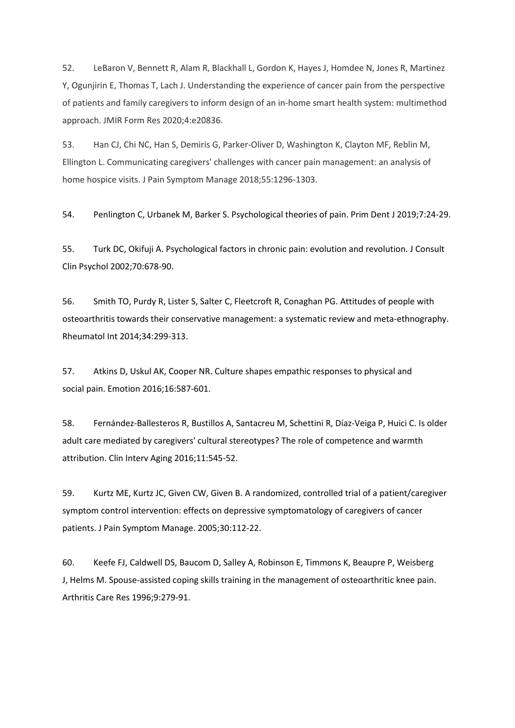52. LeBaron V, Bennett R, Alam R, Blackhall L, Gordon K, Hayes J, Homdee N, Jones R, Martinez Y, Ogunjirin E, Thomas T, Lach J. Understanding the experience of cancer pain from the perspective of patients and family caregivers to inform design of an in-home smart health system: multimethod approach. JMIR Form Res 2020;4:e20836.

53. Han CJ, Chi NC, Han S, Demiris G, Parker-Oliver D, Washington K, Clayton MF, Reblin M, Ellington L. Communicating caregivers' challenges with cancer pain management: an analysis of home hospice visits. J Pain Symptom Manage 2018;55:1296-1303.

54. Penlington C, Urbanek M, Barker S. Psychological theories of pain. Prim Dent J 2019;7:24-29.

55. Turk DC, Okifuji A. Psychological factors in chronic pain: evolution and revolution. J Consult Clin Psychol 2002;70:678-90.

56. Smith TO, Purdy R, Lister S, Salter C, Fleetcroft R, Conaghan PG. Attitudes of people with osteoarthritis towards their conservative management: a systematic review and meta-ethnography. Rheumatol Int 2014;34:299-313.

57. Atkins D, Uskul AK, Cooper NR. Culture shapes empathic responses to physical and social pain. Emotion 2016;16:587-601.

58. Fernández-Ballesteros R, Bustillos A, Santacreu M, Schettini R, Díaz-Veiga P, Huici C. Is older adult care mediated by caregivers' cultural stereotypes? The role of competence and warmth attribution. Clin Interv Aging 2016;11:545-52.

59. Kurtz ME, Kurtz JC, Given CW, Given B. A randomized, controlled trial of a patient/caregiver symptom control intervention: effects on depressive symptomatology of caregivers of cancer patients. J Pain Symptom Manage. 2005;30:112-22.

60. Keefe FJ, Caldwell DS, Baucom D, Salley A, Robinson E, Timmons K, Beaupre P, Weisberg J, Helms M. Spouse-assisted coping skills training in the management of osteoarthritic knee pain. Arthritis Care Res 1996;9:279-91.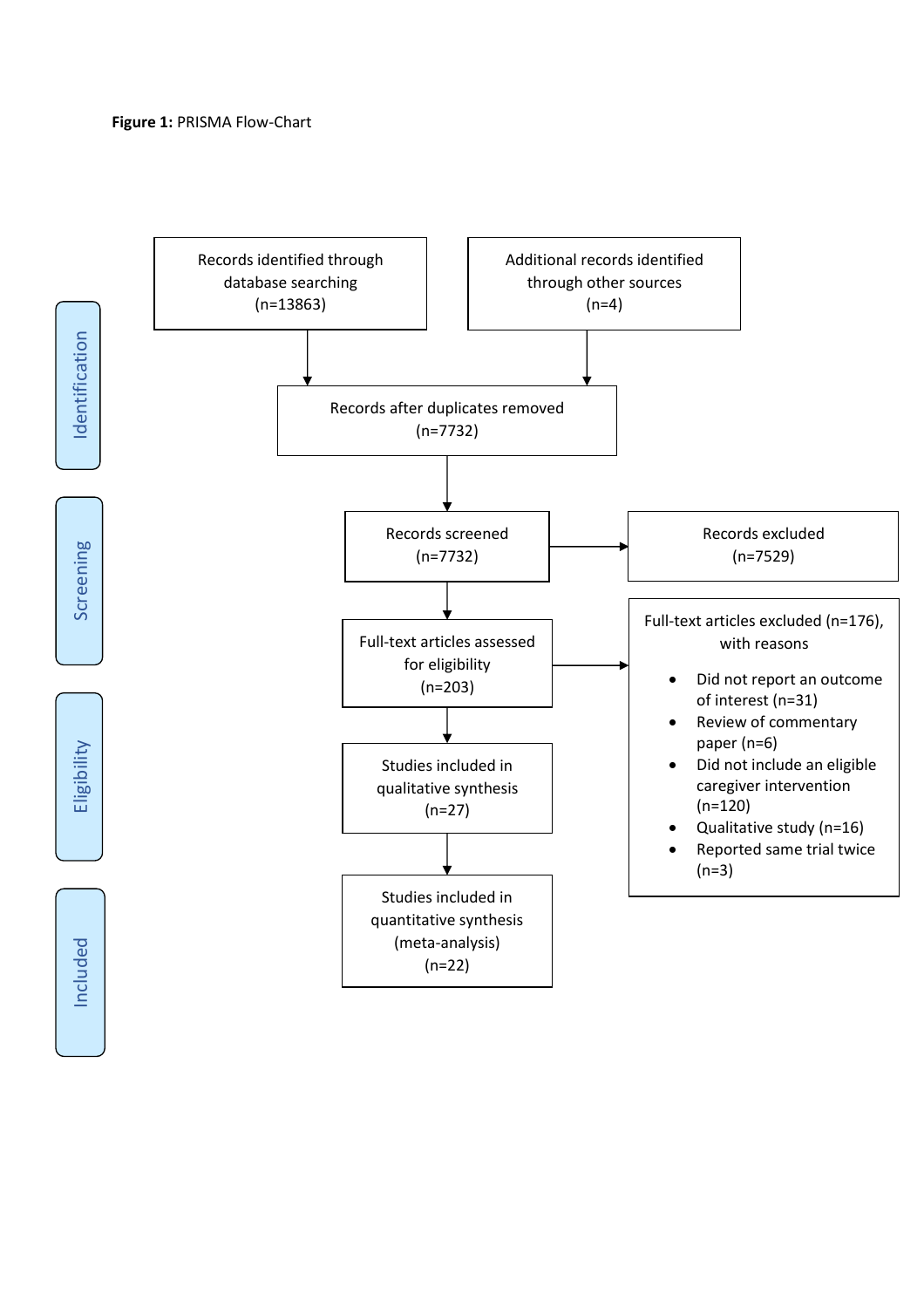**Figure 1:** PRISMA Flow-Chart

**Identification**

Records identified through database searching (n=13863)

Additional records identified through other sources (n=4)

Records after duplicates removed (n=7732)

**Screening**

Records screened (n=7732)

Records excluded (n=7529)

**Eligibility**

Full-text articles assessed for eligibility (n=203)

Full-text articles excluded (n=176), with reasons

- Did not report an outcome of interest (n=31)
- Review of commentary paper (n=6)
- Did not include an eligible caregiver intervention (n=120)
- Qualitative study (n=16)
- Reported same trial twice (n=3)

**Included**

Studies included in qualitative synthesis (n=27)

Studies included in quantitative synthesis (meta-analysis) (n=22)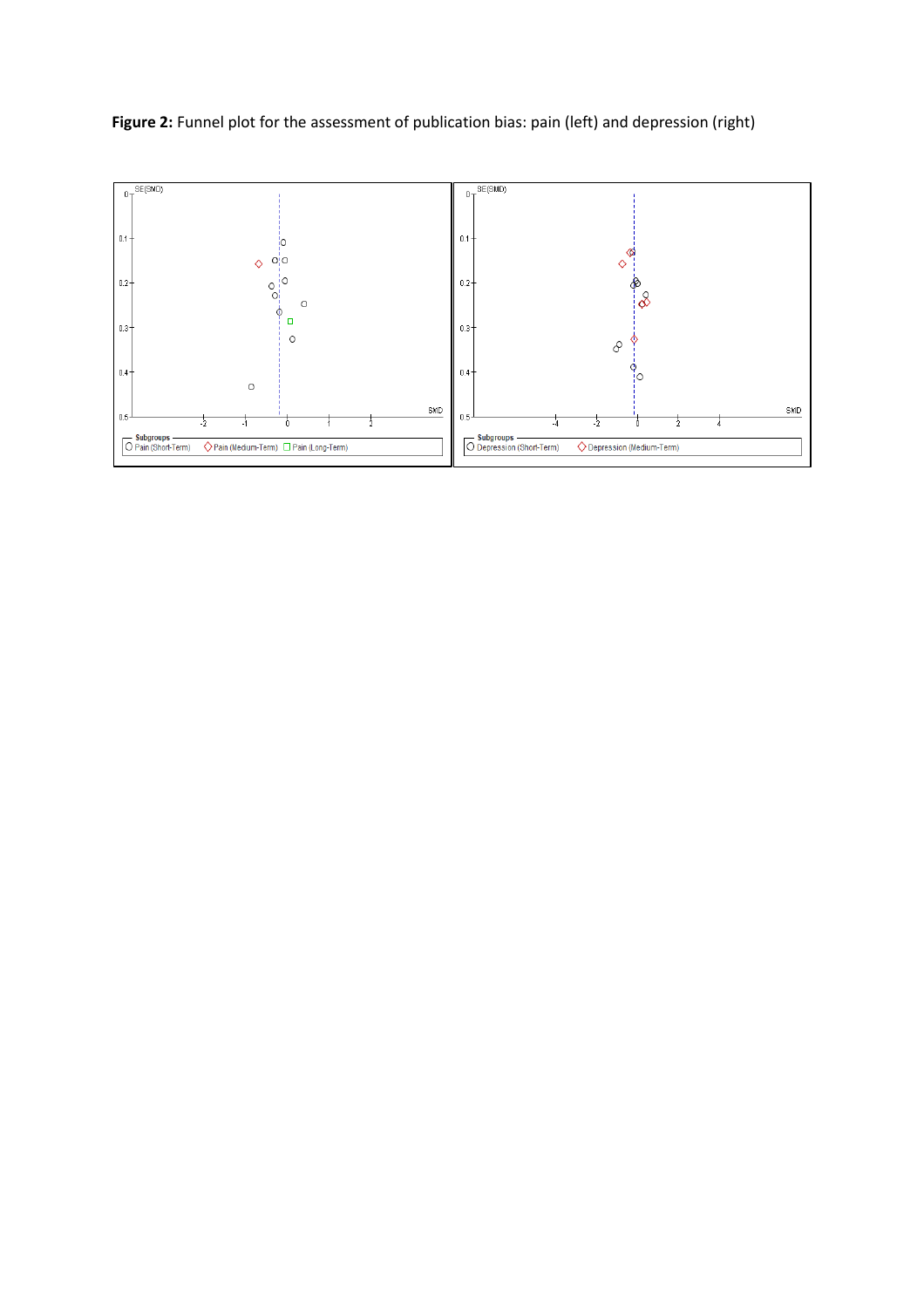**Figure 2:** Funnel plot for the assessment of publication bias: pain (left) and depression (right)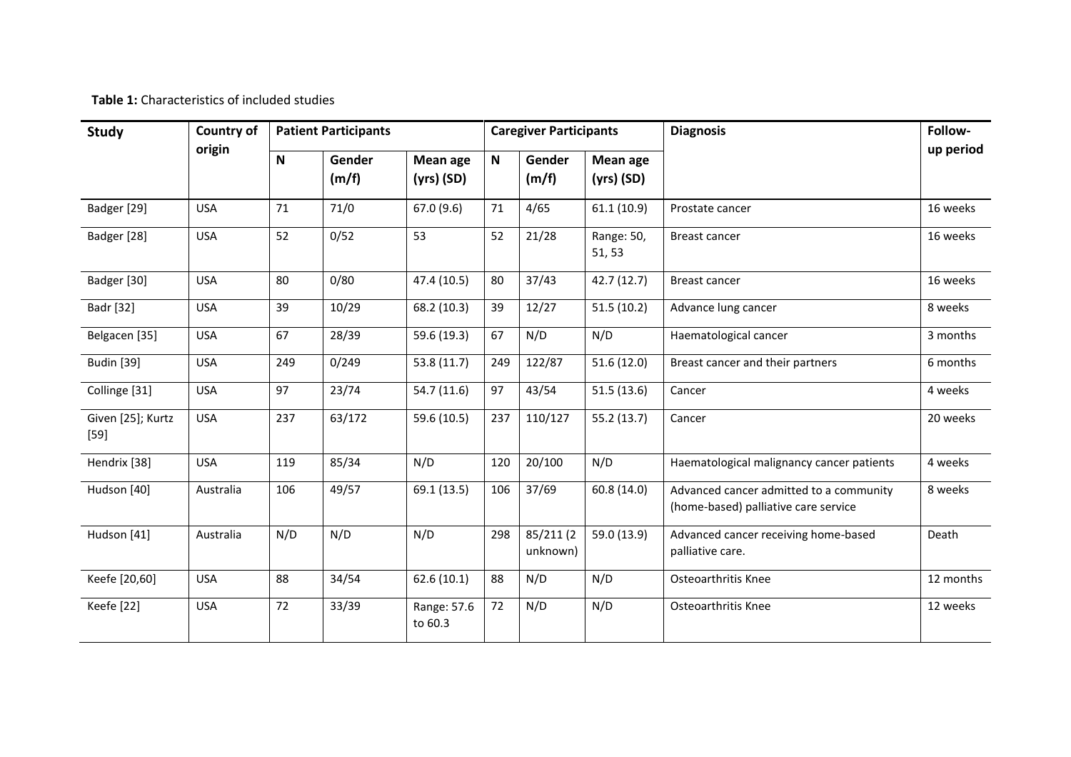**Table 1:** Characteristics of included studies

| Study | Country of origin | Patient Participants | | | Caregiver Participants | | | Diagnosis | Follow-up period |
|---|---|---|---|---|---|---|---|---|---|
| | | N | Gender (m/f) | Mean age (yrs) (SD) | N | Gender (m/f) | Mean age (yrs) (SD) | | |
| Badger [29] | USA | 71 | 71/0 | 67.0 (9.6) | 71 | 4/65 | 61.1 (10.9) | Prostate cancer | 16 weeks |
| Badger [28] | USA | 52 | 0/52 | 53 | 52 | 21/28 | Range: 50, 51, 53 | Breast cancer | 16 weeks |
| Badger [30] | USA | 80 | 0/80 | 47.4 (10.5) | 80 | 37/43 | 42.7 (12.7) | Breast cancer | 16 weeks |
| Badr [32] | USA | 39 | 10/29 | 68.2 (10.3) | 39 | 12/27 | 51.5 (10.2) | Advance lung cancer | 8 weeks |
| Belgacen [35] | USA | 67 | 28/39 | 59.6 (19.3) | 67 | N/D | N/D | Haematological cancer | 3 months |
| Budin [39] | USA | 249 | 0/249 | 53.8 (11.7) | 249 | 122/87 | 51.6 (12.0) | Breast cancer and their partners | 6 months |
| Collinge [31] | USA | 97 | 23/74 | 54.7 (11.6) | 97 | 43/54 | 51.5 (13.6) | Cancer | 4 weeks |
| Given [25]; Kurtz [59] | USA | 237 | 63/172 | 59.6 (10.5) | 237 | 110/127 | 55.2 (13.7) | Cancer | 20 weeks |
| Hendrix [38] | USA | 119 | 85/34 | N/D | 120 | 20/100 | N/D | Haematological malignancy cancer patients | 4 weeks |
| Hudson [40] | Australia | 106 | 49/57 | 69.1 (13.5) | 106 | 37/69 | 60.8 (14.0) | Advanced cancer admitted to a community (home-based) palliative care service | 8 weeks |
| Hudson [41] | Australia | N/D | N/D | N/D | 298 | 85/211 (2 unknown) | 59.0 (13.9) | Advanced cancer receiving home-based palliative care. | Death |
| Keefe [20,60] | USA | 88 | 34/54 | 62.6 (10.1) | 88 | N/D | N/D | Osteoarthritis Knee | 12 months |
| Keefe [22] | USA | 72 | 33/39 | Range: 57.6 to 60.3 | 72 | N/D | N/D | Osteoarthritis Knee | 12 weeks |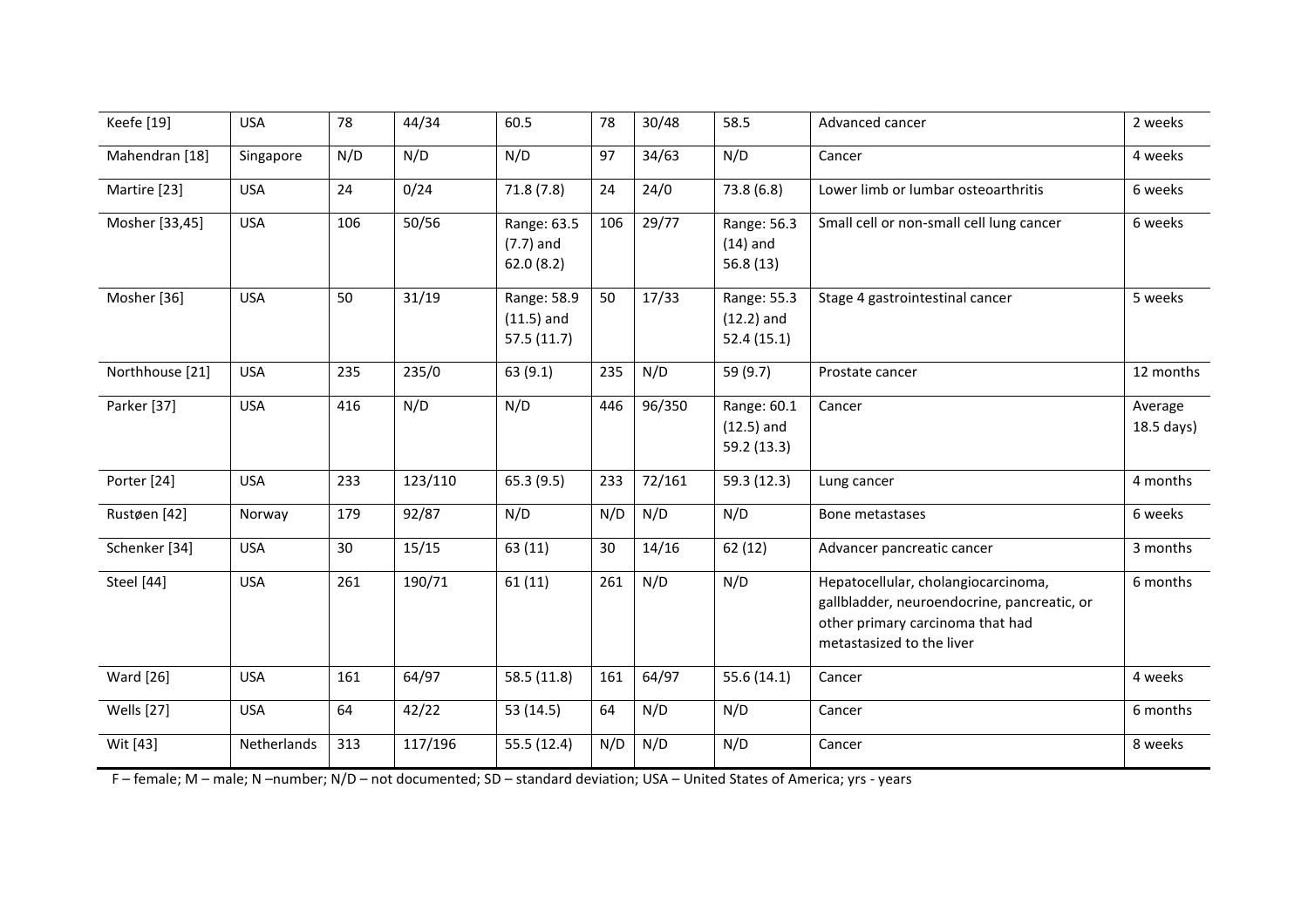| Keefe [19] | USA | 78 | 44/34 | 60.5 | 78 | 30/48 | 58.5 | Advanced cancer | 2 weeks |
|---|---|---|---|---|---|---|---|---|---|
| Mahendran [18] | Singapore | N/D | N/D | N/D | 97 | 34/63 | N/D | Cancer | 4 weeks |
| Martire [23] | USA | 24 | 0/24 | 71.8 (7.8) | 24 | 24/0 | 73.8 (6.8) | Lower limb or lumbar osteoarthritis | 6 weeks |
| Mosher [33,45] | USA | 106 | 50/56 | Range: 63.5 (7.7) and 62.0 (8.2) | 106 | 29/77 | Range: 56.3 (14) and 56.8 (13) | Small cell or non-small cell lung cancer | 6 weeks |
| Mosher [36] | USA | 50 | 31/19 | Range: 58.9 (11.5) and 57.5 (11.7) | 50 | 17/33 | Range: 55.3 (12.2) and 52.4 (15.1) | Stage 4 gastrointestinal cancer | 5 weeks |
| Northhouse [21] | USA | 235 | 235/0 | 63 (9.1) | 235 | N/D | 59 (9.7) | Prostate cancer | 12 months |
| Parker [37] | USA | 416 | N/D | N/D | 446 | 96/350 | Range: 60.1 (12.5) and 59.2 (13.3) | Cancer | Average 18.5 days) |
| Porter [24] | USA | 233 | 123/110 | 65.3 (9.5) | 233 | 72/161 | 59.3 (12.3) | Lung cancer | 4 months |
| Rustøen [42] | Norway | 179 | 92/87 | N/D | N/D | N/D | N/D | Bone metastases | 6 weeks |
| Schenker [34] | USA | 30 | 15/15 | 63 (11) | 30 | 14/16 | 62 (12) | Advancer pancreatic cancer | 3 months |
| Steel [44] | USA | 261 | 190/71 | 61 (11) | 261 | N/D | N/D | Hepatocellular, cholangiocarcinoma, gallbladder, neuroendocrine, pancreatic, or other primary carcinoma that had metastasized to the liver | 6 months |
| Ward [26] | USA | 161 | 64/97 | 58.5 (11.8) | 161 | 64/97 | 55.6 (14.1) | Cancer | 4 weeks |
| Wells [27] | USA | 64 | 42/22 | 53 (14.5) | 64 | N/D | N/D | Cancer | 6 months |
| Wit [43] | Netherlands | 313 | 117/196 | 55.5 (12.4) | N/D | N/D | N/D | Cancer | 8 weeks |

F – female; M – male; N –number; N/D – not documented; SD – standard deviation; USA – United States of America; yrs - years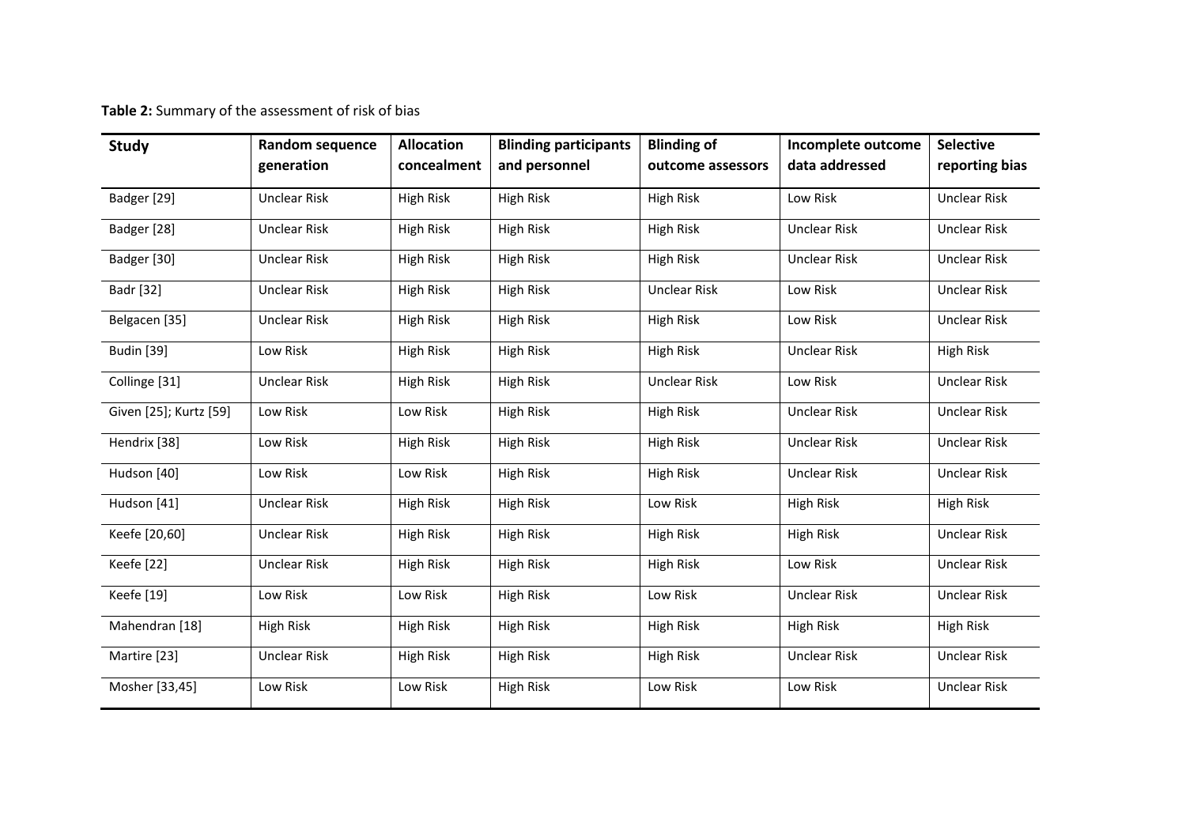**Table 2:** Summary of the assessment of risk of bias

| Study | Random sequence generation | Allocation concealment | Blinding participants and personnel | Blinding of outcome assessors | Incomplete outcome data addressed | Selective reporting bias |
|---|---|---|---|---|---|---|
| Badger [29] | Unclear Risk | High Risk | High Risk | High Risk | Low Risk | Unclear Risk |
| Badger [28] | Unclear Risk | High Risk | High Risk | High Risk | Unclear Risk | Unclear Risk |
| Badger [30] | Unclear Risk | High Risk | High Risk | High Risk | Unclear Risk | Unclear Risk |
| Badr [32] | Unclear Risk | High Risk | High Risk | Unclear Risk | Low Risk | Unclear Risk |
| Belgacen [35] | Unclear Risk | High Risk | High Risk | High Risk | Low Risk | Unclear Risk |
| Budin [39] | Low Risk | High Risk | High Risk | High Risk | Unclear Risk | High Risk |
| Collinge [31] | Unclear Risk | High Risk | High Risk | Unclear Risk | Low Risk | Unclear Risk |
| Given [25]; Kurtz [59] | Low Risk | Low Risk | High Risk | High Risk | Unclear Risk | Unclear Risk |
| Hendrix [38] | Low Risk | High Risk | High Risk | High Risk | Unclear Risk | Unclear Risk |
| Hudson [40] | Low Risk | Low Risk | High Risk | High Risk | Unclear Risk | Unclear Risk |
| Hudson [41] | Unclear Risk | High Risk | High Risk | Low Risk | High Risk | High Risk |
| Keefe [20,60] | Unclear Risk | High Risk | High Risk | High Risk | High Risk | Unclear Risk |
| Keefe [22] | Unclear Risk | High Risk | High Risk | High Risk | Low Risk | Unclear Risk |
| Keefe [19] | Low Risk | Low Risk | High Risk | Low Risk | Unclear Risk | Unclear Risk |
| Mahendran [18] | High Risk | High Risk | High Risk | High Risk | High Risk | High Risk |
| Martire [23] | Unclear Risk | High Risk | High Risk | High Risk | Unclear Risk | Unclear Risk |
| Mosher [33,45] | Low Risk | Low Risk | High Risk | Low Risk | Low Risk | Unclear Risk |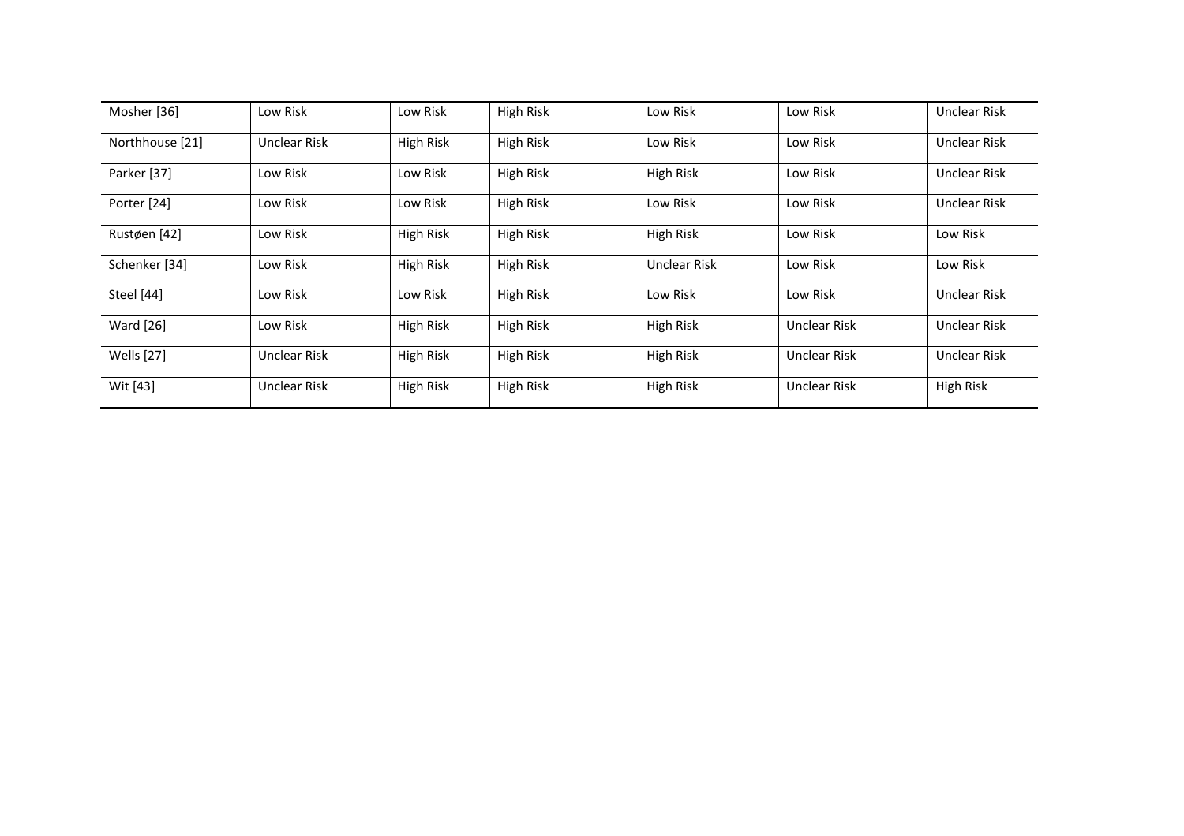| | | | | | | |
|---|---|---|---|---|---|---|
| Mosher [36] | Low Risk | Low Risk | High Risk | Low Risk | Low Risk | Unclear Risk |
| Northhouse [21] | Unclear Risk | High Risk | High Risk | Low Risk | Low Risk | Unclear Risk |
| Parker [37] | Low Risk | Low Risk | High Risk | High Risk | Low Risk | Unclear Risk |
| Porter [24] | Low Risk | Low Risk | High Risk | Low Risk | Low Risk | Unclear Risk |
| Rustøen [42] | Low Risk | High Risk | High Risk | High Risk | Low Risk | Low Risk |
| Schenker [34] | Low Risk | High Risk | High Risk | Unclear Risk | Low Risk | Low Risk |
| Steel [44] | Low Risk | Low Risk | High Risk | Low Risk | Low Risk | Unclear Risk |
| Ward [26] | Low Risk | High Risk | High Risk | High Risk | Unclear Risk | Unclear Risk |
| Wells [27] | Unclear Risk | High Risk | High Risk | High Risk | Unclear Risk | Unclear Risk |
| Wit [43] | Unclear Risk | High Risk | High Risk | High Risk | Unclear Risk | High Risk |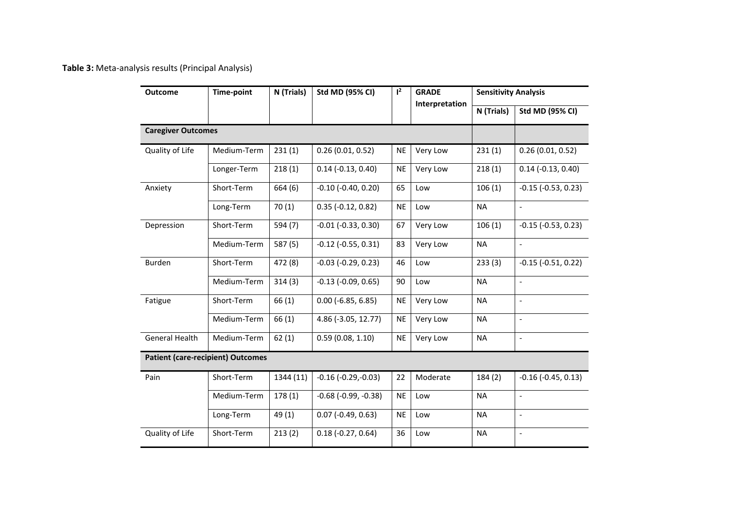**Table 3:** Meta-analysis results (Principal Analysis)

| Outcome | Time-point | N (Trials) | Std MD (95% CI) | $I^2$ | GRADE Interpretation | Sensitivity Analysis | |
|---|---|---|---|---|---|---|---|
| | | | | | | N (Trials) | Std MD (95% CI) |
| **Caregiver Outcomes** | | | | | | | |
| Quality of Life | Medium-Term | 231 (1) | 0.26 (0.01, 0.52) | NE | Very Low | 231 (1) | 0.26 (0.01, 0.52) |
| | Longer-Term | 218 (1) | 0.14 (-0.13, 0.40) | NE | Very Low | 218 (1) | 0.14 (-0.13, 0.40) |
| Anxiety | Short-Term | 664 (6) | -0.10 (-0.40, 0.20) | 65 | Low | 106 (1) | -0.15 (-0.53, 0.23) |
| | Long-Term | 70 (1) | 0.35 (-0.12, 0.82) | NE | Low | NA | - |
| Depression | Short-Term | 594 (7) | -0.01 (-0.33, 0.30) | 67 | Very Low | 106 (1) | -0.15 (-0.53, 0.23) |
| | Medium-Term | 587 (5) | -0.12 (-0.55, 0.31) | 83 | Very Low | NA | - |
| Burden | Short-Term | 472 (8) | -0.03 (-0.29, 0.23) | 46 | Low | 233 (3) | -0.15 (-0.51, 0.22) |
| | Medium-Term | 314 (3) | -0.13 (-0.09, 0.65) | 90 | Low | NA | - |
| Fatigue | Short-Term | 66 (1) | 0.00 (-6.85, 6.85) | NE | Very Low | NA | - |
| | Medium-Term | 66 (1) | 4.86 (-3.05, 12.77) | NE | Very Low | NA | - |
| General Health | Medium-Term | 62 (1) | 0.59 (0.08, 1.10) | NE | Very Low | NA | - |
| **Patient (care-recipient) Outcomes** | | | | | | | |
| Pain | Short-Term | 1344 (11) | -0.16 (-0.29,-0.03) | 22 | Moderate | 184 (2) | -0.16 (-0.45, 0.13) |
| | Medium-Term | 178 (1) | -0.68 (-0.99, -0.38) | NE | Low | NA | - |
| | Long-Term | 49 (1) | 0.07 (-0.49, 0.63) | NE | Low | NA | - |
| Quality of Life | Short-Term | 213 (2) | 0.18 (-0.27, 0.64) | 36 | Low | NA | - |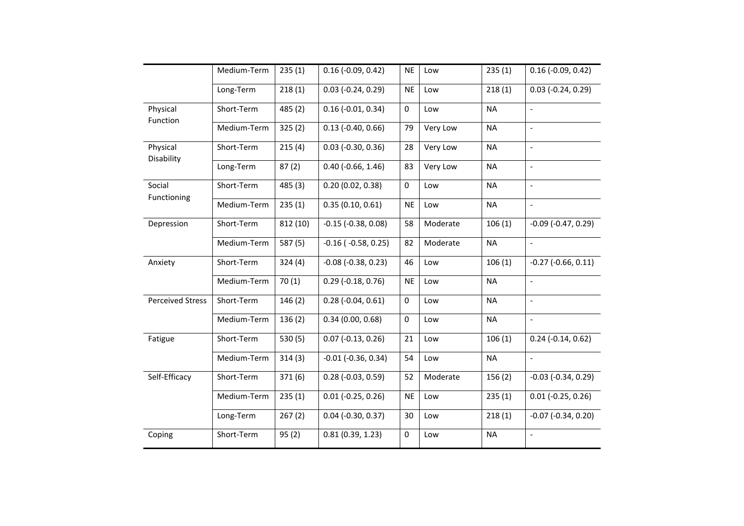| | | | | | | | |
|---|---|---|---|---|---|---|---|
| | Medium-Term | 235 (1) | 0.16 (-0.09, 0.42) | NE | Low | 235 (1) | 0.16 (-0.09, 0.42) |
| | Long-Term | 218 (1) | 0.03 (-0.24, 0.29) | NE | Low | 218 (1) | 0.03 (-0.24, 0.29) |
| Physical Function | Short-Term | 485 (2) | 0.16 (-0.01, 0.34) | 0 | Low | NA | - |
| | Medium-Term | 325 (2) | 0.13 (-0.40, 0.66) | 79 | Very Low | NA | - |
| Physical Disability | Short-Term | 215 (4) | 0.03 (-0.30, 0.36) | 28 | Very Low | NA | - |
| | Long-Term | 87 (2) | 0.40 (-0.66, 1.46) | 83 | Very Low | NA | - |
| Social Functioning | Short-Term | 485 (3) | 0.20 (0.02, 0.38) | 0 | Low | NA | - |
| | Medium-Term | 235 (1) | 0.35 (0.10, 0.61) | NE | Low | NA | - |
| Depression | Short-Term | 812 (10) | -0.15 (-0.38, 0.08) | 58 | Moderate | 106 (1) | -0.09 (-0.47, 0.29) |
| | Medium-Term | 587 (5) | -0.16 ( -0.58, 0.25) | 82 | Moderate | NA | - |
| Anxiety | Short-Term | 324 (4) | -0.08 (-0.38, 0.23) | 46 | Low | 106 (1) | -0.27 (-0.66, 0.11) |
| | Medium-Term | 70 (1) | 0.29 (-0.18, 0.76) | NE | Low | NA | - |
| Perceived Stress | Short-Term | 146 (2) | 0.28 (-0.04, 0.61) | 0 | Low | NA | - |
| | Medium-Term | 136 (2) | 0.34 (0.00, 0.68) | 0 | Low | NA | - |
| Fatigue | Short-Term | 530 (5) | 0.07 (-0.13, 0.26) | 21 | Low | 106 (1) | 0.24 (-0.14, 0.62) |
| | Medium-Term | 314 (3) | -0.01 (-0.36, 0.34) | 54 | Low | NA | - |
| Self-Efficacy | Short-Term | 371 (6) | 0.28 (-0.03, 0.59) | 52 | Moderate | 156 (2) | -0.03 (-0.34, 0.29) |
| | Medium-Term | 235 (1) | 0.01 (-0.25, 0.26) | NE | Low | 235 (1) | 0.01 (-0.25, 0.26) |
| | Long-Term | 267 (2) | 0.04 (-0.30, 0.37) | 30 | Low | 218 (1) | -0.07 (-0.34, 0.20) |
| Coping | Short-Term | 95 (2) | 0.81 (0.39, 1.23) | 0 | Low | NA | - |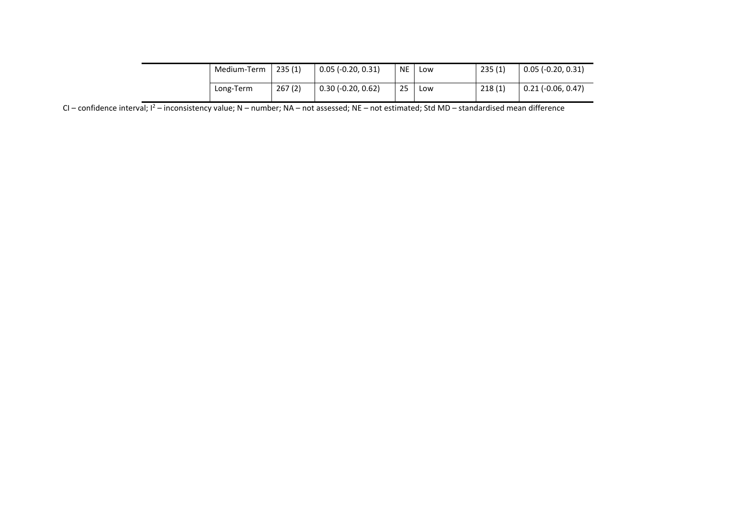| | | | | | | | |
|---|---|---|---|---|---|---|---|
| | Medium-Term | 235 (1) | 0.05 (-0.20, 0.31) | NE | Low | 235 (1) | 0.05 (-0.20, 0.31) |
| | Long-Term | 267 (2) | 0.30 (-0.20, 0.62) | 25 | Low | 218 (1) | 0.21 (-0.06, 0.47) |

CI – confidence interval; $I^2$ – inconsistency value; N – number; NA – not assessed; NE – not estimated; Std MD – standardised mean difference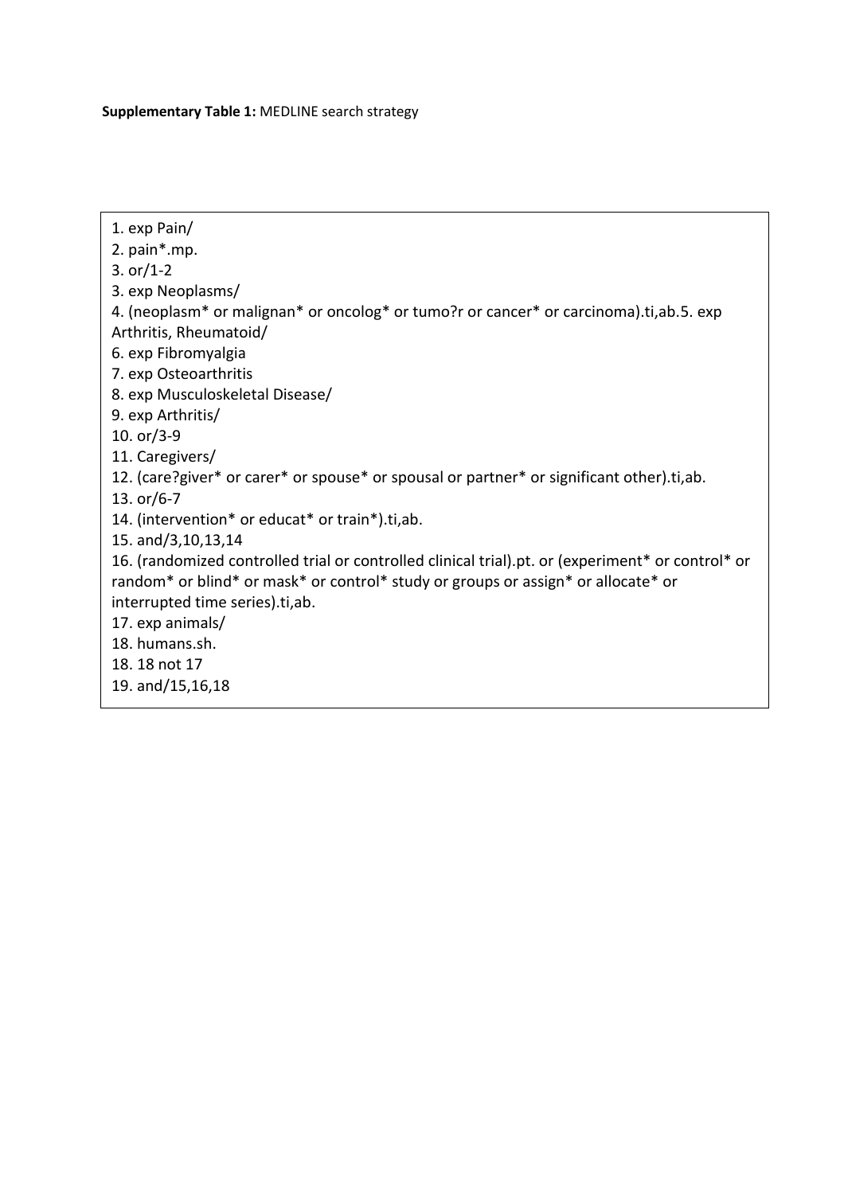**Supplementary Table 1:** MEDLINE search strategy

1. exp Pain/
2. pain*.mp.
3. or/1-2
3. exp Neoplasms/
4. (neoplasm* or malignan* or oncolog* or tumo?r or cancer* or carcinoma).ti,ab.5. exp Arthritis, Rheumatoid/
6. exp Fibromyalgia
7. exp Osteoarthritis
8. exp Musculoskeletal Disease/
9. exp Arthritis/
10. or/3-9
11. Caregivers/
12. (care?giver* or carer* or spouse* or spousal or partner* or significant other).ti,ab.
13. or/6-7
14. (intervention* or educat* or train*).ti,ab.
15. and/3,10,13,14
16. (randomized controlled trial or controlled clinical trial).pt. or (experiment* or control* or random* or blind* or mask* or control* study or groups or assign* or allocate* or interrupted time series).ti,ab.
17. exp animals/
18. humans.sh.
18. 18 not 17
19. and/15,16,18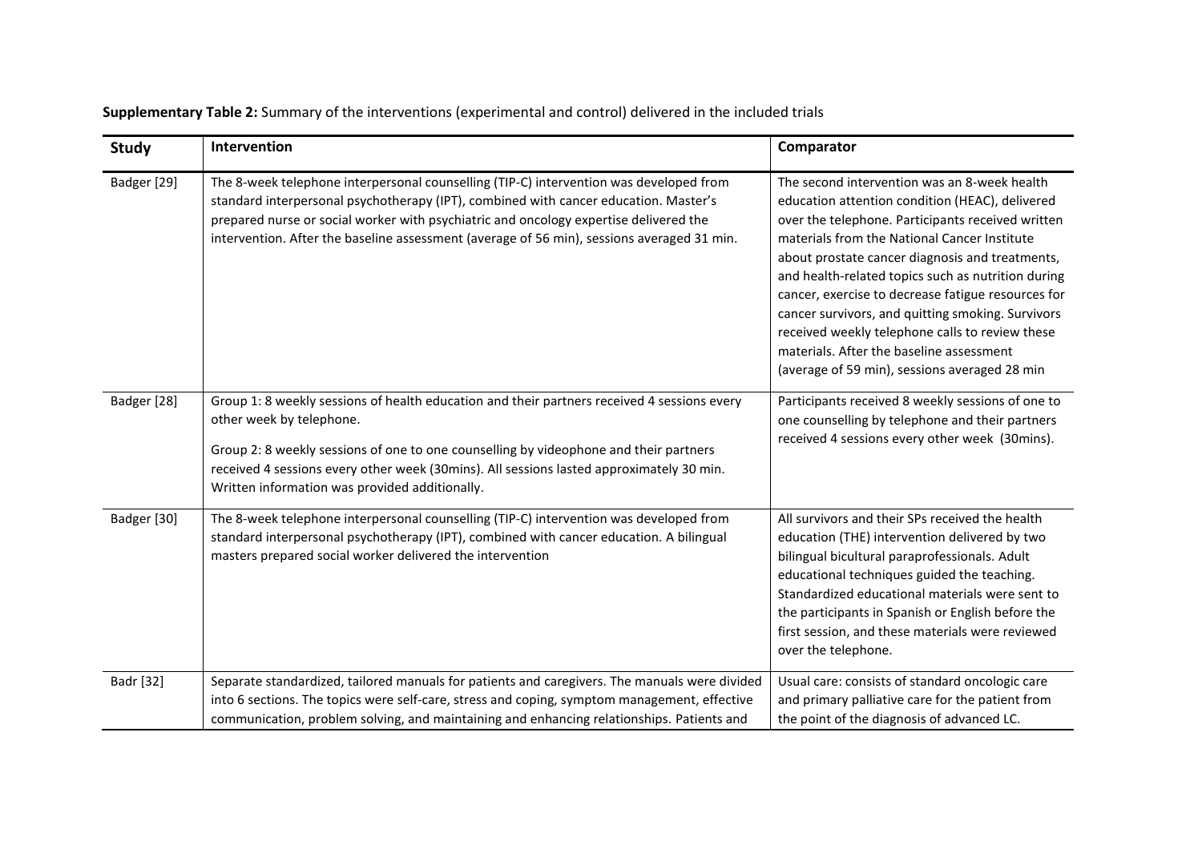**Supplementary Table 2:** Summary of the interventions (experimental and control) delivered in the included trials

| Study | Intervention | Comparator |
| --- | --- | --- |
| Badger [29] | The 8-week telephone interpersonal counselling (TIP-C) intervention was developed from standard interpersonal psychotherapy (IPT), combined with cancer education. Master's prepared nurse or social worker with psychiatric and oncology expertise delivered the intervention. After the baseline assessment (average of 56 min), sessions averaged 31 min. | The second intervention was an 8-week health education attention condition (HEAC), delivered over the telephone. Participants received written materials from the National Cancer Institute about prostate cancer diagnosis and treatments, and health-related topics such as nutrition during cancer, exercise to decrease fatigue resources for cancer survivors, and quitting smoking. Survivors received weekly telephone calls to review these materials. After the baseline assessment (average of 59 min), sessions averaged 28 min |
| Badger [28] | Group 1: 8 weekly sessions of health education and their partners received 4 sessions every other week by telephone.<br><br>Group 2: 8 weekly sessions of one to one counselling by videophone and their partners received 4 sessions every other week (30mins). All sessions lasted approximately 30 min. Written information was provided additionally. | Participants received 8 weekly sessions of one to one counselling by telephone and their partners received 4 sessions every other week (30mins). |
| Badger [30] | The 8-week telephone interpersonal counselling (TIP-C) intervention was developed from standard interpersonal psychotherapy (IPT), combined with cancer education. A bilingual masters prepared social worker delivered the intervention | All survivors and their SPs received the health education (THE) intervention delivered by two bilingual bicultural paraprofessionals. Adult educational techniques guided the teaching. Standardized educational materials were sent to the participants in Spanish or English before the first session, and these materials were reviewed over the telephone. |
| Badr [32] | Separate standardized, tailored manuals for patients and caregivers. The manuals were divided into 6 sections. The topics were self-care, stress and coping, symptom management, effective communication, problem solving, and maintaining and enhancing relationships. Patients and | Usual care: consists of standard oncologic care and primary palliative care for the patient from the point of the diagnosis of advanced LC. |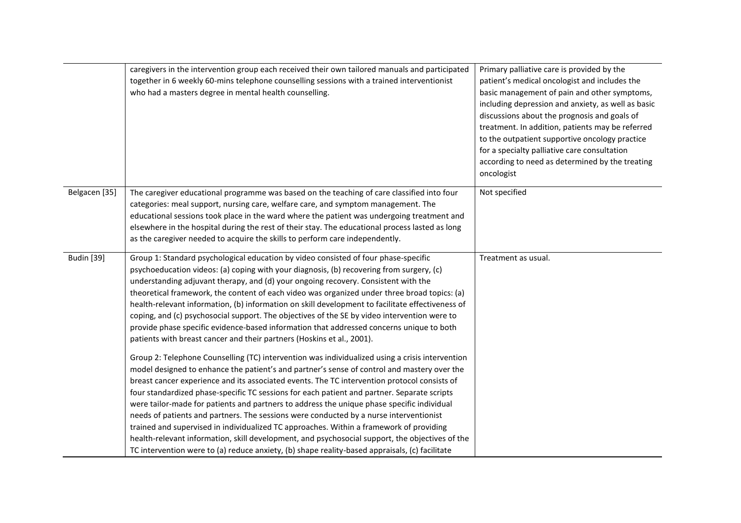| | | |
|---|---|---|
| | caregivers in the intervention group each received their own tailored manuals and participated together in 6 weekly 60-mins telephone counselling sessions with a trained interventionist who had a masters degree in mental health counselling. | Primary palliative care is provided by the patient's medical oncologist and includes the basic management of pain and other symptoms, including depression and anxiety, as well as basic discussions about the prognosis and goals of treatment. In addition, patients may be referred to the outpatient supportive oncology practice for a specialty palliative care consultation according to need as determined by the treating oncologist |
| Belgacen [35] | The caregiver educational programme was based on the teaching of care classified into four categories: meal support, nursing care, welfare care, and symptom management. The educational sessions took place in the ward where the patient was undergoing treatment and elsewhere in the hospital during the rest of their stay. The educational process lasted as long as the caregiver needed to acquire the skills to perform care independently. | Not specified |
| Budin [39] | Group 1: Standard psychological education by video consisted of four phase-specific psychoeducation videos: (a) coping with your diagnosis, (b) recovering from surgery, (c) understanding adjuvant therapy, and (d) your ongoing recovery. Consistent with the theoretical framework, the content of each video was organized under three broad topics: (a) health-relevant information, (b) information on skill development to facilitate effectiveness of coping, and (c) psychosocial support. The objectives of the SE by video intervention were to provide phase specific evidence-based information that addressed concerns unique to both patients with breast cancer and their partners (Hoskins et al., 2001).<br><br>Group 2: Telephone Counselling (TC) intervention was individualized using a crisis intervention model designed to enhance the patient's and partner's sense of control and mastery over the breast cancer experience and its associated events. The TC intervention protocol consists of four standardized phase-specific TC sessions for each patient and partner. Separate scripts were tailor-made for patients and partners to address the unique phase specific individual needs of patients and partners. The sessions were conducted by a nurse interventionist trained and supervised in individualized TC approaches. Within a framework of providing health-relevant information, skill development, and psychosocial support, the objectives of the TC intervention were to (a) reduce anxiety, (b) shape reality-based appraisals, (c) facilitate | Treatment as usual. |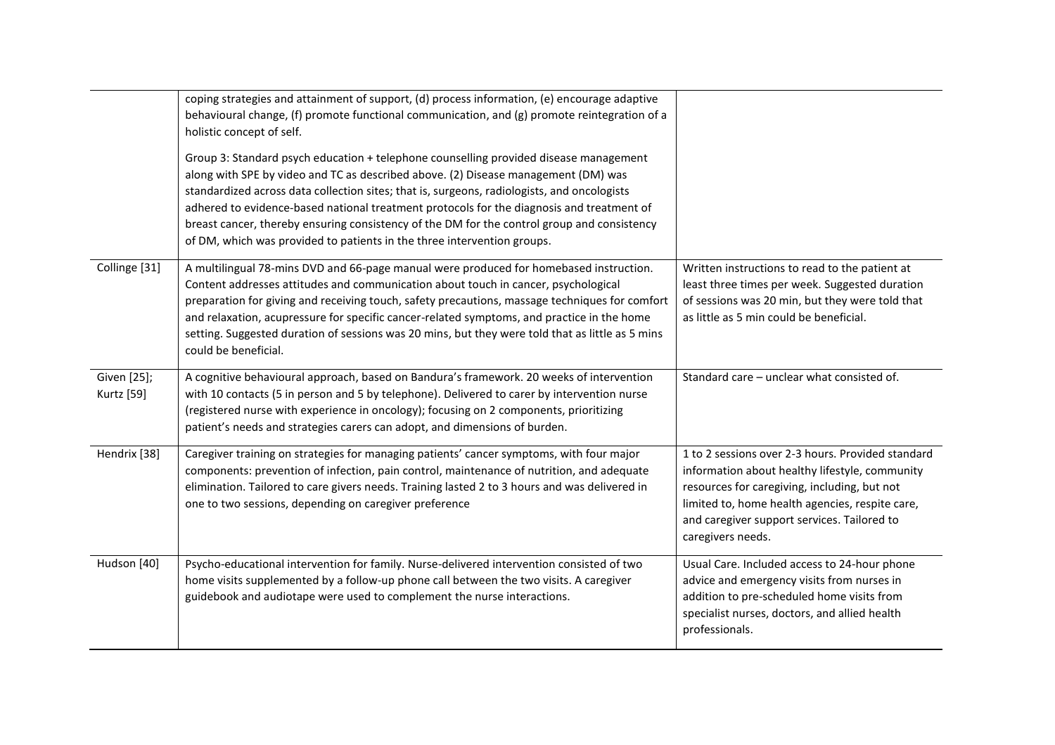| | | |
|---|---|---|
| | coping strategies and attainment of support, (d) process information, (e) encourage adaptive behavioural change, (f) promote functional communication, and (g) promote reintegration of a holistic concept of self.<br><br>Group 3: Standard psych education + telephone counselling provided disease management along with SPE by video and TC as described above. (2) Disease management (DM) was standardized across data collection sites; that is, surgeons, radiologists, and oncologists adhered to evidence-based national treatment protocols for the diagnosis and treatment of breast cancer, thereby ensuring consistency of the DM for the control group and consistency of DM, which was provided to patients in the three intervention groups. | |
| Collinge [31] | A multilingual 78-mins DVD and 66-page manual were produced for homebased instruction. Content addresses attitudes and communication about touch in cancer, psychological preparation for giving and receiving touch, safety precautions, massage techniques for comfort and relaxation, acupressure for specific cancer-related symptoms, and practice in the home setting. Suggested duration of sessions was 20 mins, but they were told that as little as 5 mins could be beneficial. | Written instructions to read to the patient at least three times per week. Suggested duration of sessions was 20 min, but they were told that as little as 5 min could be beneficial. |
| Given [25]; Kurtz [59] | A cognitive behavioural approach, based on Bandura's framework. 20 weeks of intervention with 10 contacts (5 in person and 5 by telephone). Delivered to carer by intervention nurse (registered nurse with experience in oncology); focusing on 2 components, prioritizing patient's needs and strategies carers can adopt, and dimensions of burden. | Standard care – unclear what consisted of. |
| Hendrix [38] | Caregiver training on strategies for managing patients' cancer symptoms, with four major components: prevention of infection, pain control, maintenance of nutrition, and adequate elimination. Tailored to care givers needs. Training lasted 2 to 3 hours and was delivered in one to two sessions, depending on caregiver preference | 1 to 2 sessions over 2-3 hours. Provided standard information about healthy lifestyle, community resources for caregiving, including, but not limited to, home health agencies, respite care, and caregiver support services. Tailored to caregivers needs. |
| Hudson [40] | Psycho-educational intervention for family. Nurse-delivered intervention consisted of two home visits supplemented by a follow-up phone call between the two visits. A caregiver guidebook and audiotape were used to complement the nurse interactions. | Usual Care. Included access to 24-hour phone advice and emergency visits from nurses in addition to pre-scheduled home visits from specialist nurses, doctors, and allied health professionals. |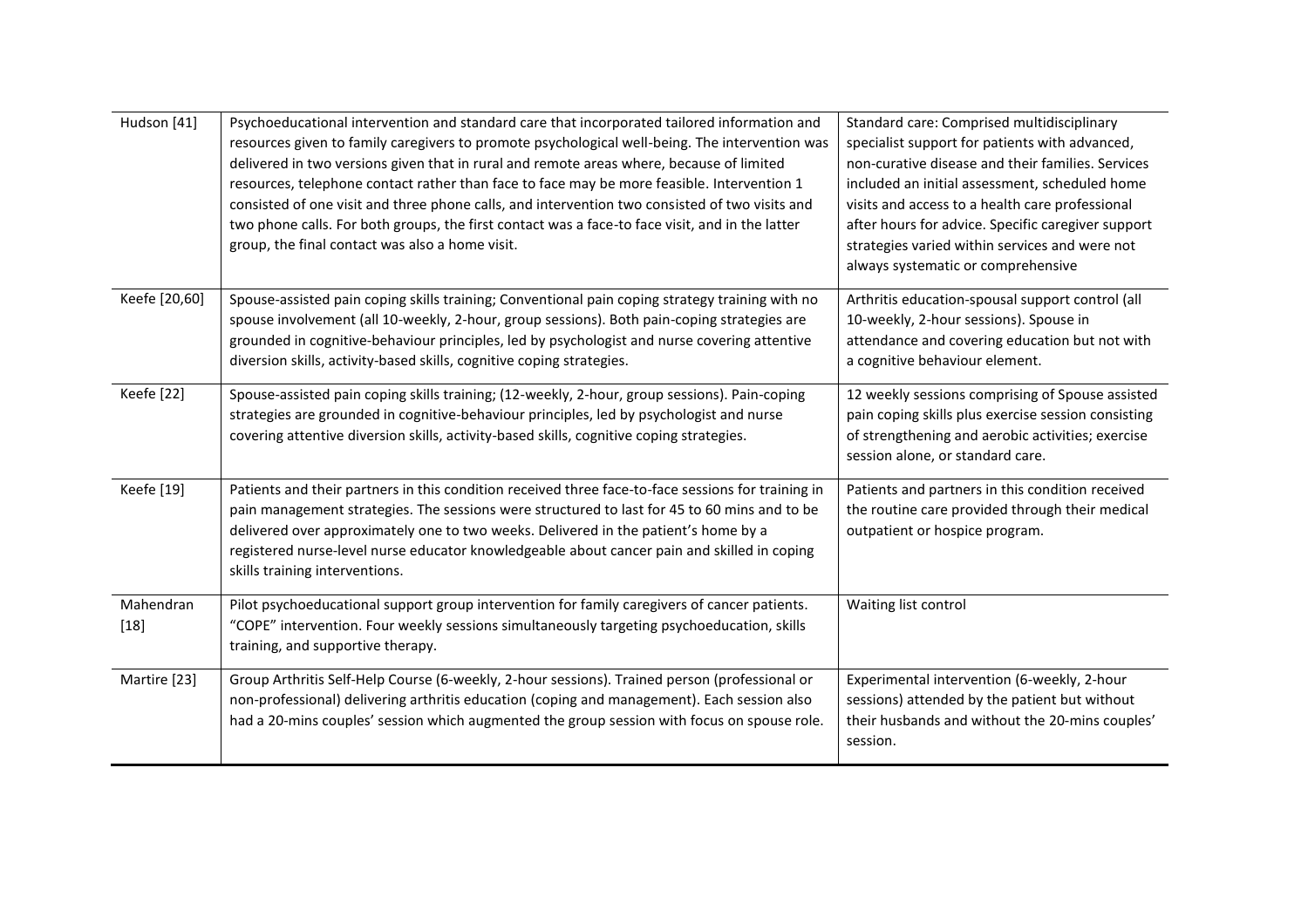| | | |
|---|---|---|
| Hudson [41] | Psychoeducational intervention and standard care that incorporated tailored information and resources given to family caregivers to promote psychological well-being. The intervention was delivered in two versions given that in rural and remote areas where, because of limited resources, telephone contact rather than face to face may be more feasible. Intervention 1 consisted of one visit and three phone calls, and intervention two consisted of two visits and two phone calls. For both groups, the first contact was a face-to face visit, and in the latter group, the final contact was also a home visit. | Standard care: Comprised multidisciplinary specialist support for patients with advanced, non-curative disease and their families. Services included an initial assessment, scheduled home visits and access to a health care professional after hours for advice. Specific caregiver support strategies varied within services and were not always systematic or comprehensive |
| Keefe [20,60] | Spouse-assisted pain coping skills training; Conventional pain coping strategy training with no spouse involvement (all 10-weekly, 2-hour, group sessions). Both pain-coping strategies are grounded in cognitive-behaviour principles, led by psychologist and nurse covering attentive diversion skills, activity-based skills, cognitive coping strategies. | Arthritis education-spousal support control (all 10-weekly, 2-hour sessions). Spouse in attendance and covering education but not with a cognitive behaviour element. |
| Keefe [22] | Spouse-assisted pain coping skills training; (12-weekly, 2-hour, group sessions). Pain-coping strategies are grounded in cognitive-behaviour principles, led by psychologist and nurse covering attentive diversion skills, activity-based skills, cognitive coping strategies. | 12 weekly sessions comprising of Spouse assisted pain coping skills plus exercise session consisting of strengthening and aerobic activities; exercise session alone, or standard care. |
| Keefe [19] | Patients and their partners in this condition received three face-to-face sessions for training in pain management strategies. The sessions were structured to last for 45 to 60 mins and to be delivered over approximately one to two weeks. Delivered in the patient's home by a registered nurse-level nurse educator knowledgeable about cancer pain and skilled in coping skills training interventions. | Patients and partners in this condition received the routine care provided through their medical outpatient or hospice program. |
| Mahendran [18] | Pilot psychoeducational support group intervention for family caregivers of cancer patients. "COPE" intervention. Four weekly sessions simultaneously targeting psychoeducation, skills training, and supportive therapy. | Waiting list control |
| Martire [23] | Group Arthritis Self-Help Course (6-weekly, 2-hour sessions). Trained person (professional or non-professional) delivering arthritis education (coping and management). Each session also had a 20-mins couples' session which augmented the group session with focus on spouse role. | Experimental intervention (6-weekly, 2-hour sessions) attended by the patient but without their husbands and without the 20-mins couples' session. |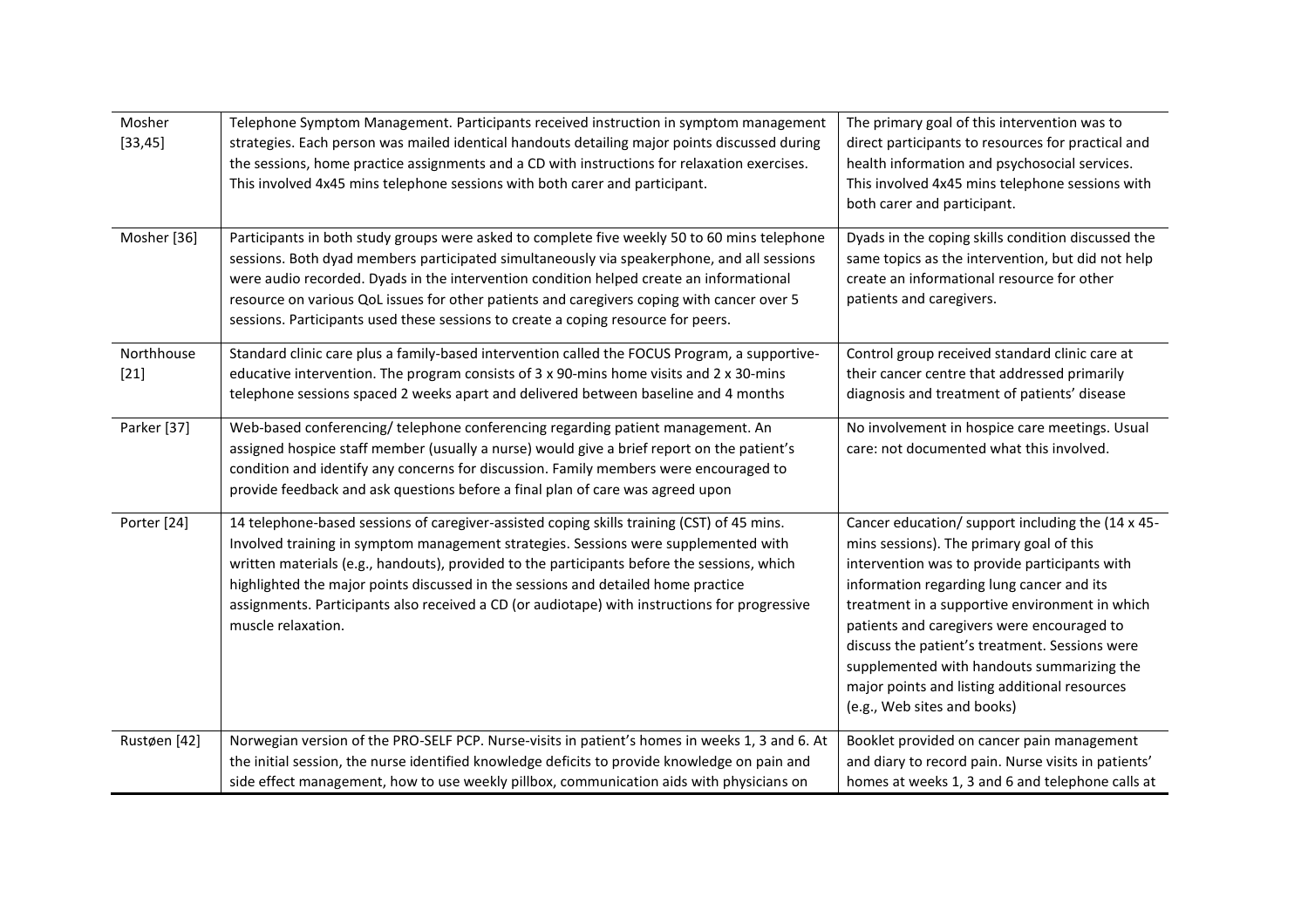| | | |
|---|---|---|
| Mosher [33,45] | Telephone Symptom Management. Participants received instruction in symptom management strategies. Each person was mailed identical handouts detailing major points discussed during the sessions, home practice assignments and a CD with instructions for relaxation exercises. This involved 4x45 mins telephone sessions with both carer and participant. | The primary goal of this intervention was to direct participants to resources for practical and health information and psychosocial services. This involved 4x45 mins telephone sessions with both carer and participant. |
| Mosher [36] | Participants in both study groups were asked to complete five weekly 50 to 60 mins telephone sessions. Both dyad members participated simultaneously via speakerphone, and all sessions were audio recorded. Dyads in the intervention condition helped create an informational resource on various QoL issues for other patients and caregivers coping with cancer over 5 sessions. Participants used these sessions to create a coping resource for peers. | Dyads in the coping skills condition discussed the same topics as the intervention, but did not help create an informational resource for other patients and caregivers. |
| Northhouse [21] | Standard clinic care plus a family-based intervention called the FOCUS Program, a supportive-educative intervention. The program consists of 3 x 90-mins home visits and 2 x 30-mins telephone sessions spaced 2 weeks apart and delivered between baseline and 4 months | Control group received standard clinic care at their cancer centre that addressed primarily diagnosis and treatment of patients' disease |
| Parker [37] | Web-based conferencing/ telephone conferencing regarding patient management. An assigned hospice staff member (usually a nurse) would give a brief report on the patient's condition and identify any concerns for discussion. Family members were encouraged to provide feedback and ask questions before a final plan of care was agreed upon | No involvement in hospice care meetings. Usual care: not documented what this involved. |
| Porter [24] | 14 telephone-based sessions of caregiver-assisted coping skills training (CST) of 45 mins. Involved training in symptom management strategies. Sessions were supplemented with written materials (e.g., handouts), provided to the participants before the sessions, which highlighted the major points discussed in the sessions and detailed home practice assignments. Participants also received a CD (or audiotape) with instructions for progressive muscle relaxation. | Cancer education/ support including the (14 x 45-mins sessions). The primary goal of this intervention was to provide participants with information regarding lung cancer and its treatment in a supportive environment in which patients and caregivers were encouraged to discuss the patient's treatment. Sessions were supplemented with handouts summarizing the major points and listing additional resources (e.g., Web sites and books) |
| Rustøen [42] | Norwegian version of the PRO-SELF PCP. Nurse-visits in patient's homes in weeks 1, 3 and 6. At the initial session, the nurse identified knowledge deficits to provide knowledge on pain and side effect management, how to use weekly pillbox, communication aids with physicians on | Booklet provided on cancer pain management and diary to record pain. Nurse visits in patients' homes at weeks 1, 3 and 6 and telephone calls at |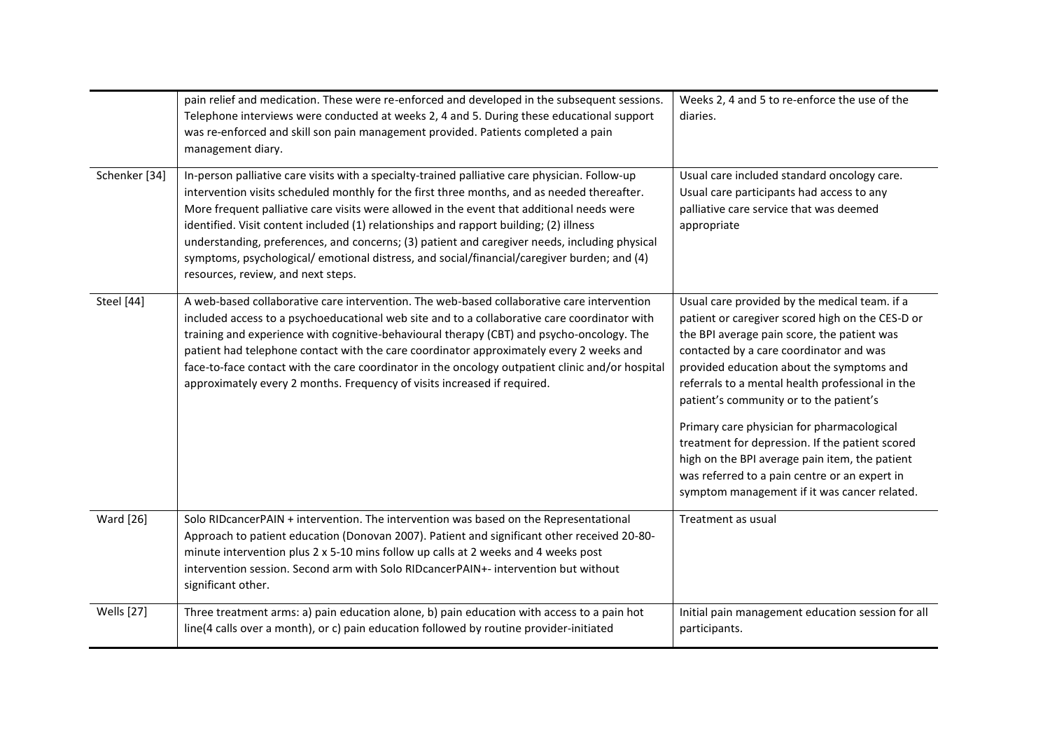| | | |
|---|---|---|
| | pain relief and medication. These were re-enforced and developed in the subsequent sessions. Telephone interviews were conducted at weeks 2, 4 and 5. During these educational support was re-enforced and skill son pain management provided. Patients completed a pain management diary. | Weeks 2, 4 and 5 to re-enforce the use of the diaries. |
| Schenker [34] | In-person palliative care visits with a specialty-trained palliative care physician. Follow-up intervention visits scheduled monthly for the first three months, and as needed thereafter. More frequent palliative care visits were allowed in the event that additional needs were identified. Visit content included (1) relationships and rapport building; (2) illness understanding, preferences, and concerns; (3) patient and caregiver needs, including physical symptoms, psychological/ emotional distress, and social/financial/caregiver burden; and (4) resources, review, and next steps. | Usual care included standard oncology care. Usual care participants had access to any palliative care service that was deemed appropriate |
| Steel [44] | A web-based collaborative care intervention. The web-based collaborative care intervention included access to a psychoeducational web site and to a collaborative care coordinator with training and experience with cognitive-behavioural therapy (CBT) and psycho-oncology. The patient had telephone contact with the care coordinator approximately every 2 weeks and face-to-face contact with the care coordinator in the oncology outpatient clinic and/or hospital approximately every 2 months. Frequency of visits increased if required. | Usual care provided by the medical team. if a patient or caregiver scored high on the CES-D or the BPI average pain score, the patient was contacted by a care coordinator and was provided education about the symptoms and referrals to a mental health professional in the patient's community or to the patient's<br><br>Primary care physician for pharmacological treatment for depression. If the patient scored high on the BPI average pain item, the patient was referred to a pain centre or an expert in symptom management if it was cancer related. |
| Ward [26] | Solo RIDcancerPAIN + intervention. The intervention was based on the Representational Approach to patient education (Donovan 2007). Patient and significant other received 20-80-minute intervention plus 2 x 5-10 mins follow up calls at 2 weeks and 4 weeks post intervention session. Second arm with Solo RIDcancerPAIN+- intervention but without significant other. | Treatment as usual |
| Wells [27] | Three treatment arms: a) pain education alone, b) pain education with access to a pain hot line(4 calls over a month), or c) pain education followed by routine provider-initiated | Initial pain management education session for all participants. |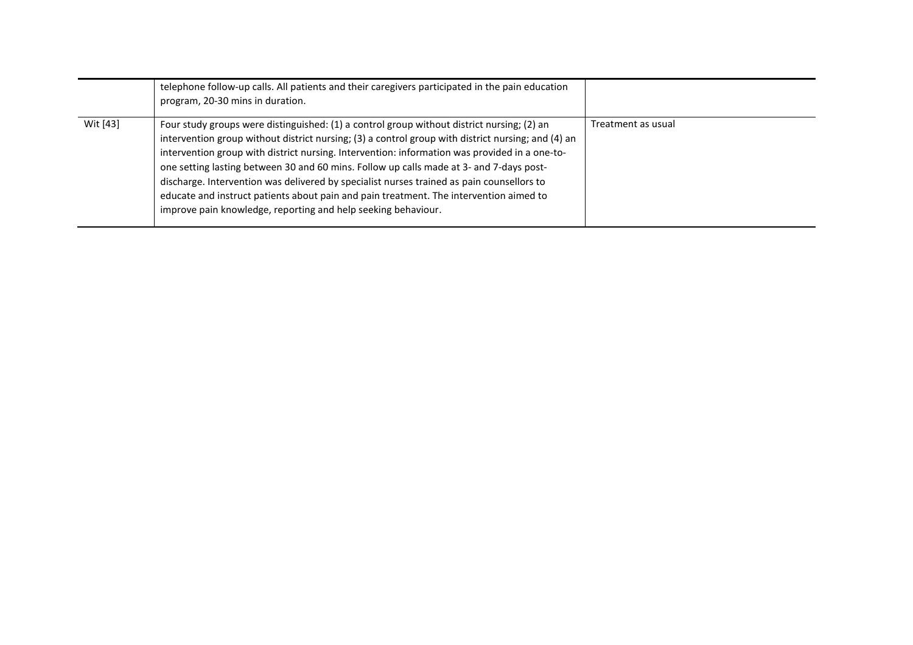| | | |
|---|---|---|
| | telephone follow-up calls. All patients and their caregivers participated in the pain education program, 20-30 mins in duration. | |
| Wit [43] | Four study groups were distinguished: (1) a control group without district nursing; (2) an intervention group without district nursing; (3) a control group with district nursing; and (4) an intervention group with district nursing. Intervention: information was provided in a one-to-one setting lasting between 30 and 60 mins. Follow up calls made at 3- and 7-days post-discharge. Intervention was delivered by specialist nurses trained as pain counsellors to educate and instruct patients about pain and pain treatment. The intervention aimed to improve pain knowledge, reporting and help seeking behaviour. | Treatment as usual |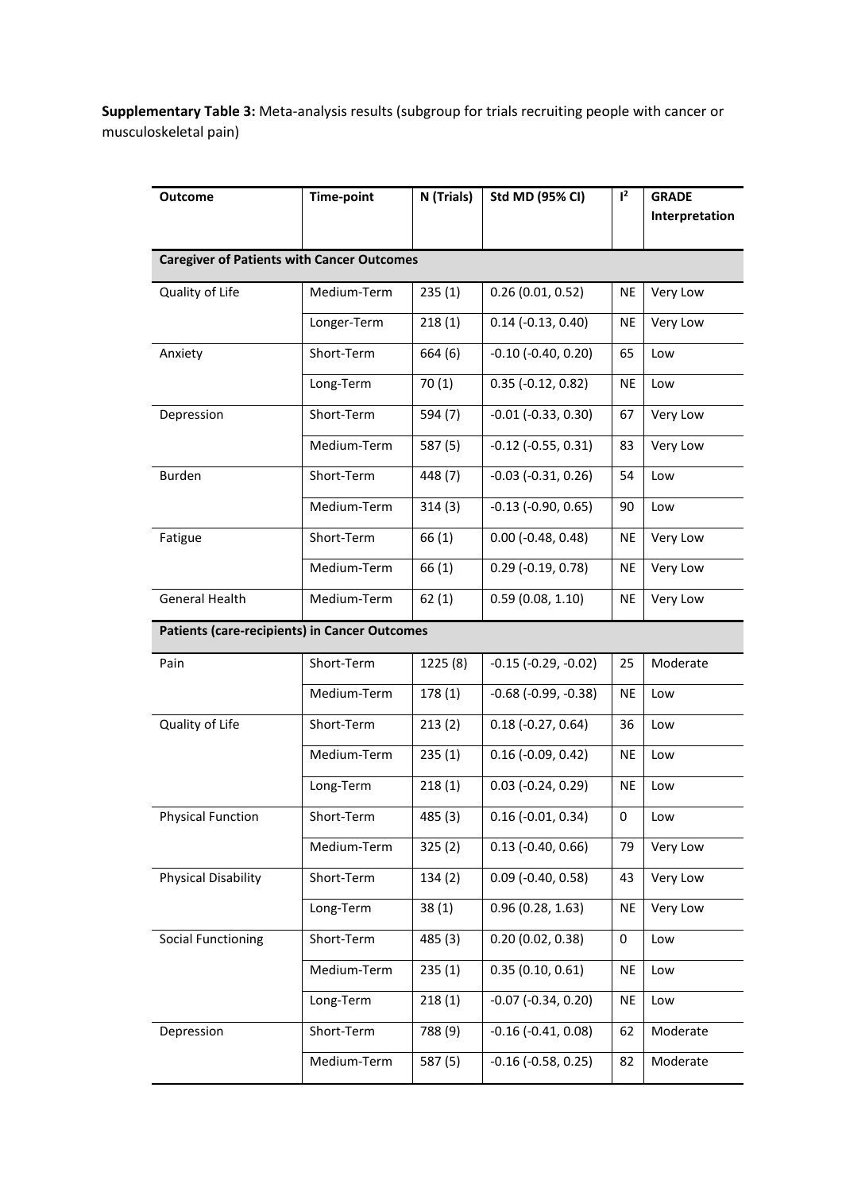**Supplementary Table 3:** Meta-analysis results (subgroup for trials recruiting people with cancer or musculoskeletal pain)

| Outcome | Time-point | N (Trials) | Std MD (95% CI) | $I^2$ | GRADE Interpretation |
|---|---|---|---|---|---|
| **Caregiver of Patients with Cancer Outcomes** | | | | | |
| Quality of Life | Medium-Term | 235 (1) | 0.26 (0.01, 0.52) | NE | Very Low |
| | Longer-Term | 218 (1) | 0.14 (-0.13, 0.40) | NE | Very Low |
| Anxiety | Short-Term | 664 (6) | -0.10 (-0.40, 0.20) | 65 | Low |
| | Long-Term | 70 (1) | 0.35 (-0.12, 0.82) | NE | Low |
| Depression | Short-Term | 594 (7) | -0.01 (-0.33, 0.30) | 67 | Very Low |
| | Medium-Term | 587 (5) | -0.12 (-0.55, 0.31) | 83 | Very Low |
| Burden | Short-Term | 448 (7) | -0.03 (-0.31, 0.26) | 54 | Low |
| | Medium-Term | 314 (3) | -0.13 (-0.90, 0.65) | 90 | Low |
| Fatigue | Short-Term | 66 (1) | 0.00 (-0.48, 0.48) | NE | Very Low |
| | Medium-Term | 66 (1) | 0.29 (-0.19, 0.78) | NE | Very Low |
| General Health | Medium-Term | 62 (1) | 0.59 (0.08, 1.10) | NE | Very Low |
| **Patients (care-recipients) in Cancer Outcomes** | | | | | |
| Pain | Short-Term | 1225 (8) | -0.15 (-0.29, -0.02) | 25 | Moderate |
| | Medium-Term | 178 (1) | -0.68 (-0.99, -0.38) | NE | Low |
| Quality of Life | Short-Term | 213 (2) | 0.18 (-0.27, 0.64) | 36 | Low |
| | Medium-Term | 235 (1) | 0.16 (-0.09, 0.42) | NE | Low |
| | Long-Term | 218 (1) | 0.03 (-0.24, 0.29) | NE | Low |
| Physical Function | Short-Term | 485 (3) | 0.16 (-0.01, 0.34) | 0 | Low |
| | Medium-Term | 325 (2) | 0.13 (-0.40, 0.66) | 79 | Very Low |
| Physical Disability | Short-Term | 134 (2) | 0.09 (-0.40, 0.58) | 43 | Very Low |
| | Long-Term | 38 (1) | 0.96 (0.28, 1.63) | NE | Very Low |
| Social Functioning | Short-Term | 485 (3) | 0.20 (0.02, 0.38) | 0 | Low |
| | Medium-Term | 235 (1) | 0.35 (0.10, 0.61) | NE | Low |
| | Long-Term | 218 (1) | -0.07 (-0.34, 0.20) | NE | Low |
| Depression | Short-Term | 788 (9) | -0.16 (-0.41, 0.08) | 62 | Moderate |
| | Medium-Term | 587 (5) | -0.16 (-0.58, 0.25) | 82 | Moderate |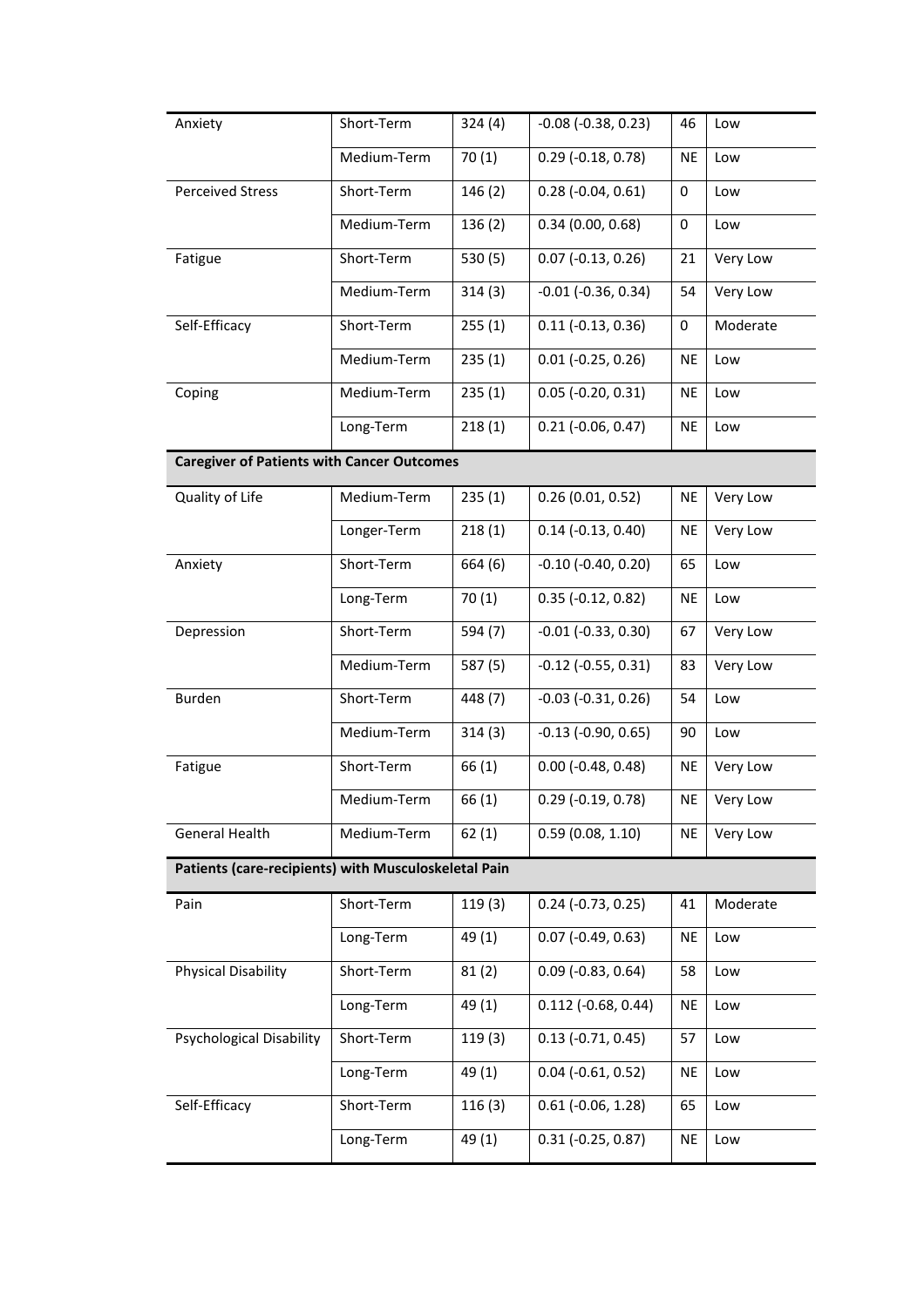| | | | | | |
|---|---|---|---|---|---|
| Anxiety | Short-Term | 324 (4) | -0.08 (-0.38, 0.23) | 46 | Low |
| | Medium-Term | 70 (1) | 0.29 (-0.18, 0.78) | NE | Low |
| Perceived Stress | Short-Term | 146 (2) | 0.28 (-0.04, 0.61) | 0 | Low |
| | Medium-Term | 136 (2) | 0.34 (0.00, 0.68) | 0 | Low |
| Fatigue | Short-Term | 530 (5) | 0.07 (-0.13, 0.26) | 21 | Very Low |
| | Medium-Term | 314 (3) | -0.01 (-0.36, 0.34) | 54 | Very Low |
| Self-Efficacy | Short-Term | 255 (1) | 0.11 (-0.13, 0.36) | 0 | Moderate |
| | Medium-Term | 235 (1) | 0.01 (-0.25, 0.26) | NE | Low |
| Coping | Medium-Term | 235 (1) | 0.05 (-0.20, 0.31) | NE | Low |
| | Long-Term | 218 (1) | 0.21 (-0.06, 0.47) | NE | Low |
| **Caregiver of Patients with Cancer Outcomes** | | | | | |
| Quality of Life | Medium-Term | 235 (1) | 0.26 (0.01, 0.52) | NE | Very Low |
| | Longer-Term | 218 (1) | 0.14 (-0.13, 0.40) | NE | Very Low |
| Anxiety | Short-Term | 664 (6) | -0.10 (-0.40, 0.20) | 65 | Low |
| | Long-Term | 70 (1) | 0.35 (-0.12, 0.82) | NE | Low |
| Depression | Short-Term | 594 (7) | -0.01 (-0.33, 0.30) | 67 | Very Low |
| | Medium-Term | 587 (5) | -0.12 (-0.55, 0.31) | 83 | Very Low |
| Burden | Short-Term | 448 (7) | -0.03 (-0.31, 0.26) | 54 | Low |
| | Medium-Term | 314 (3) | -0.13 (-0.90, 0.65) | 90 | Low |
| Fatigue | Short-Term | 66 (1) | 0.00 (-0.48, 0.48) | NE | Very Low |
| | Medium-Term | 66 (1) | 0.29 (-0.19, 0.78) | NE | Very Low |
| General Health | Medium-Term | 62 (1) | 0.59 (0.08, 1.10) | NE | Very Low |
| **Patients (care-recipients) with Musculoskeletal Pain** | | | | | |
| Pain | Short-Term | 119 (3) | 0.24 (-0.73, 0.25) | 41 | Moderate |
| | Long-Term | 49 (1) | 0.07 (-0.49, 0.63) | NE | Low |
| Physical Disability | Short-Term | 81 (2) | 0.09 (-0.83, 0.64) | 58 | Low |
| | Long-Term | 49 (1) | 0.112 (-0.68, 0.44) | NE | Low |
| Psychological Disability | Short-Term | 119 (3) | 0.13 (-0.71, 0.45) | 57 | Low |
| | Long-Term | 49 (1) | 0.04 (-0.61, 0.52) | NE | Low |
| Self-Efficacy | Short-Term | 116 (3) | 0.61 (-0.06, 1.28) | 65 | Low |
| | Long-Term | 49 (1) | 0.31 (-0.25, 0.87) | NE | Low |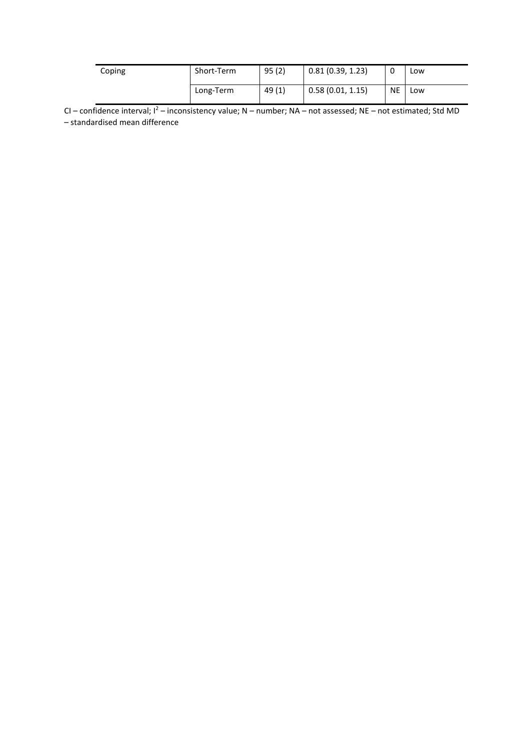| Coping | Short-Term | 95 (2) | 0.81 (0.39, 1.23) | 0 | Low |
|---|---|---|---|---|---|
| | Long-Term | 49 (1) | 0.58 (0.01, 1.15) | NE | Low |

CI – confidence interval; $I^2$ – inconsistency value; N – number; NA – not assessed; NE – not estimated; Std MD – standardised mean difference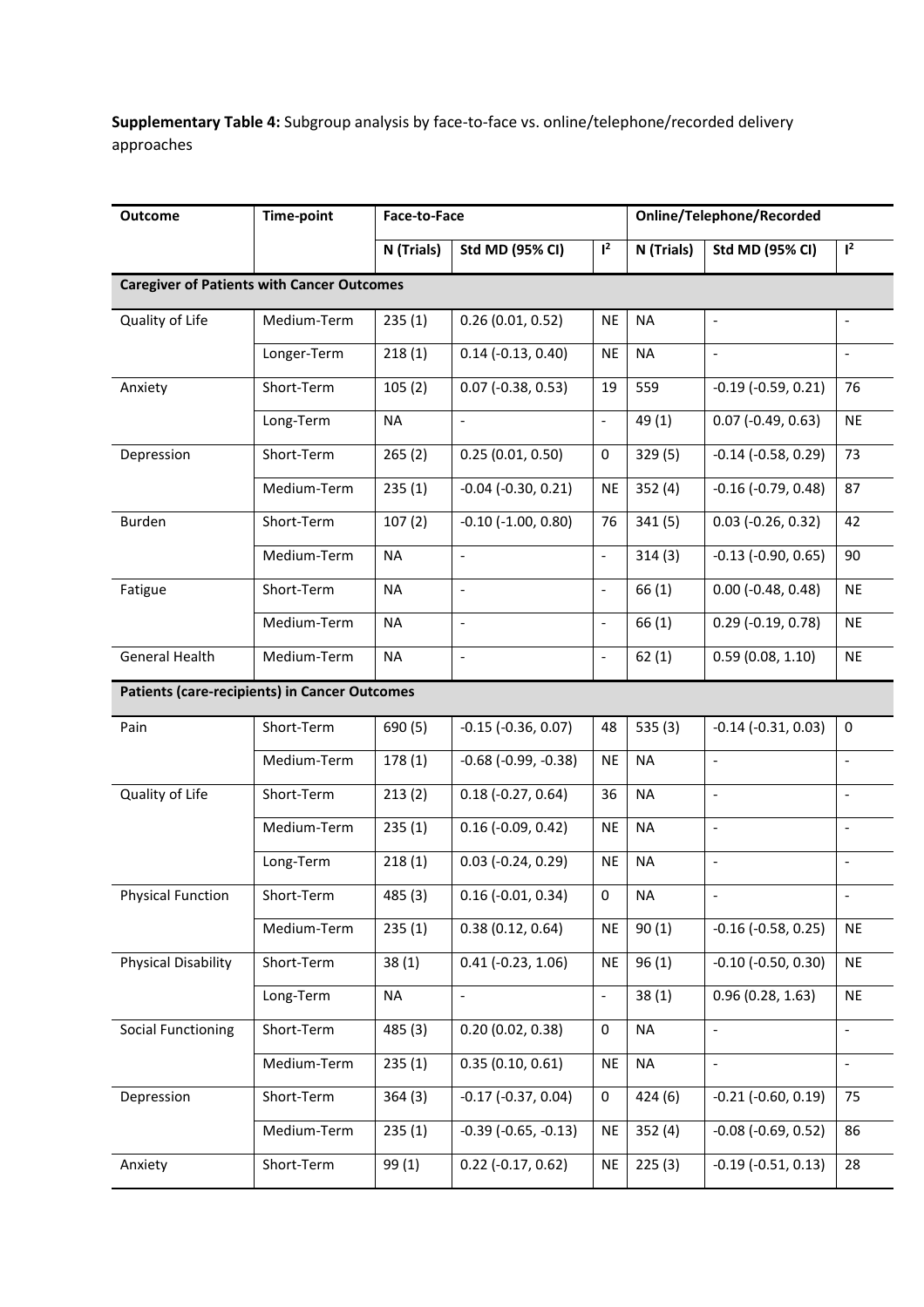**Supplementary Table 4:** Subgroup analysis by face-to-face vs. online/telephone/recorded delivery approaches

| Outcome | Time-point | Face-to-Face | | | Online/Telephone/Recorded | | |
|---|---|---|---|---|---|---|---|
| | | N (Trials) | Std MD (95% CI) | $I^2$ | N (Trials) | Std MD (95% CI) | $I^2$ |
| **Caregiver of Patients with Cancer Outcomes** | | | | | | | |
| Quality of Life | Medium-Term | 235 (1) | 0.26 (0.01, 0.52) | NE | NA | - | - |
| | Longer-Term | 218 (1) | 0.14 (-0.13, 0.40) | NE | NA | - | - |
| Anxiety | Short-Term | 105 (2) | 0.07 (-0.38, 0.53) | 19 | 559 | -0.19 (-0.59, 0.21) | 76 |
| | Long-Term | NA | - | - | 49 (1) | 0.07 (-0.49, 0.63) | NE |
| Depression | Short-Term | 265 (2) | 0.25 (0.01, 0.50) | 0 | 329 (5) | -0.14 (-0.58, 0.29) | 73 |
| | Medium-Term | 235 (1) | -0.04 (-0.30, 0.21) | NE | 352 (4) | -0.16 (-0.79, 0.48) | 87 |
| Burden | Short-Term | 107 (2) | -0.10 (-1.00, 0.80) | 76 | 341 (5) | 0.03 (-0.26, 0.32) | 42 |
| | Medium-Term | NA | - | - | 314 (3) | -0.13 (-0.90, 0.65) | 90 |
| Fatigue | Short-Term | NA | - | - | 66 (1) | 0.00 (-0.48, 0.48) | NE |
| | Medium-Term | NA | - | - | 66 (1) | 0.29 (-0.19, 0.78) | NE |
| General Health | Medium-Term | NA | - | - | 62 (1) | 0.59 (0.08, 1.10) | NE |
| **Patients (care-recipients) in Cancer Outcomes** | | | | | | | |
| Pain | Short-Term | 690 (5) | -0.15 (-0.36, 0.07) | 48 | 535 (3) | -0.14 (-0.31, 0.03) | 0 |
| | Medium-Term | 178 (1) | -0.68 (-0.99, -0.38) | NE | NA | - | - |
| Quality of Life | Short-Term | 213 (2) | 0.18 (-0.27, 0.64) | 36 | NA | - | - |
| | Medium-Term | 235 (1) | 0.16 (-0.09, 0.42) | NE | NA | - | - |
| | Long-Term | 218 (1) | 0.03 (-0.24, 0.29) | NE | NA | - | - |
| Physical Function | Short-Term | 485 (3) | 0.16 (-0.01, 0.34) | 0 | NA | - | - |
| | Medium-Term | 235 (1) | 0.38 (0.12, 0.64) | NE | 90 (1) | -0.16 (-0.58, 0.25) | NE |
| Physical Disability | Short-Term | 38 (1) | 0.41 (-0.23, 1.06) | NE | 96 (1) | -0.10 (-0.50, 0.30) | NE |
| | Long-Term | NA | - | - | 38 (1) | 0.96 (0.28, 1.63) | NE |
| Social Functioning | Short-Term | 485 (3) | 0.20 (0.02, 0.38) | 0 | NA | - | - |
| | Medium-Term | 235 (1) | 0.35 (0.10, 0.61) | NE | NA | - | - |
| Depression | Short-Term | 364 (3) | -0.17 (-0.37, 0.04) | 0 | 424 (6) | -0.21 (-0.60, 0.19) | 75 |
| | Medium-Term | 235 (1) | -0.39 (-0.65, -0.13) | NE | 352 (4) | -0.08 (-0.69, 0.52) | 86 |
| Anxiety | Short-Term | 99 (1) | 0.22 (-0.17, 0.62) | NE | 225 (3) | -0.19 (-0.51, 0.13) | 28 |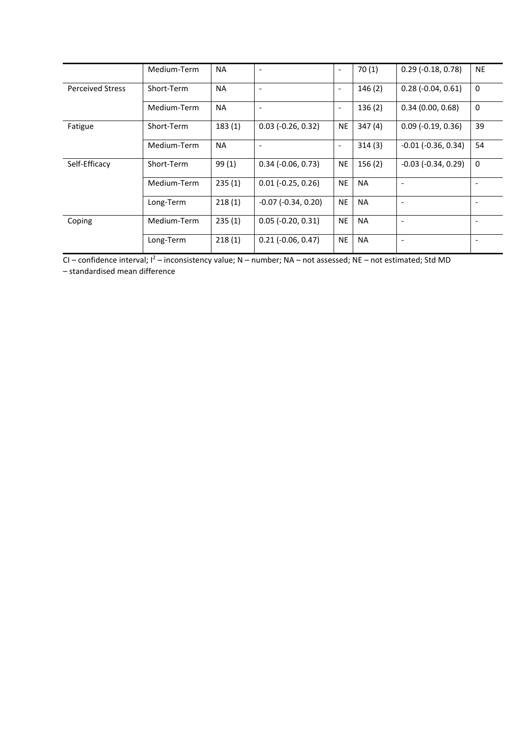| | | | | | | | |
|---|---|---|---|---|---|---|---|
| | Medium-Term | NA | - | - | 70 (1) | 0.29 (-0.18, 0.78) | NE |
| Perceived Stress | Short-Term | NA | - | - | 146 (2) | 0.28 (-0.04, 0.61) | 0 |
| | Medium-Term | NA | - | - | 136 (2) | 0.34 (0.00, 0.68) | 0 |
| Fatigue | Short-Term | 183 (1) | 0.03 (-0.26, 0.32) | NE | 347 (4) | 0.09 (-0.19, 0.36) | 39 |
| | Medium-Term | NA | - | - | 314 (3) | -0.01 (-0.36, 0.34) | 54 |
| Self-Efficacy | Short-Term | 99 (1) | 0.34 (-0.06, 0.73) | NE | 156 (2) | -0.03 (-0.34, 0.29) | 0 |
| | Medium-Term | 235 (1) | 0.01 (-0.25, 0.26) | NE | NA | - | - |
| | Long-Term | 218 (1) | -0.07 (-0.34, 0.20) | NE | NA | - | - |
| Coping | Medium-Term | 235 (1) | 0.05 (-0.20, 0.31) | NE | NA | - | - |
| | Long-Term | 218 (1) | 0.21 (-0.06, 0.47) | NE | NA | - | - |

CI – confidence interval; $I^2$ – inconsistency value; N – number; NA – not assessed; NE – not estimated; Std MD – standardised mean difference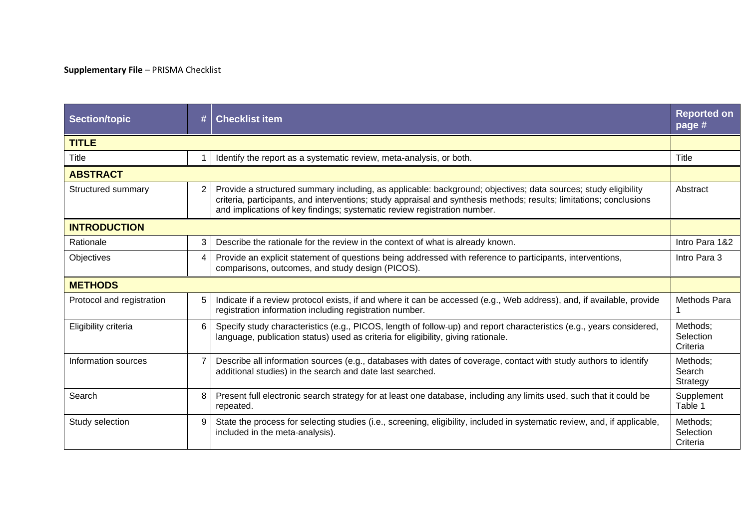**Supplementary File** – PRISMA Checklist

| Section/topic | # | Checklist item | Reported on page # |
|---|---|---|---|
| **TITLE** | | | |
| Title | 1 | Identify the report as a systematic review, meta-analysis, or both. | Title |
| **ABSTRACT** | | | |
| Structured summary | 2 | Provide a structured summary including, as applicable: background; objectives; data sources; study eligibility criteria, participants, and interventions; study appraisal and synthesis methods; results; limitations; conclusions and implications of key findings; systematic review registration number. | Abstract |
| **INTRODUCTION** | | | |
| Rationale | 3 | Describe the rationale for the review in the context of what is already known. | Intro Para 1&2 |
| Objectives | 4 | Provide an explicit statement of questions being addressed with reference to participants, interventions, comparisons, outcomes, and study design (PICOS). | Intro Para 3 |
| **METHODS** | | | |
| Protocol and registration | 5 | Indicate if a review protocol exists, if and where it can be accessed (e.g., Web address), and, if available, provide registration information including registration number. | Methods Para 1 |
| Eligibility criteria | 6 | Specify study characteristics (e.g., PICOS, length of follow-up) and report characteristics (e.g., years considered, language, publication status) used as criteria for eligibility, giving rationale. | Methods; Selection Criteria |
| Information sources | 7 | Describe all information sources (e.g., databases with dates of coverage, contact with study authors to identify additional studies) in the search and date last searched. | Methods; Search Strategy |
| Search | 8 | Present full electronic search strategy for at least one database, including any limits used, such that it could be repeated. | Supplement Table 1 |
| Study selection | 9 | State the process for selecting studies (i.e., screening, eligibility, included in systematic review, and, if applicable, included in the meta-analysis). | Methods; Selection Criteria |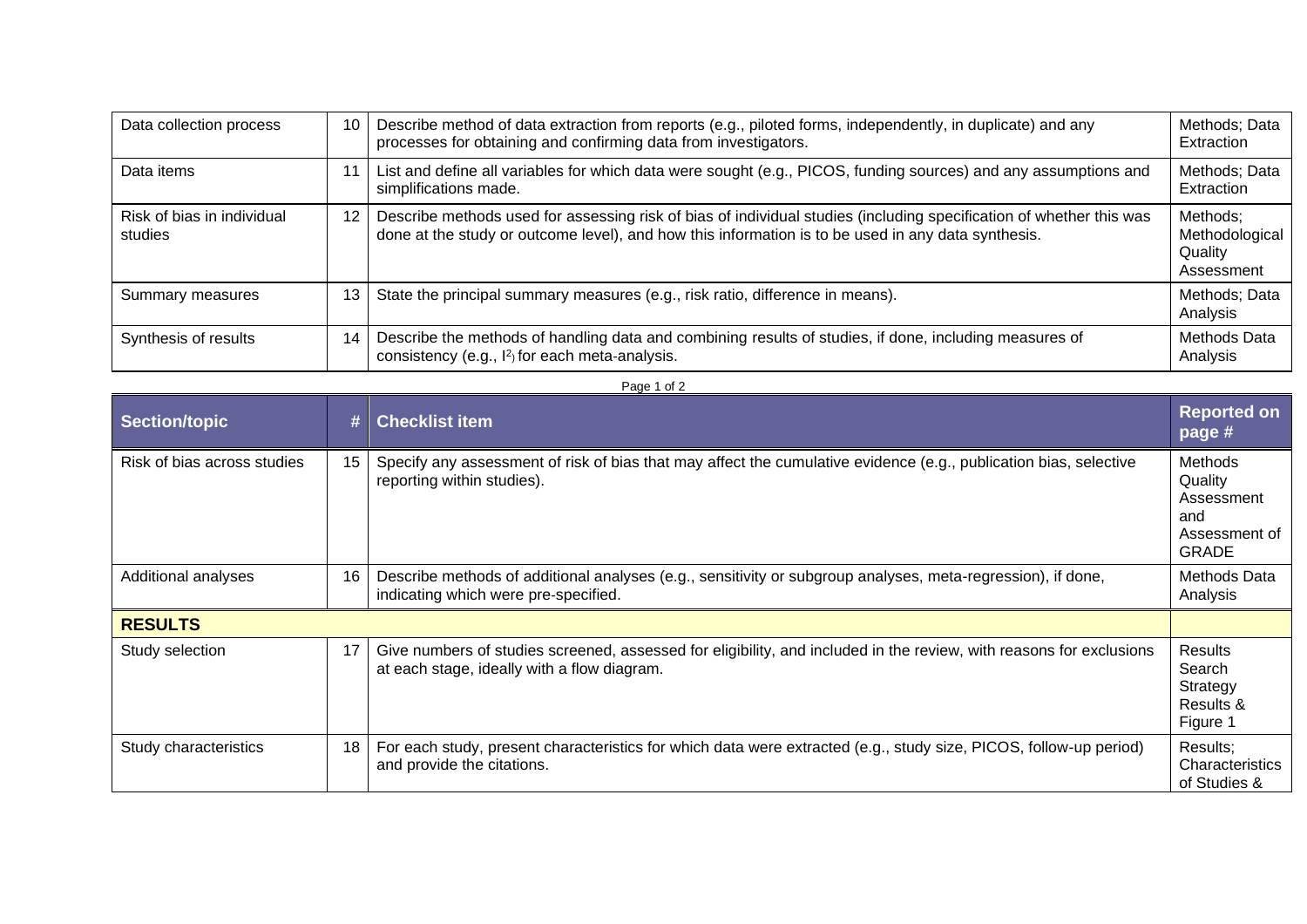| Section/topic | # | Checklist item | Reported on page # |
|---|---|---|---|
| Data collection process | 10 | Describe method of data extraction from reports (e.g., piloted forms, independently, in duplicate) and any processes for obtaining and confirming data from investigators. | Methods; Data Extraction |
| Data items | 11 | List and define all variables for which data were sought (e.g., PICOS, funding sources) and any assumptions and simplifications made. | Methods; Data Extraction |
| Risk of bias in individual studies | 12 | Describe methods used for assessing risk of bias of individual studies (including specification of whether this was done at the study or outcome level), and how this information is to be used in any data synthesis. | Methods; Methodological Quality Assessment |
| Summary measures | 13 | State the principal summary measures (e.g., risk ratio, difference in means). | Methods; Data Analysis |
| Synthesis of results | 14 | Describe the methods of handling data and combining results of studies, if done, including measures of consistency (e.g., $I^2$) for each meta-analysis. | Methods Data Analysis |
| Risk of bias across studies | 15 | Specify any assessment of risk of bias that may affect the cumulative evidence (e.g., publication bias, selective reporting within studies). | Methods Quality Assessment and Assessment of GRADE |
| Additional analyses | 16 | Describe methods of additional analyses (e.g., sensitivity or subgroup analyses, meta-regression), if done, indicating which were pre-specified. | Methods Data Analysis |
| **RESULTS** | | | |
| Study selection | 17 | Give numbers of studies screened, assessed for eligibility, and included in the review, with reasons for exclusions at each stage, ideally with a flow diagram. | Results Search Strategy Results & Figure 1 |
| Study characteristics | 18 | For each study, present characteristics for which data were extracted (e.g., study size, PICOS, follow-up period) and provide the citations. | Results; Characteristics of Studies & |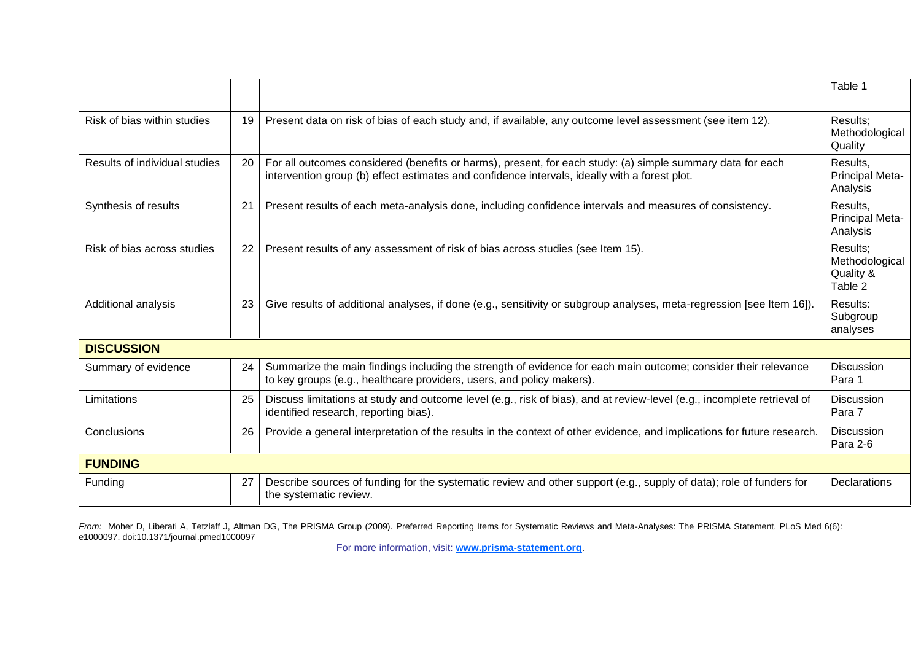| | | | |
|---|---|---|---|
| | | | Table 1 |
| Risk of bias within studies | 19 | Present data on risk of bias of each study and, if available, any outcome level assessment (see item 12). | Results; Methodological Quality |
| Results of individual studies | 20 | For all outcomes considered (benefits or harms), present, for each study: (a) simple summary data for each intervention group (b) effect estimates and confidence intervals, ideally with a forest plot. | Results, Principal Meta-Analysis |
| Synthesis of results | 21 | Present results of each meta-analysis done, including confidence intervals and measures of consistency. | Results, Principal Meta-Analysis |
| Risk of bias across studies | 22 | Present results of any assessment of risk of bias across studies (see Item 15). | Results; Methodological Quality & Table 2 |
| Additional analysis | 23 | Give results of additional analyses, if done (e.g., sensitivity or subgroup analyses, meta-regression [see Item 16]). | Results: Subgroup analyses |
| **DISCUSSION** | | | |
| Summary of evidence | 24 | Summarize the main findings including the strength of evidence for each main outcome; consider their relevance to key groups (e.g., healthcare providers, users, and policy makers). | Discussion Para 1 |
| Limitations | 25 | Discuss limitations at study and outcome level (e.g., risk of bias), and at review-level (e.g., incomplete retrieval of identified research, reporting bias). | Discussion Para 7 |
| Conclusions | 26 | Provide a general interpretation of the results in the context of other evidence, and implications for future research. | Discussion Para 2-6 |
| **FUNDING** | | | |
| Funding | 27 | Describe sources of funding for the systematic review and other support (e.g., supply of data); role of funders for the systematic review. | Declarations |

*From:* Moher D, Liberati A, Tetzlaff J, Altman DG, The PRISMA Group (2009). Preferred Reporting Items for Systematic Reviews and Meta-Analyses: The PRISMA Statement. PLoS Med 6(6): e1000097. doi:10.1371/journal.pmed1000097

For more information, visit: **www.prisma-statement.org**.